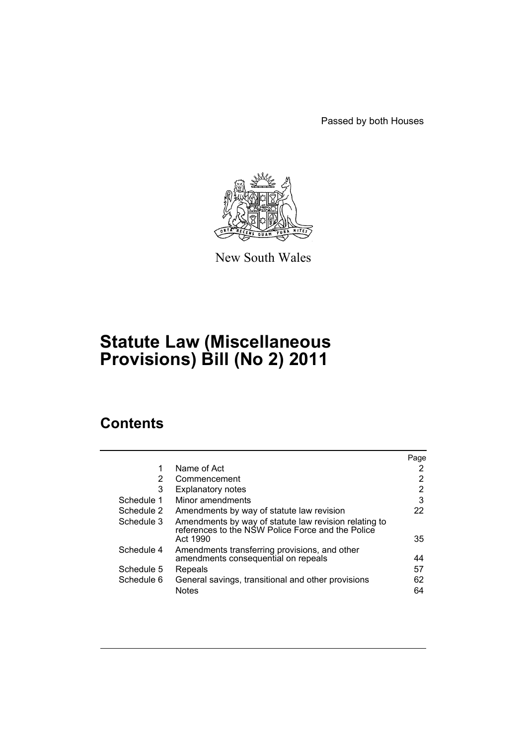Passed by both Houses

New South Wales

# Statute Law (Miscellaneous Provisions) Bill (No 2) 2011

## Contents

| | | Page |
|---|---|---|
| 1 | Name of Act | 2 |
| 2 | Commencement | 2 |
| 3 | Explanatory notes | 2 |
| Schedule 1 | Minor amendments | 3 |
| Schedule 2 | Amendments by way of statute law revision | 22 |
| Schedule 3 | Amendments by way of statute law revision relating to references to the NSW Police Force and the Police Act 1990 | 35 |
| Schedule 4 | Amendments transferring provisions, and other amendments consequential on repeals | 44 |
| Schedule 5 | Repeals | 57 |
| Schedule 6 | General savings, transitional and other provisions | 62 |
| | Notes | 64 |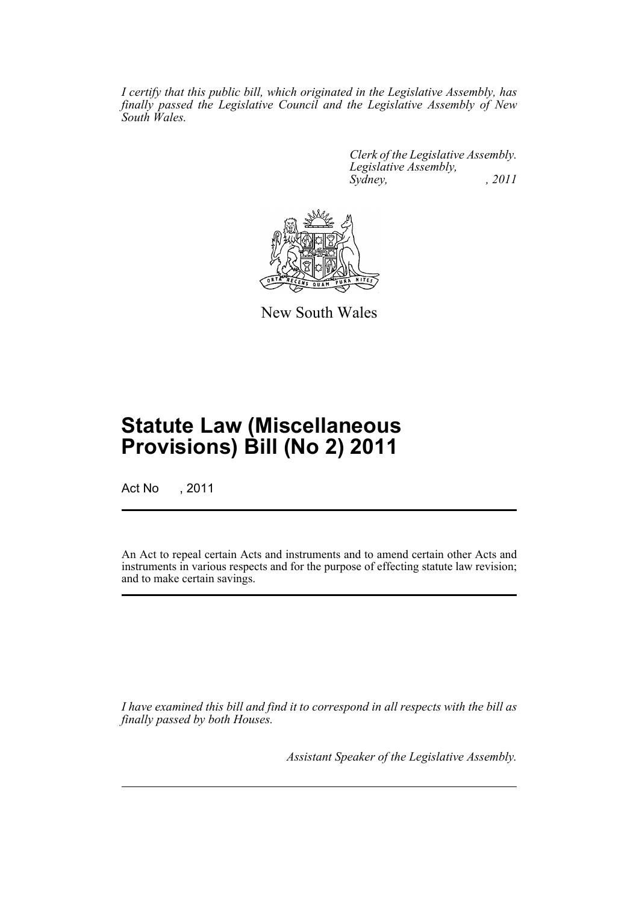*I certify that this public bill, which originated in the Legislative Assembly, has finally passed the Legislative Council and the Legislative Assembly of New South Wales.*

*Clerk of the Legislative Assembly.*
*Legislative Assembly,*
*Sydney, , 2011*

New South Wales

# Statute Law (Miscellaneous Provisions) Bill (No 2) 2011

Act No , 2011

An Act to repeal certain Acts and instruments and to amend certain other Acts and instruments in various respects and for the purpose of effecting statute law revision; and to make certain savings.

*I have examined this bill and find it to correspond in all respects with the bill as finally passed by both Houses.*

*Assistant Speaker of the Legislative Assembly.*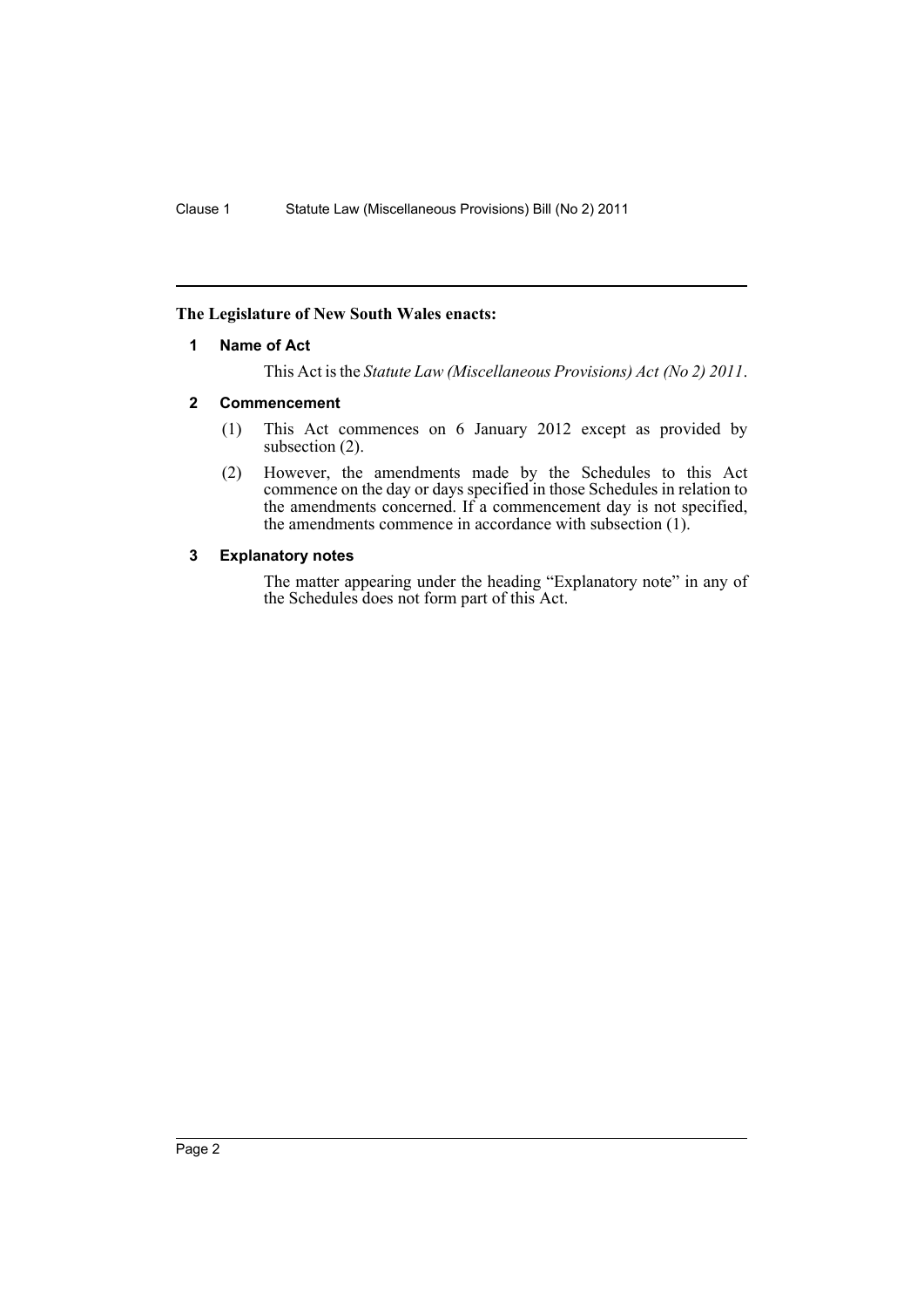**The Legislature of New South Wales enacts:**

### 1 Name of Act

This Act is the *Statute Law (Miscellaneous Provisions) Act (No 2) 2011*.

### 2 Commencement

(1) This Act commences on 6 January 2012 except as provided by subsection (2).

(2) However, the amendments made by the Schedules to this Act commence on the day or days specified in those Schedules in relation to the amendments concerned. If a commencement day is not specified, the amendments commence in accordance with subsection (1).

### 3 Explanatory notes

The matter appearing under the heading "Explanatory note" in any of the Schedules does not form part of this Act.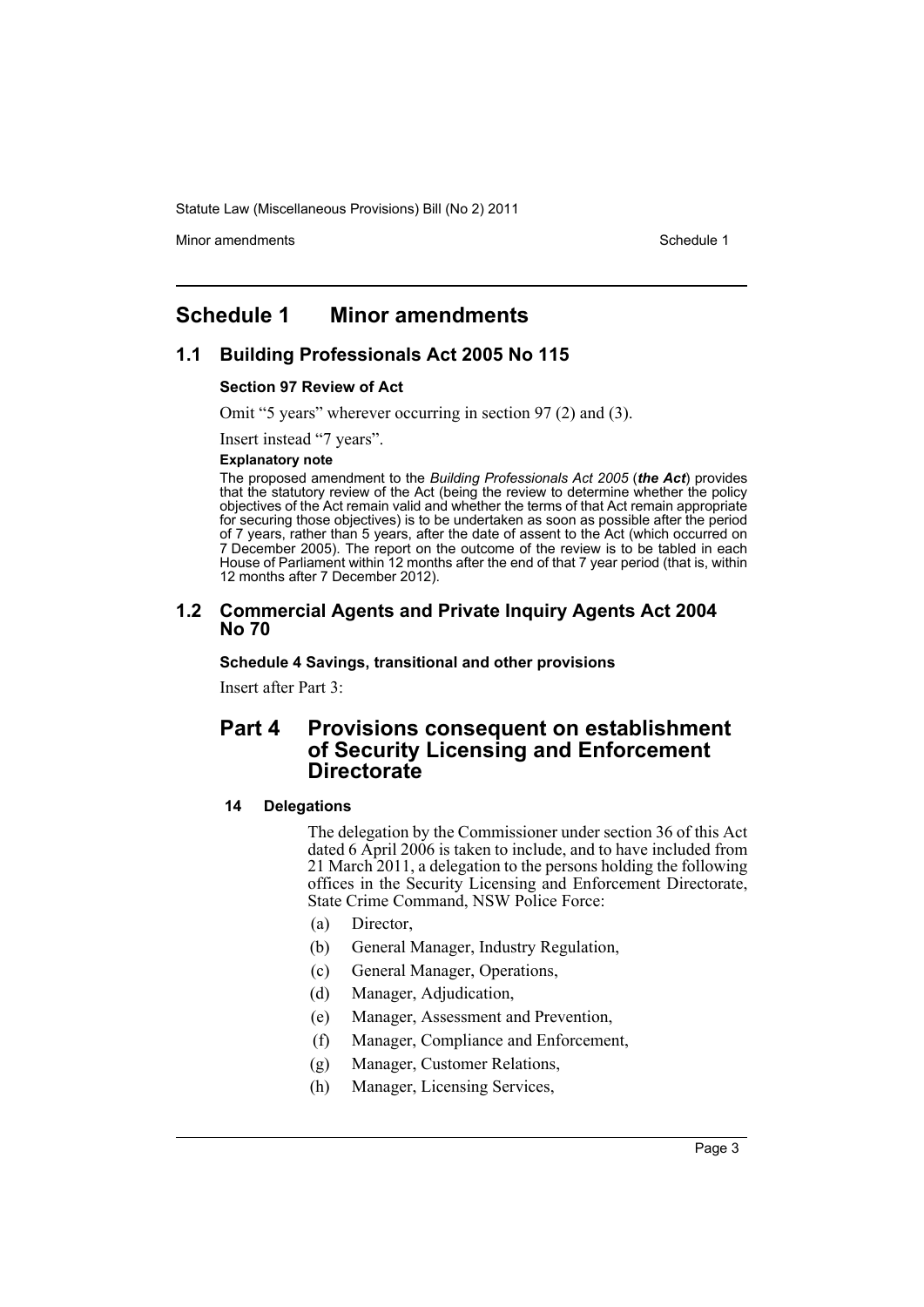# Schedule 1 Minor amendments

## 1.1 Building Professionals Act 2005 No 115

### Section 97 Review of Act

Omit "5 years" wherever occurring in section 97 (2) and (3).

Insert instead "7 years".

**Explanatory note**

The proposed amendment to the *Building Professionals Act 2005* (***the Act***) provides that the statutory review of the Act (being the review to determine whether the policy objectives of the Act remain valid and whether the terms of that Act remain appropriate for securing those objectives) is to be undertaken as soon as possible after the period of 7 years, rather than 5 years, after the date of assent to the Act (which occurred on 7 December 2005). The report on the outcome of the review is to be tabled in each House of Parliament within 12 months after the end of that 7 year period (that is, within 12 months after 7 December 2012).

## 1.2 Commercial Agents and Private Inquiry Agents Act 2004 No 70

### Schedule 4 Savings, transitional and other provisions

Insert after Part 3:

## Part 4 Provisions consequent on establishment of Security Licensing and Enforcement Directorate

#### 14 Delegations

The delegation by the Commissioner under section 36 of this Act dated 6 April 2006 is taken to include, and to have included from 21 March 2011, a delegation to the persons holding the following offices in the Security Licensing and Enforcement Directorate, State Crime Command, NSW Police Force:

(a) Director,

(b) General Manager, Industry Regulation,

(c) General Manager, Operations,

(d) Manager, Adjudication,

(e) Manager, Assessment and Prevention,

(f) Manager, Compliance and Enforcement,

(g) Manager, Customer Relations,

(h) Manager, Licensing Services,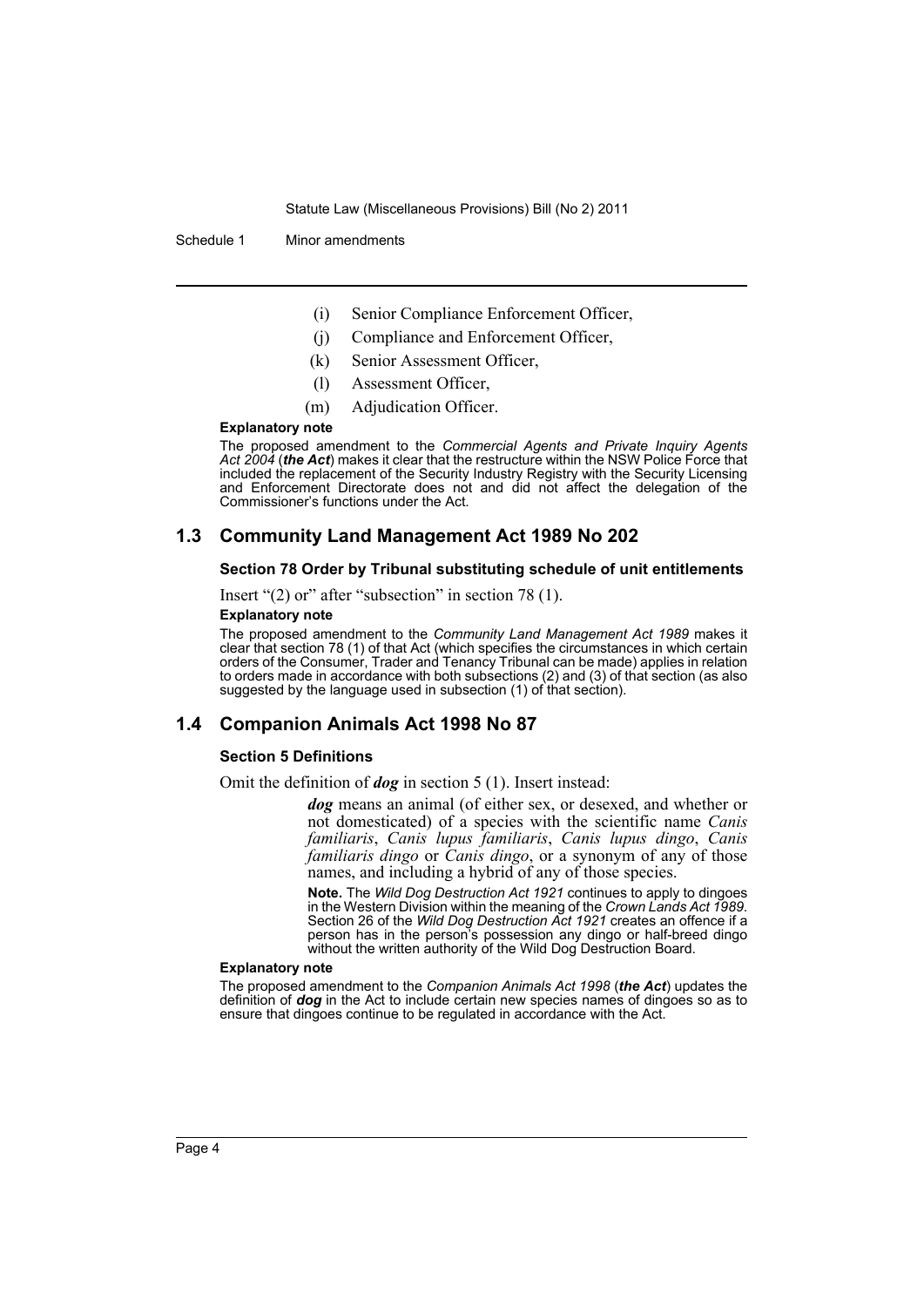(i) Senior Compliance Enforcement Officer,

(j) Compliance and Enforcement Officer,

(k) Senior Assessment Officer,

(l) Assessment Officer,

(m) Adjudication Officer.

**Explanatory note**

The proposed amendment to the *Commercial Agents and Private Inquiry Agents Act 2004* (***the Act***) makes it clear that the restructure within the NSW Police Force that included the replacement of the Security Industry Registry with the Security Licensing and Enforcement Directorate does not and did not affect the delegation of the Commissioner's functions under the Act.

## 1.3 Community Land Management Act 1989 No 202

### Section 78 Order by Tribunal substituting schedule of unit entitlements

Insert "(2) or" after "subsection" in section 78 (1).

**Explanatory note**

The proposed amendment to the *Community Land Management Act 1989* makes it clear that section 78 (1) of that Act (which specifies the circumstances in which certain orders of the Consumer, Trader and Tenancy Tribunal can be made) applies in relation to orders made in accordance with both subsections (2) and (3) of that section (as also suggested by the language used in subsection (1) of that section).

## 1.4 Companion Animals Act 1998 No 87

### Section 5 Definitions

Omit the definition of ***dog*** in section 5 (1). Insert instead:

> ***dog*** means an animal (of either sex, or desexed, and whether or not domesticated) of a species with the scientific name *Canis familiaris*, *Canis lupus familiaris*, *Canis lupus dingo*, *Canis familiaris dingo* or *Canis dingo*, or a synonym of any of those names, and including a hybrid of any of those species.
>
> **Note.** The *Wild Dog Destruction Act 1921* continues to apply to dingoes in the Western Division within the meaning of the *Crown Lands Act 1989*. Section 26 of the *Wild Dog Destruction Act 1921* creates an offence if a person has in the person's possession any dingo or half-breed dingo without the written authority of the Wild Dog Destruction Board.

**Explanatory note**

The proposed amendment to the *Companion Animals Act 1998* (***the Act***) updates the definition of ***dog*** in the Act to include certain new species names of dingoes so as to ensure that dingoes continue to be regulated in accordance with the Act.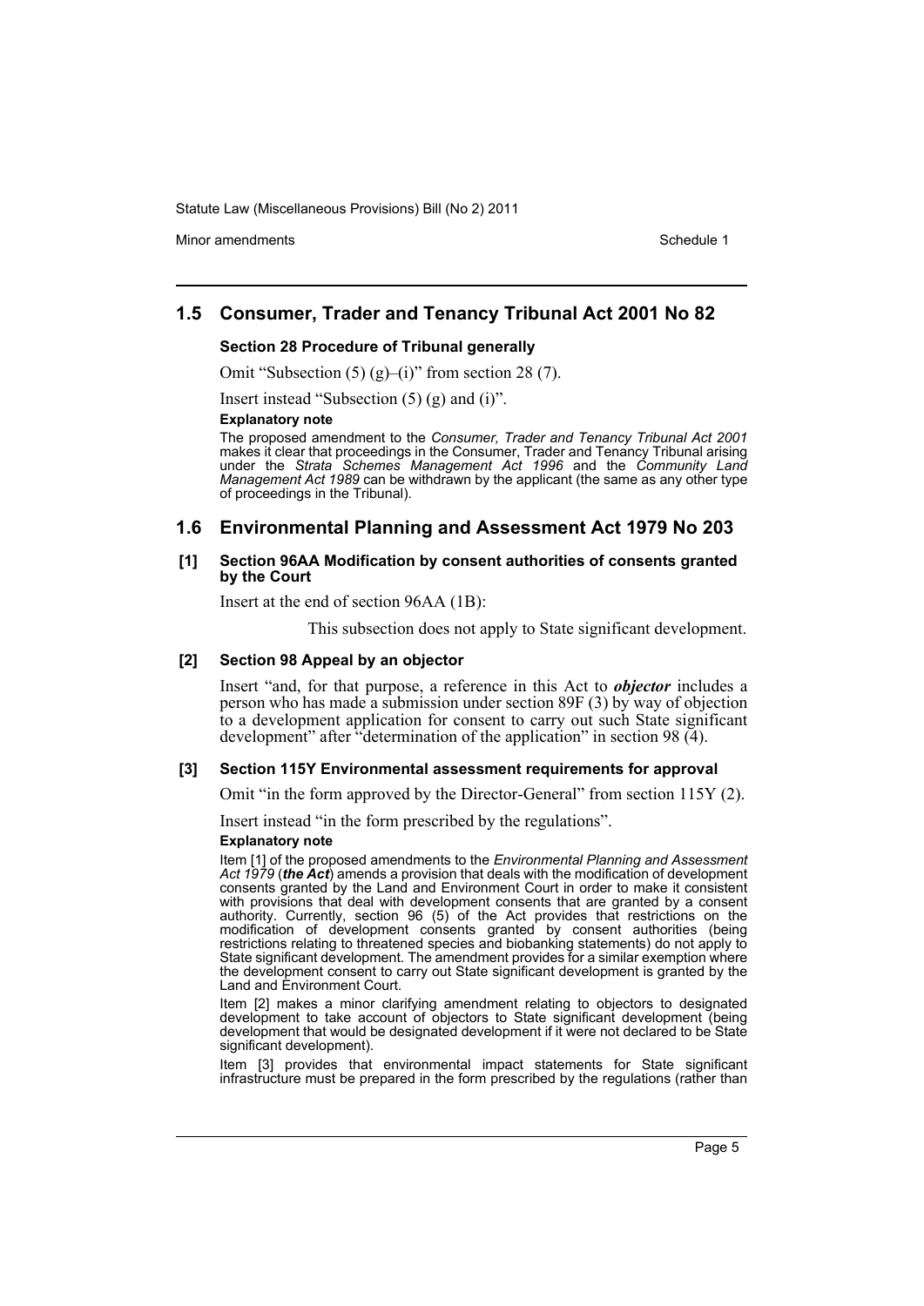## 1.5 Consumer, Trader and Tenancy Tribunal Act 2001 No 82

### Section 28 Procedure of Tribunal generally

Omit "Subsection (5) (g)–(i)" from section 28 (7).

Insert instead "Subsection (5) (g) and (i)".

**Explanatory note**

The proposed amendment to the *Consumer, Trader and Tenancy Tribunal Act 2001* makes it clear that proceedings in the Consumer, Trader and Tenancy Tribunal arising under the *Strata Schemes Management Act 1996* and the *Community Land Management Act 1989* can be withdrawn by the applicant (the same as any other type of proceedings in the Tribunal).

## 1.6 Environmental Planning and Assessment Act 1979 No 203

### [1] Section 96AA Modification by consent authorities of consents granted by the Court

Insert at the end of section 96AA (1B):

> This subsection does not apply to State significant development.

### [2] Section 98 Appeal by an objector

Insert "and, for that purpose, a reference in this Act to ***objector*** includes a person who has made a submission under section 89F (3) by way of objection to a development application for consent to carry out such State significant development" after "determination of the application" in section 98 (4).

### [3] Section 115Y Environmental assessment requirements for approval

Omit "in the form approved by the Director-General" from section 115Y (2).

Insert instead "in the form prescribed by the regulations".

**Explanatory note**

Item [1] of the proposed amendments to the *Environmental Planning and Assessment Act 1979* (***the Act***) amends a provision that deals with the modification of development consents granted by the Land and Environment Court in order to make it consistent with provisions that deal with development consents that are granted by a consent authority. Currently, section 96 (5) of the Act provides that restrictions on the modification of development consents granted by consent authorities (being restrictions relating to threatened species and biobanking statements) do not apply to State significant development. The amendment provides for a similar exemption where the development consent to carry out State significant development is granted by the Land and Environment Court.

Item [2] makes a minor clarifying amendment relating to objectors to designated development to take account of objectors to State significant development (being development that would be designated development if it were not declared to be State significant development).

Item [3] provides that environmental impact statements for State significant infrastructure must be prepared in the form prescribed by the regulations (rather than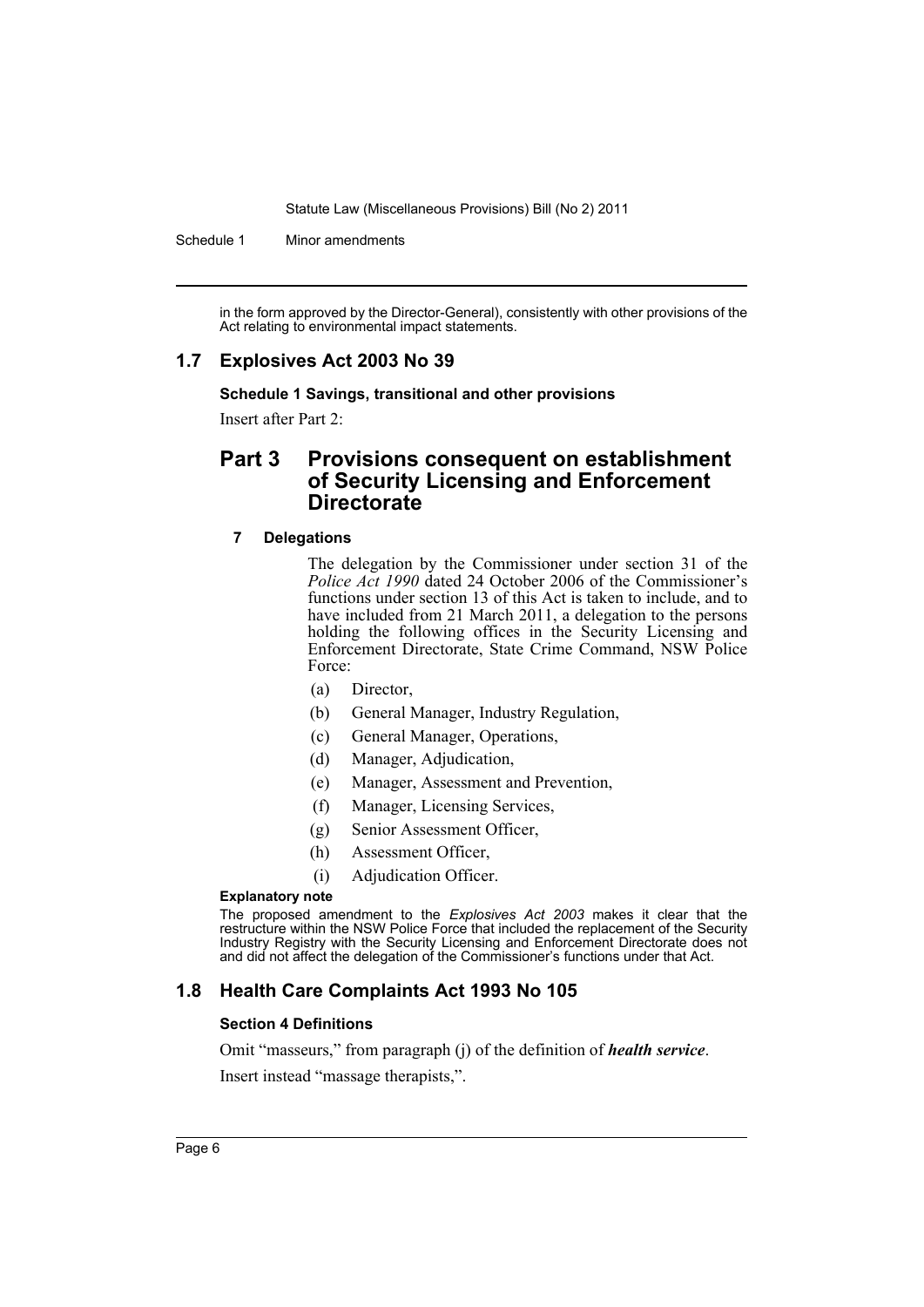in the form approved by the Director-General), consistently with other provisions of the Act relating to environmental impact statements.

## 1.7 Explosives Act 2003 No 39

**Schedule 1 Savings, transitional and other provisions**

Insert after Part 2:

# Part 3 Provisions consequent on establishment of Security Licensing and Enforcement Directorate

### 7 Delegations

The delegation by the Commissioner under section 31 of the *Police Act 1990* dated 24 October 2006 of the Commissioner's functions under section 13 of this Act is taken to include, and to have included from 21 March 2011, a delegation to the persons holding the following offices in the Security Licensing and Enforcement Directorate, State Crime Command, NSW Police Force:

(a) Director,

(b) General Manager, Industry Regulation,

(c) General Manager, Operations,

(d) Manager, Adjudication,

(e) Manager, Assessment and Prevention,

(f) Manager, Licensing Services,

(g) Senior Assessment Officer,

(h) Assessment Officer,

(i) Adjudication Officer.

**Explanatory note**

The proposed amendment to the *Explosives Act 2003* makes it clear that the restructure within the NSW Police Force that included the replacement of the Security Industry Registry with the Security Licensing and Enforcement Directorate does not and did not affect the delegation of the Commissioner's functions under that Act.

## 1.8 Health Care Complaints Act 1993 No 105

**Section 4 Definitions**

Omit "masseurs," from paragraph (j) of the definition of ***health service***.

Insert instead "massage therapists,".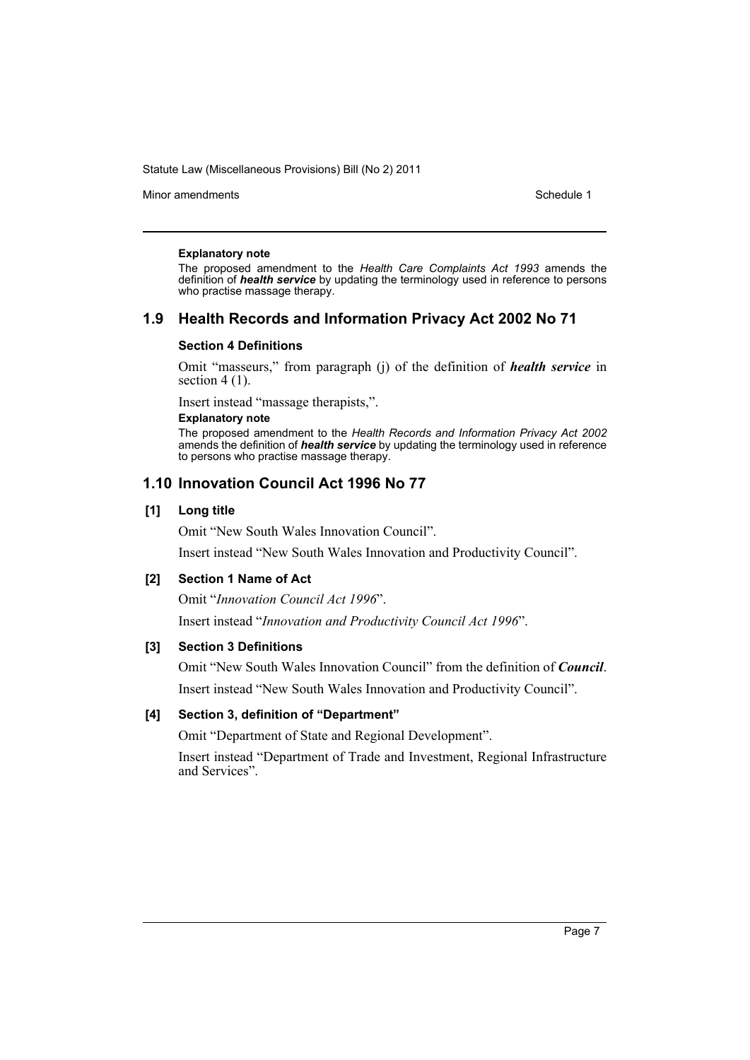**Explanatory note**

The proposed amendment to the *Health Care Complaints Act 1993* amends the definition of ***health service*** by updating the terminology used in reference to persons who practise massage therapy.

## 1.9 Health Records and Information Privacy Act 2002 No 71

### Section 4 Definitions

Omit "masseurs," from paragraph (j) of the definition of ***health service*** in section 4 (1).

Insert instead "massage therapists,".

**Explanatory note**

The proposed amendment to the *Health Records and Information Privacy Act 2002* amends the definition of ***health service*** by updating the terminology used in reference to persons who practise massage therapy.

## 1.10 Innovation Council Act 1996 No 77

### [1] Long title

Omit "New South Wales Innovation Council".

Insert instead "New South Wales Innovation and Productivity Council".

### [2] Section 1 Name of Act

Omit "*Innovation Council Act 1996*".

Insert instead "*Innovation and Productivity Council Act 1996*".

### [3] Section 3 Definitions

Omit "New South Wales Innovation Council" from the definition of ***Council***.

Insert instead "New South Wales Innovation and Productivity Council".

### [4] Section 3, definition of "Department"

Omit "Department of State and Regional Development".

Insert instead "Department of Trade and Investment, Regional Infrastructure and Services".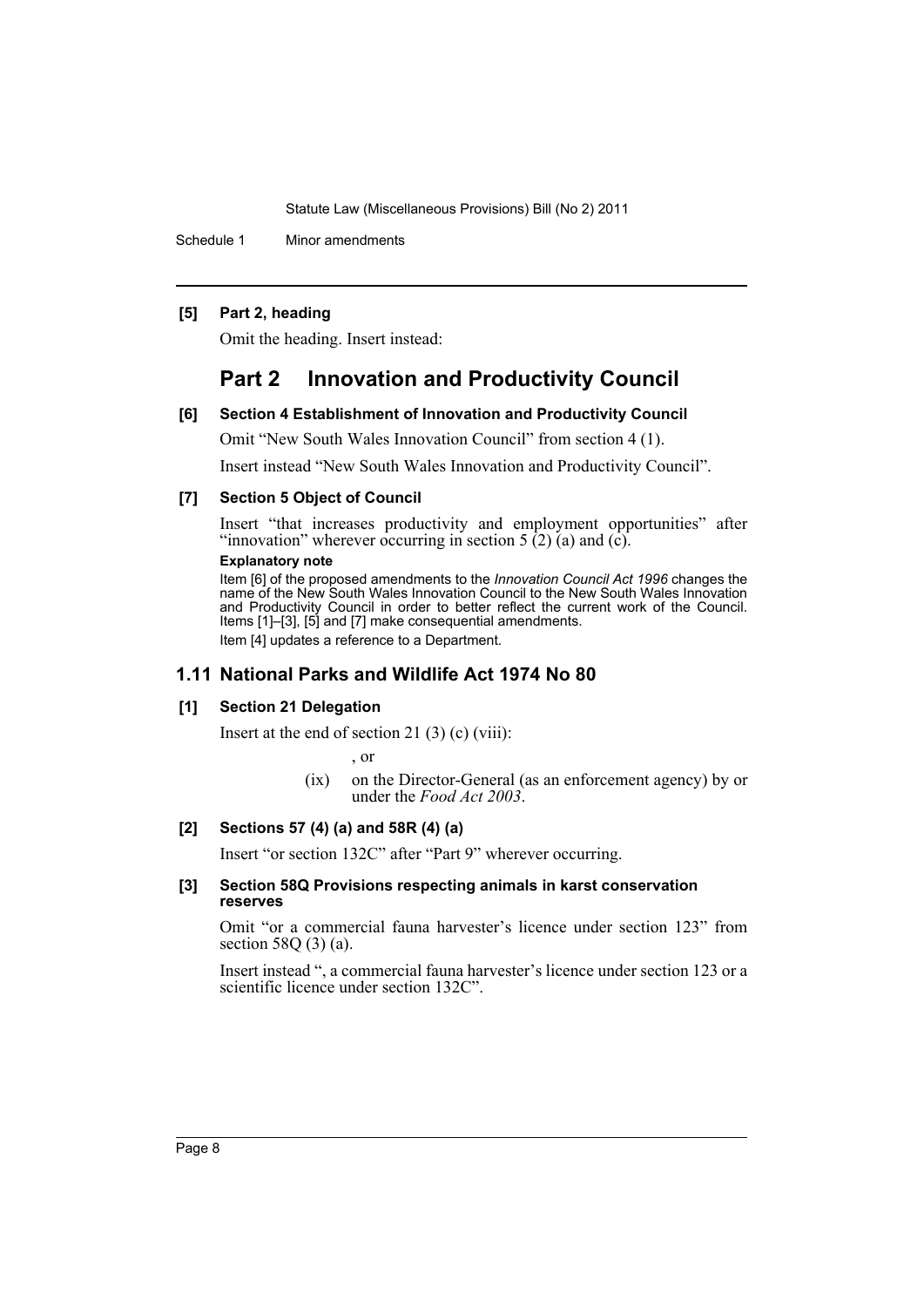**[5] Part 2, heading**

Omit the heading. Insert instead:

## Part 2 Innovation and Productivity Council

**[6] Section 4 Establishment of Innovation and Productivity Council**

Omit "New South Wales Innovation Council" from section 4 (1).

Insert instead "New South Wales Innovation and Productivity Council".

**[7] Section 5 Object of Council**

Insert "that increases productivity and employment opportunities" after "innovation" wherever occurring in section 5 (2) (a) and (c).

**Explanatory note**

Item [6] of the proposed amendments to the *Innovation Council Act 1996* changes the name of the New South Wales Innovation Council to the New South Wales Innovation and Productivity Council in order to better reflect the current work of the Council. Items [1]–[3], [5] and [7] make consequential amendments.

Item [4] updates a reference to a Department.

### 1.11 National Parks and Wildlife Act 1974 No 80

**[1] Section 21 Delegation**

Insert at the end of section 21 (3) (c) (viii):

, or

(ix) on the Director-General (as an enforcement agency) by or under the *Food Act 2003*.

**[2] Sections 57 (4) (a) and 58R (4) (a)**

Insert "or section 132C" after "Part 9" wherever occurring.

**[3] Section 58Q Provisions respecting animals in karst conservation reserves**

Omit "or a commercial fauna harvester's licence under section 123" from section 58Q (3) (a).

Insert instead ", a commercial fauna harvester's licence under section 123 or a scientific licence under section 132C".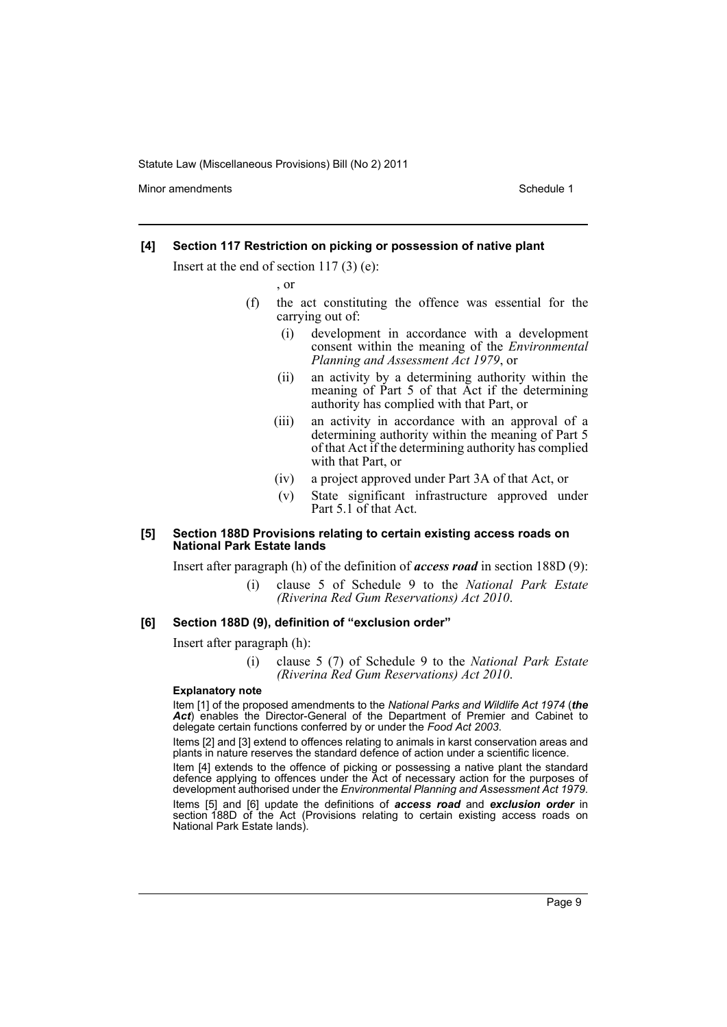#### [4] Section 117 Restriction on picking or possession of native plant

Insert at the end of section 117 (3) (e):

, or

(f) the act constituting the offence was essential for the carrying out of:

(i) development in accordance with a development consent within the meaning of the *Environmental Planning and Assessment Act 1979*, or

(ii) an activity by a determining authority within the meaning of Part 5 of that Act if the determining authority has complied with that Part, or

(iii) an activity in accordance with an approval of a determining authority within the meaning of Part 5 of that Act if the determining authority has complied with that Part, or

(iv) a project approved under Part 3A of that Act, or

(v) State significant infrastructure approved under Part 5.1 of that Act.

#### [5] Section 188D Provisions relating to certain existing access roads on National Park Estate lands

Insert after paragraph (h) of the definition of ***access road*** in section 188D (9):

(i) clause 5 of Schedule 9 to the *National Park Estate (Riverina Red Gum Reservations) Act 2010*.

#### [6] Section 188D (9), definition of "exclusion order"

Insert after paragraph (h):

(i) clause 5 (7) of Schedule 9 to the *National Park Estate (Riverina Red Gum Reservations) Act 2010*.

**Explanatory note**

Item [1] of the proposed amendments to the *National Parks and Wildlife Act 1974* (***the Act***) enables the Director-General of the Department of Premier and Cabinet to delegate certain functions conferred by or under the *Food Act 2003*.

Items [2] and [3] extend to offences relating to animals in karst conservation areas and plants in nature reserves the standard defence of action under a scientific licence.

Item [4] extends to the offence of picking or possessing a native plant the standard defence applying to offences under the Act of necessary action for the purposes of development authorised under the *Environmental Planning and Assessment Act 1979*.

Items [5] and [6] update the definitions of ***access road*** and ***exclusion order*** in section 188D of the Act (Provisions relating to certain existing access roads on National Park Estate lands).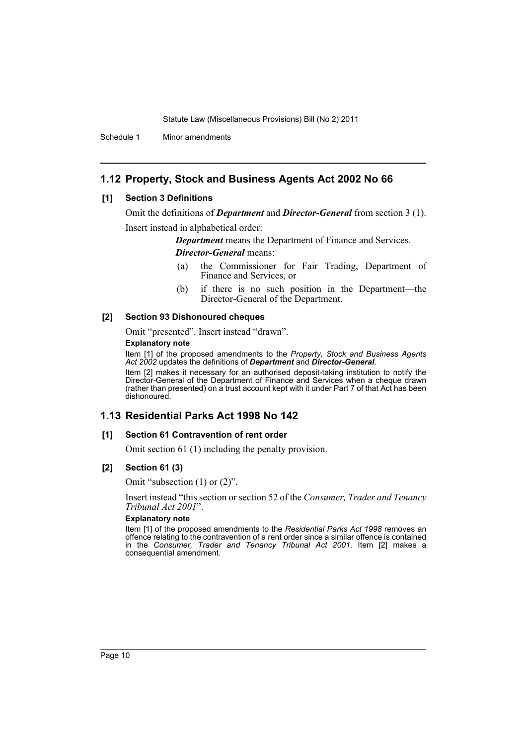## 1.12 Property, Stock and Business Agents Act 2002 No 66

### [1] Section 3 Definitions

Omit the definitions of ***Department*** and ***Director-General*** from section 3 (1).

Insert instead in alphabetical order:

> ***Department*** means the Department of Finance and Services.
>
> ***Director-General*** means:
>
> (a) the Commissioner for Fair Trading, Department of Finance and Services, or
>
> (b) if there is no such position in the Department—the Director-General of the Department.

### [2] Section 93 Dishonoured cheques

Omit "presented". Insert instead "drawn".

**Explanatory note**

Item [1] of the proposed amendments to the *Property, Stock and Business Agents Act 2002* updates the definitions of ***Department*** and ***Director-General***.

Item [2] makes it necessary for an authorised deposit-taking institution to notify the Director-General of the Department of Finance and Services when a cheque drawn (rather than presented) on a trust account kept with it under Part 7 of that Act has been dishonoured.

## 1.13 Residential Parks Act 1998 No 142

### [1] Section 61 Contravention of rent order

Omit section 61 (1) including the penalty provision.

### [2] Section 61 (3)

Omit "subsection (1) or (2)".

Insert instead "this section or section 52 of the *Consumer, Trader and Tenancy Tribunal Act 2001*".

**Explanatory note**

Item [1] of the proposed amendments to the *Residential Parks Act 1998* removes an offence relating to the contravention of a rent order since a similar offence is contained in the *Consumer, Trader and Tenancy Tribunal Act 2001*. Item [2] makes a consequential amendment.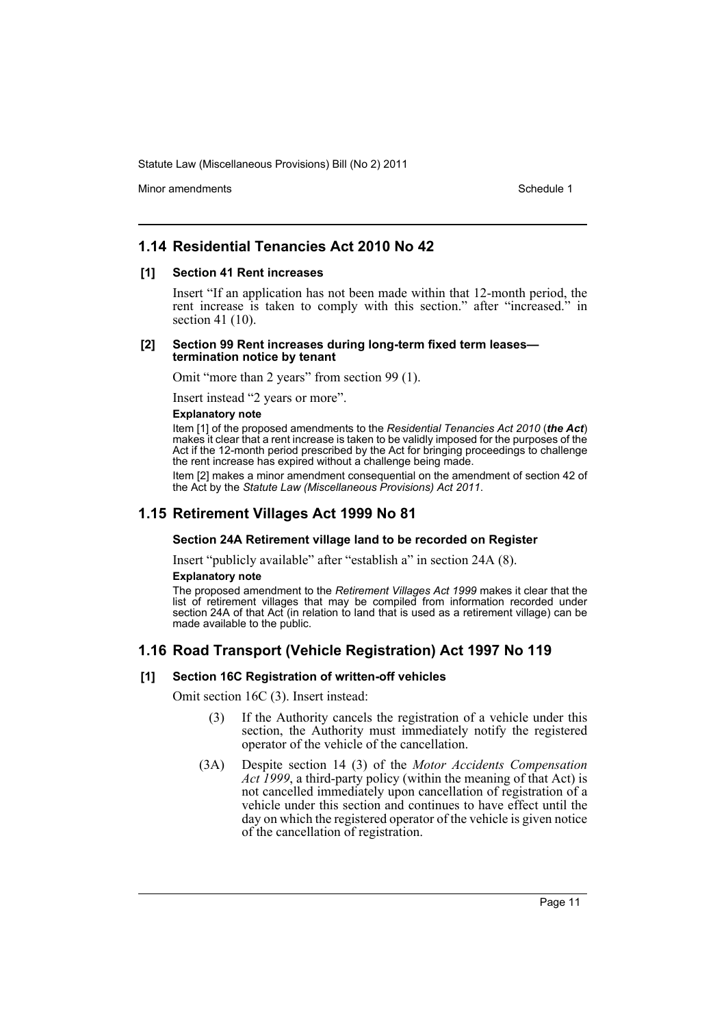## 1.14 Residential Tenancies Act 2010 No 42

### [1] Section 41 Rent increases

Insert "If an application has not been made within that 12-month period, the rent increase is taken to comply with this section." after "increased." in section 41 (10).

### [2] Section 99 Rent increases during long-term fixed term leases—termination notice by tenant

Omit "more than 2 years" from section 99 (1).

Insert instead "2 years or more".

**Explanatory note**

Item [1] of the proposed amendments to the *Residential Tenancies Act 2010* (***the Act***) makes it clear that a rent increase is taken to be validly imposed for the purposes of the Act if the 12-month period prescribed by the Act for bringing proceedings to challenge the rent increase has expired without a challenge being made.

Item [2] makes a minor amendment consequential on the amendment of section 42 of the Act by the *Statute Law (Miscellaneous Provisions) Act 2011*.

## 1.15 Retirement Villages Act 1999 No 81

### Section 24A Retirement village land to be recorded on Register

Insert "publicly available" after "establish a" in section 24A (8).

**Explanatory note**

The proposed amendment to the *Retirement Villages Act 1999* makes it clear that the list of retirement villages that may be compiled from information recorded under section 24A of that Act (in relation to land that is used as a retirement village) can be made available to the public.

## 1.16 Road Transport (Vehicle Registration) Act 1997 No 119

### [1] Section 16C Registration of written-off vehicles

Omit section 16C (3). Insert instead:

> (3) If the Authority cancels the registration of a vehicle under this section, the Authority must immediately notify the registered operator of the vehicle of the cancellation.
>
> (3A) Despite section 14 (3) of the *Motor Accidents Compensation Act 1999*, a third-party policy (within the meaning of that Act) is not cancelled immediately upon cancellation of registration of a vehicle under this section and continues to have effect until the day on which the registered operator of the vehicle is given notice of the cancellation of registration.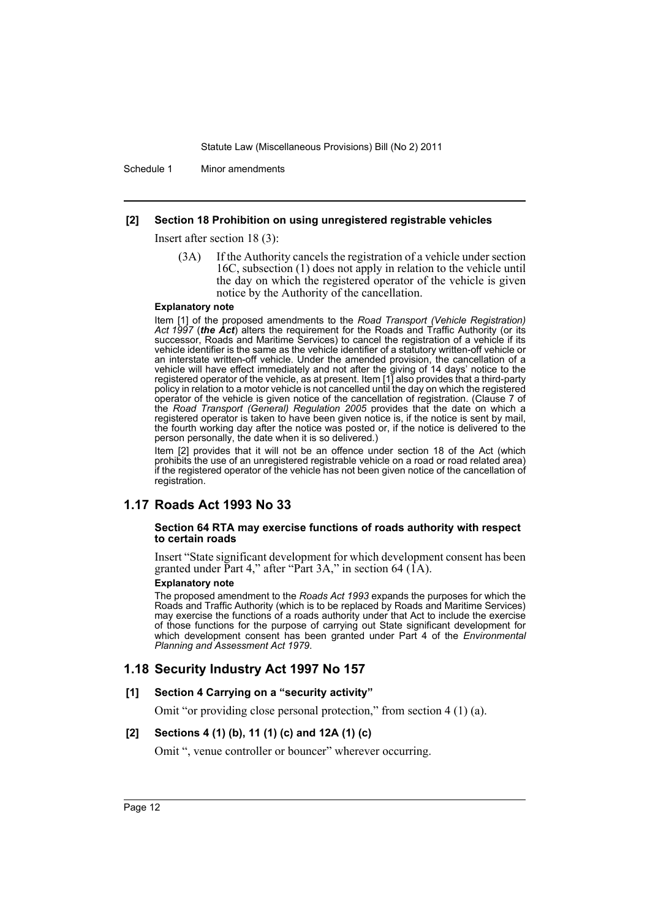**[2] Section 18 Prohibition on using unregistered registrable vehicles**

Insert after section 18 (3):

(3A) If the Authority cancels the registration of a vehicle under section 16C, subsection (1) does not apply in relation to the vehicle until the day on which the registered operator of the vehicle is given notice by the Authority of the cancellation.

**Explanatory note**

Item [1] of the proposed amendments to the *Road Transport (Vehicle Registration) Act 1997* (***the Act***) alters the requirement for the Roads and Traffic Authority (or its successor, Roads and Maritime Services) to cancel the registration of a vehicle if its vehicle identifier is the same as the vehicle identifier of a statutory written-off vehicle or an interstate written-off vehicle. Under the amended provision, the cancellation of a vehicle will have effect immediately and not after the giving of 14 days' notice to the registered operator of the vehicle, as at present. Item [1] also provides that a third-party policy in relation to a motor vehicle is not cancelled until the day on which the registered operator of the vehicle is given notice of the cancellation of registration. (Clause 7 of the *Road Transport (General) Regulation 2005* provides that the date on which a registered operator is taken to have been given notice is, if the notice is sent by mail, the fourth working day after the notice was posted or, if the notice is delivered to the person personally, the date when it is so delivered.)

Item [2] provides that it will not be an offence under section 18 of the Act (which prohibits the use of an unregistered registrable vehicle on a road or road related area) if the registered operator of the vehicle has not been given notice of the cancellation of registration.

## 1.17 Roads Act 1993 No 33

**Section 64 RTA may exercise functions of roads authority with respect to certain roads**

Insert "State significant development for which development consent has been granted under Part 4," after "Part 3A," in section 64 (1A).

**Explanatory note**

The proposed amendment to the *Roads Act 1993* expands the purposes for which the Roads and Traffic Authority (which is to be replaced by Roads and Maritime Services) may exercise the functions of a roads authority under that Act to include the exercise of those functions for the purpose of carrying out State significant development for which development consent has been granted under Part 4 of the *Environmental Planning and Assessment Act 1979*.

## 1.18 Security Industry Act 1997 No 157

**[1] Section 4 Carrying on a "security activity"**

Omit "or providing close personal protection," from section 4 (1) (a).

**[2] Sections 4 (1) (b), 11 (1) (c) and 12A (1) (c)**

Omit ", venue controller or bouncer" wherever occurring.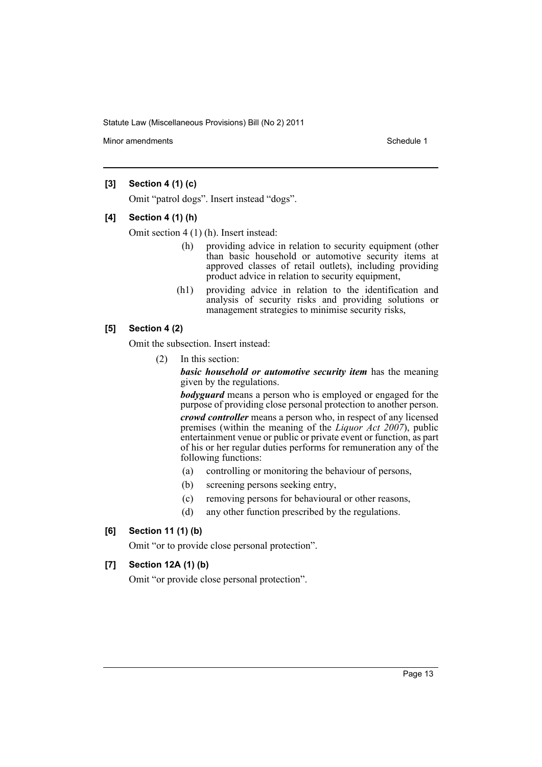**[3] Section 4 (1) (c)**

Omit "patrol dogs". Insert instead "dogs".

**[4] Section 4 (1) (h)**

Omit section 4 (1) (h). Insert instead:

> (h) providing advice in relation to security equipment (other than basic household or automotive security items at approved classes of retail outlets), including providing product advice in relation to security equipment,
>
> (h1) providing advice in relation to the identification and analysis of security risks and providing solutions or management strategies to minimise security risks,

**[5] Section 4 (2)**

Omit the subsection. Insert instead:

> (2) In this section:
>
> ***basic household or automotive security item*** has the meaning given by the regulations.
>
> ***bodyguard*** means a person who is employed or engaged for the purpose of providing close personal protection to another person.
>
> ***crowd controller*** means a person who, in respect of any licensed premises (within the meaning of the *Liquor Act 2007*), public entertainment venue or public or private event or function, as part of his or her regular duties performs for remuneration any of the following functions:
>
> (a) controlling or monitoring the behaviour of persons,
>
> (b) screening persons seeking entry,
>
> (c) removing persons for behavioural or other reasons,
>
> (d) any other function prescribed by the regulations.

**[6] Section 11 (1) (b)**

Omit "or to provide close personal protection".

**[7] Section 12A (1) (b)**

Omit "or provide close personal protection".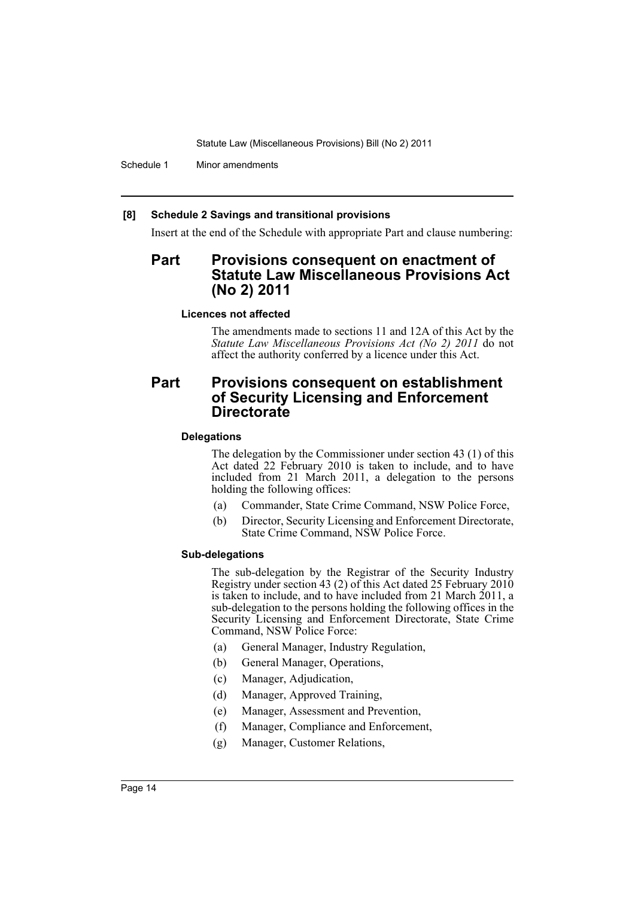**[8] Schedule 2 Savings and transitional provisions**

Insert at the end of the Schedule with appropriate Part and clause numbering:

## Part Provisions consequent on enactment of Statute Law Miscellaneous Provisions Act (No 2) 2011

**Licences not affected**

The amendments made to sections 11 and 12A of this Act by the *Statute Law Miscellaneous Provisions Act (No 2) 2011* do not affect the authority conferred by a licence under this Act.

## Part Provisions consequent on establishment of Security Licensing and Enforcement Directorate

**Delegations**

The delegation by the Commissioner under section 43 (1) of this Act dated 22 February 2010 is taken to include, and to have included from 21 March 2011, a delegation to the persons holding the following offices:

(a) Commander, State Crime Command, NSW Police Force,

(b) Director, Security Licensing and Enforcement Directorate, State Crime Command, NSW Police Force.

**Sub-delegations**

The sub-delegation by the Registrar of the Security Industry Registry under section 43 (2) of this Act dated 25 February 2010 is taken to include, and to have included from 21 March 2011, a sub-delegation to the persons holding the following offices in the Security Licensing and Enforcement Directorate, State Crime Command, NSW Police Force:

(a) General Manager, Industry Regulation,

(b) General Manager, Operations,

(c) Manager, Adjudication,

(d) Manager, Approved Training,

(e) Manager, Assessment and Prevention,

(f) Manager, Compliance and Enforcement,

(g) Manager, Customer Relations,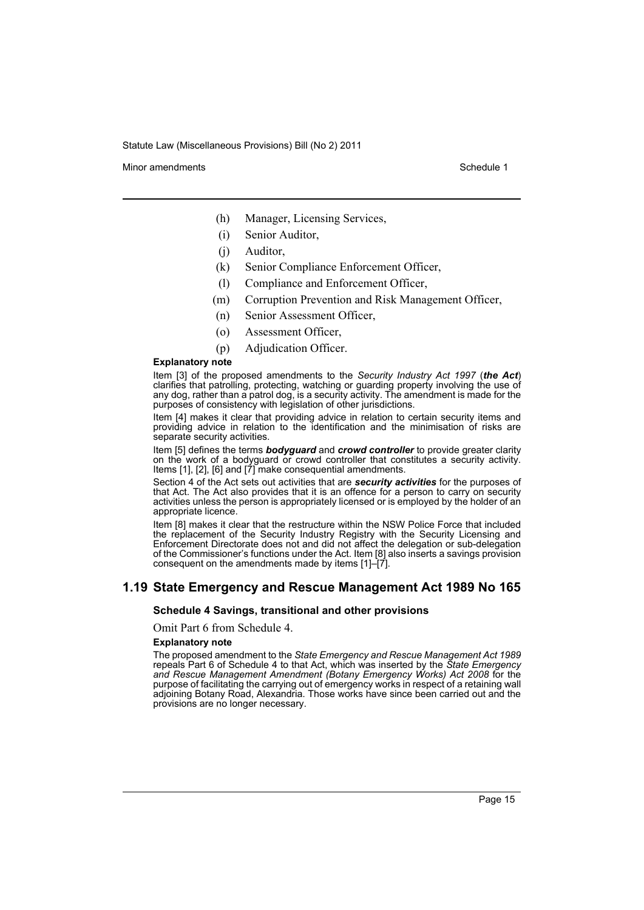(h) Manager, Licensing Services,

(i) Senior Auditor,

(j) Auditor,

(k) Senior Compliance Enforcement Officer,

(l) Compliance and Enforcement Officer,

(m) Corruption Prevention and Risk Management Officer,

(n) Senior Assessment Officer,

(o) Assessment Officer,

(p) Adjudication Officer.

**Explanatory note**

Item [3] of the proposed amendments to the *Security Industry Act 1997* (***the Act***) clarifies that patrolling, protecting, watching or guarding property involving the use of any dog, rather than a patrol dog, is a security activity. The amendment is made for the purposes of consistency with legislation of other jurisdictions.

Item [4] makes it clear that providing advice in relation to certain security items and providing advice in relation to the identification and the minimisation of risks are separate security activities.

Item [5] defines the terms ***bodyguard*** and ***crowd controller*** to provide greater clarity on the work of a bodyguard or crowd controller that constitutes a security activity. Items [1], [2], [6] and [7] make consequential amendments.

Section 4 of the Act sets out activities that are ***security activities*** for the purposes of that Act. The Act also provides that it is an offence for a person to carry on security activities unless the person is appropriately licensed or is employed by the holder of an appropriate licence.

Item [8] makes it clear that the restructure within the NSW Police Force that included the replacement of the Security Industry Registry with the Security Licensing and Enforcement Directorate does not and did not affect the delegation or sub-delegation of the Commissioner's functions under the Act. Item [8] also inserts a savings provision consequent on the amendments made by items [1]–[7].

## 1.19 State Emergency and Rescue Management Act 1989 No 165

### Schedule 4 Savings, transitional and other provisions

Omit Part 6 from Schedule 4.

**Explanatory note**

The proposed amendment to the *State Emergency and Rescue Management Act 1989* repeals Part 6 of Schedule 4 to that Act, which was inserted by the *State Emergency and Rescue Management Amendment (Botany Emergency Works) Act 2008* for the purpose of facilitating the carrying out of emergency works in respect of a retaining wall adjoining Botany Road, Alexandria. Those works have since been carried out and the provisions are no longer necessary.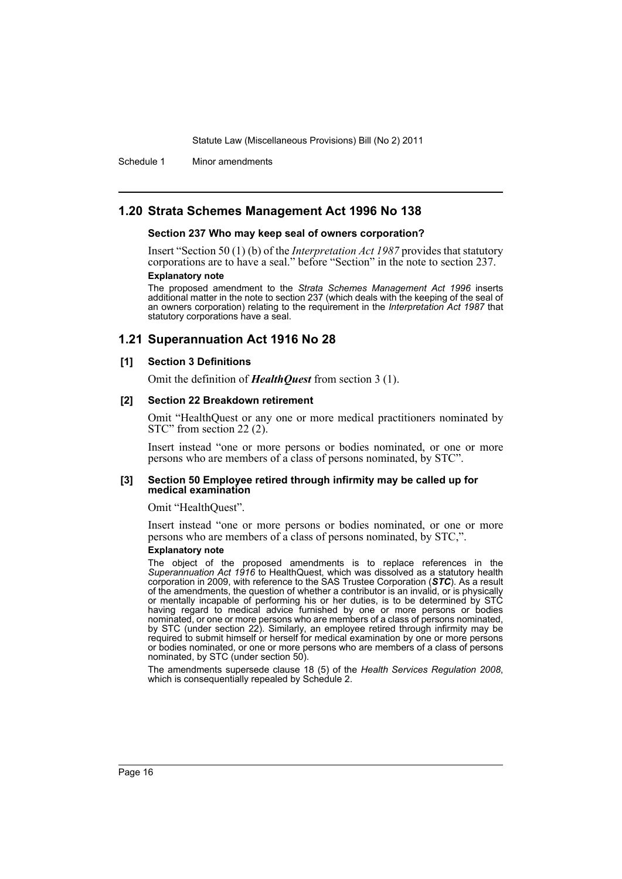## 1.20 Strata Schemes Management Act 1996 No 138

#### Section 237 Who may keep seal of owners corporation?

Insert "Section 50 (1) (b) of the *Interpretation Act 1987* provides that statutory corporations are to have a seal." before "Section" in the note to section 237.

**Explanatory note**

The proposed amendment to the *Strata Schemes Management Act 1996* inserts additional matter in the note to section 237 (which deals with the keeping of the seal of an owners corporation) relating to the requirement in the *Interpretation Act 1987* that statutory corporations have a seal.

## 1.21 Superannuation Act 1916 No 28

#### [1] Section 3 Definitions

Omit the definition of ***HealthQuest*** from section 3 (1).

#### [2] Section 22 Breakdown retirement

Omit "HealthQuest or any one or more medical practitioners nominated by STC" from section 22 (2).

Insert instead "one or more persons or bodies nominated, or one or more persons who are members of a class of persons nominated, by STC".

#### [3] Section 50 Employee retired through infirmity may be called up for medical examination

Omit "HealthQuest".

Insert instead "one or more persons or bodies nominated, or one or more persons who are members of a class of persons nominated, by STC,".

**Explanatory note**

The object of the proposed amendments is to replace references in the *Superannuation Act 1916* to HealthQuest, which was dissolved as a statutory health corporation in 2009, with reference to the SAS Trustee Corporation (***STC***). As a result of the amendments, the question of whether a contributor is an invalid, or is physically or mentally incapable of performing his or her duties, is to be determined by STC having regard to medical advice furnished by one or more persons or bodies nominated, or one or more persons who are members of a class of persons nominated, by STC (under section 22). Similarly, an employee retired through infirmity may be required to submit himself or herself for medical examination by one or more persons or bodies nominated, or one or more persons who are members of a class of persons nominated, by STC (under section 50).

The amendments supersede clause 18 (5) of the *Health Services Regulation 2008*, which is consequentially repealed by Schedule 2.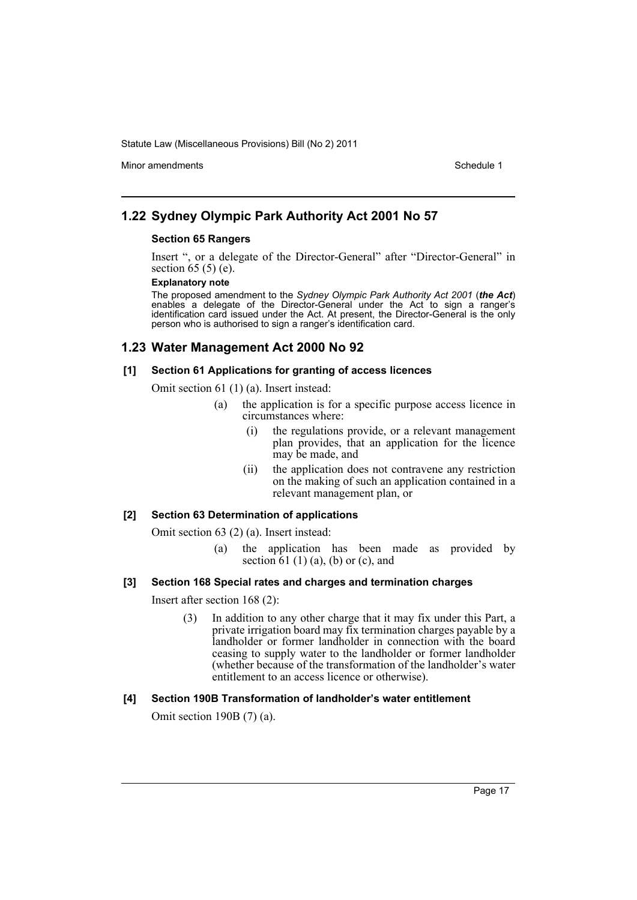## 1.22 Sydney Olympic Park Authority Act 2001 No 57

### Section 65 Rangers

Insert ", or a delegate of the Director-General" after "Director-General" in section 65 (5) (e).

**Explanatory note**

The proposed amendment to the *Sydney Olympic Park Authority Act 2001* (***the Act***) enables a delegate of the Director-General under the Act to sign a ranger's identification card issued under the Act. At present, the Director-General is the only person who is authorised to sign a ranger's identification card.

## 1.23 Water Management Act 2000 No 92

### [1] Section 61 Applications for granting of access licences

Omit section 61 (1) (a). Insert instead:

(a) the application is for a specific purpose access licence in circumstances where:

(i) the regulations provide, or a relevant management plan provides, that an application for the licence may be made, and

(ii) the application does not contravene any restriction on the making of such an application contained in a relevant management plan, or

### [2] Section 63 Determination of applications

Omit section 63 (2) (a). Insert instead:

(a) the application has been made as provided by section 61 (1) (a), (b) or (c), and

### [3] Section 168 Special rates and charges and termination charges

Insert after section 168 (2):

(3) In addition to any other charge that it may fix under this Part, a private irrigation board may fix termination charges payable by a landholder or former landholder in connection with the board ceasing to supply water to the landholder or former landholder (whether because of the transformation of the landholder's water entitlement to an access licence or otherwise).

### [4] Section 190B Transformation of landholder's water entitlement

Omit section 190B (7) (a).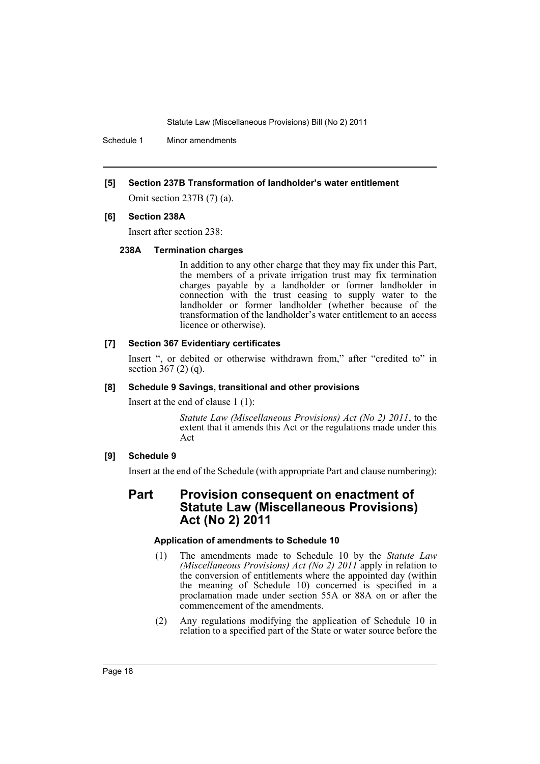**[5] Section 237B Transformation of landholder's water entitlement**

Omit section 237B (7) (a).

**[6] Section 238A**

Insert after section 238:

**238A Termination charges**

In addition to any other charge that they may fix under this Part, the members of a private irrigation trust may fix termination charges payable by a landholder or former landholder in connection with the trust ceasing to supply water to the landholder or former landholder (whether because of the transformation of the landholder's water entitlement to an access licence or otherwise).

**[7] Section 367 Evidentiary certificates**

Insert ", or debited or otherwise withdrawn from," after "credited to" in section 367 (2) (q).

**[8] Schedule 9 Savings, transitional and other provisions**

Insert at the end of clause 1 (1):

*Statute Law (Miscellaneous Provisions) Act (No 2) 2011*, to the extent that it amends this Act or the regulations made under this Act

**[9] Schedule 9**

Insert at the end of the Schedule (with appropriate Part and clause numbering):

## Part Provision consequent on enactment of Statute Law (Miscellaneous Provisions) Act (No 2) 2011

**Application of amendments to Schedule 10**

(1) The amendments made to Schedule 10 by the *Statute Law (Miscellaneous Provisions) Act (No 2) 2011* apply in relation to the conversion of entitlements where the appointed day (within the meaning of Schedule 10) concerned is specified in a proclamation made under section 55A or 88A on or after the commencement of the amendments.

(2) Any regulations modifying the application of Schedule 10 in relation to a specified part of the State or water source before the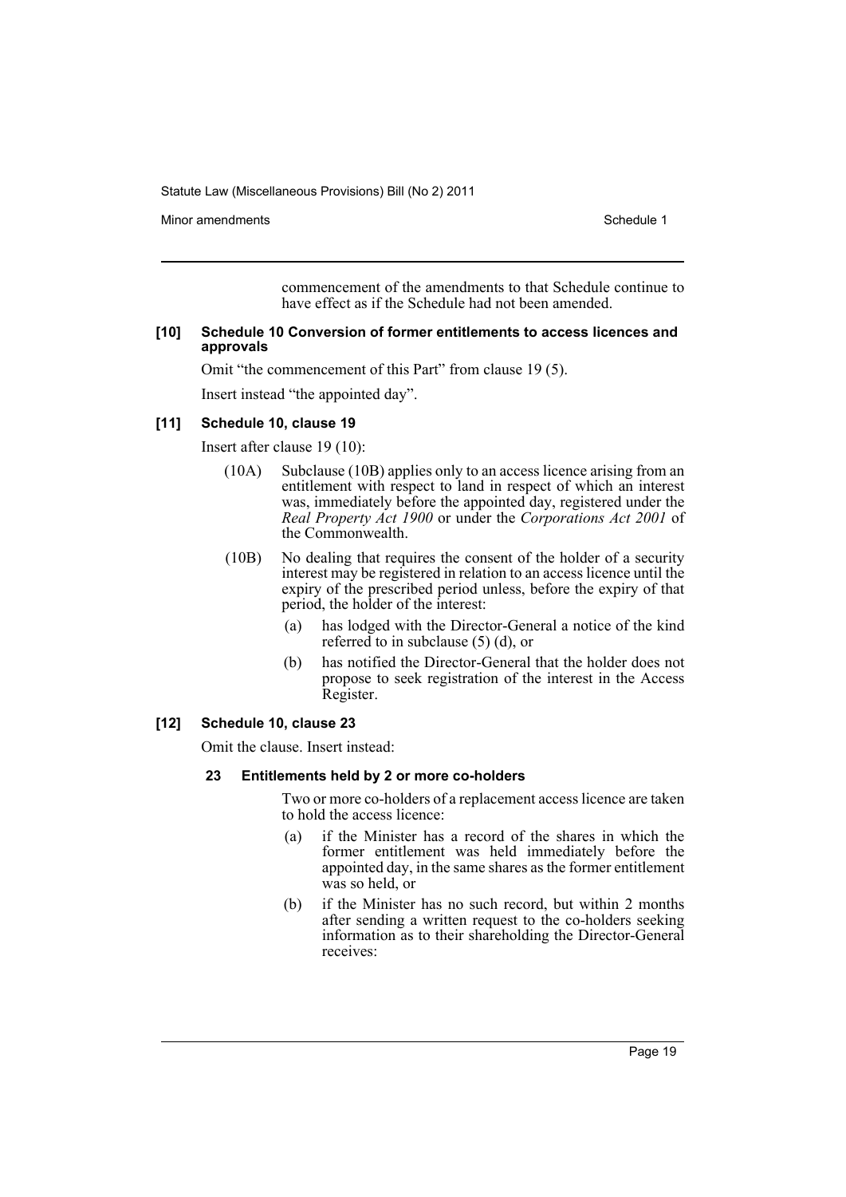commencement of the amendments to that Schedule continue to have effect as if the Schedule had not been amended.

**[10] Schedule 10 Conversion of former entitlements to access licences and approvals**

Omit "the commencement of this Part" from clause 19 (5).

Insert instead "the appointed day".

**[11] Schedule 10, clause 19**

Insert after clause 19 (10):

(10A) Subclause (10B) applies only to an access licence arising from an entitlement with respect to land in respect of which an interest was, immediately before the appointed day, registered under the *Real Property Act 1900* or under the *Corporations Act 2001* of the Commonwealth.

(10B) No dealing that requires the consent of the holder of a security interest may be registered in relation to an access licence until the expiry of the prescribed period unless, before the expiry of that period, the holder of the interest:

- (a) has lodged with the Director-General a notice of the kind referred to in subclause (5) (d), or
- (b) has notified the Director-General that the holder does not propose to seek registration of the interest in the Access Register.

**[12] Schedule 10, clause 23**

Omit the clause. Insert instead:

**23 Entitlements held by 2 or more co-holders**

Two or more co-holders of a replacement access licence are taken to hold the access licence:

- (a) if the Minister has a record of the shares in which the former entitlement was held immediately before the appointed day, in the same shares as the former entitlement was so held, or
- (b) if the Minister has no such record, but within 2 months after sending a written request to the co-holders seeking information as to their shareholding the Director-General receives: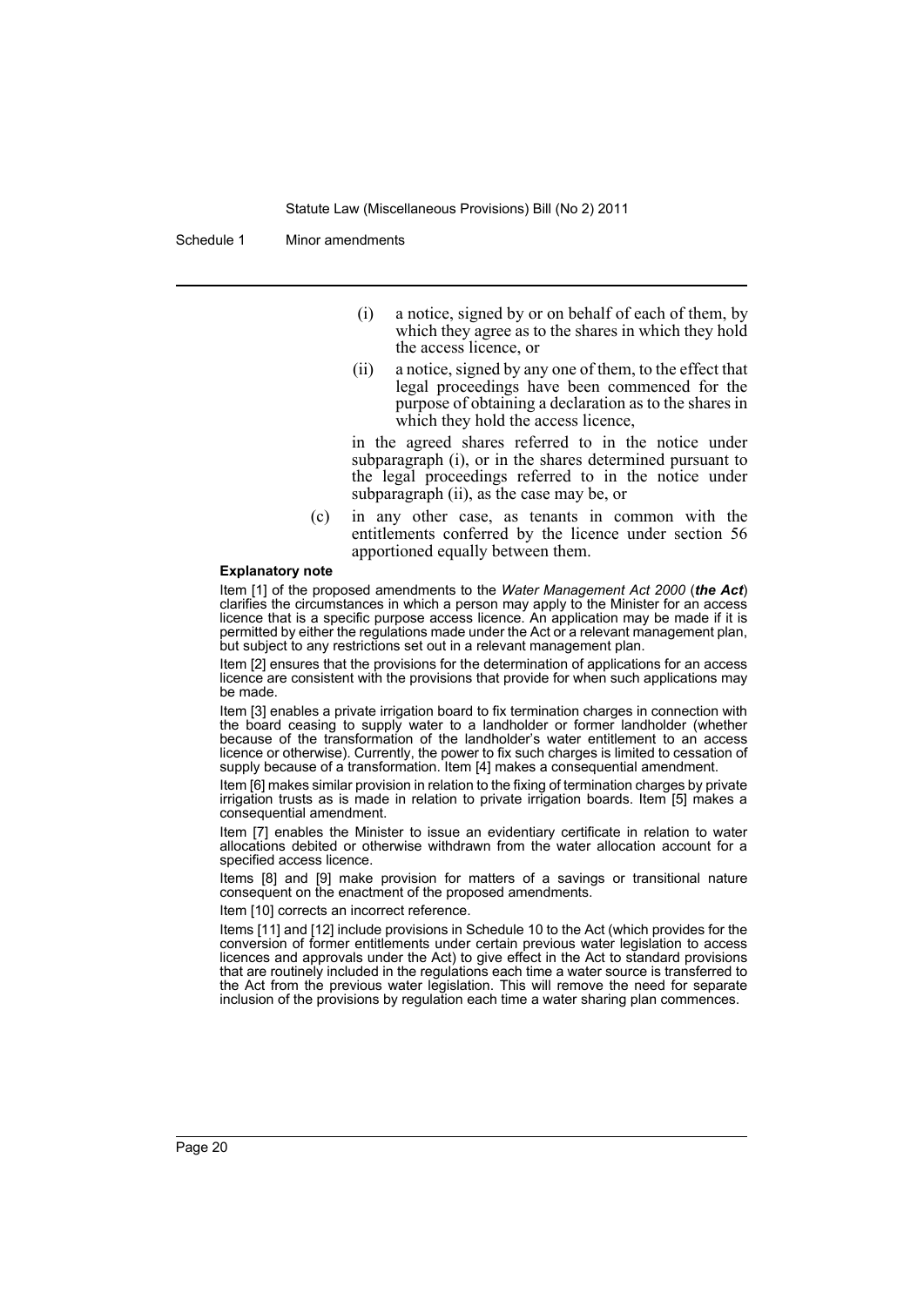(i) a notice, signed by or on behalf of each of them, by which they agree as to the shares in which they hold the access licence, or

(ii) a notice, signed by any one of them, to the effect that legal proceedings have been commenced for the purpose of obtaining a declaration as to the shares in which they hold the access licence,

in the agreed shares referred to in the notice under subparagraph (i), or in the shares determined pursuant to the legal proceedings referred to in the notice under subparagraph (ii), as the case may be, or

(c) in any other case, as tenants in common with the entitlements conferred by the licence under section 56 apportioned equally between them.

**Explanatory note**

Item [1] of the proposed amendments to the *Water Management Act 2000* (***the Act***) clarifies the circumstances in which a person may apply to the Minister for an access licence that is a specific purpose access licence. An application may be made if it is permitted by either the regulations made under the Act or a relevant management plan, but subject to any restrictions set out in a relevant management plan.

Item [2] ensures that the provisions for the determination of applications for an access licence are consistent with the provisions that provide for when such applications may be made.

Item [3] enables a private irrigation board to fix termination charges in connection with the board ceasing to supply water to a landholder or former landholder (whether because of the transformation of the landholder's water entitlement to an access licence or otherwise). Currently, the power to fix such charges is limited to cessation of supply because of a transformation. Item [4] makes a consequential amendment.

Item [6] makes similar provision in relation to the fixing of termination charges by private irrigation trusts as is made in relation to private irrigation boards. Item [5] makes a consequential amendment.

Item [7] enables the Minister to issue an evidentiary certificate in relation to water allocations debited or otherwise withdrawn from the water allocation account for a specified access licence.

Items [8] and [9] make provision for matters of a savings or transitional nature consequent on the enactment of the proposed amendments.

Item [10] corrects an incorrect reference.

Items [11] and [12] include provisions in Schedule 10 to the Act (which provides for the conversion of former entitlements under certain previous water legislation to access licences and approvals under the Act) to give effect in the Act to standard provisions that are routinely included in the regulations each time a water source is transferred to the Act from the previous water legislation. This will remove the need for separate inclusion of the provisions by regulation each time a water sharing plan commences.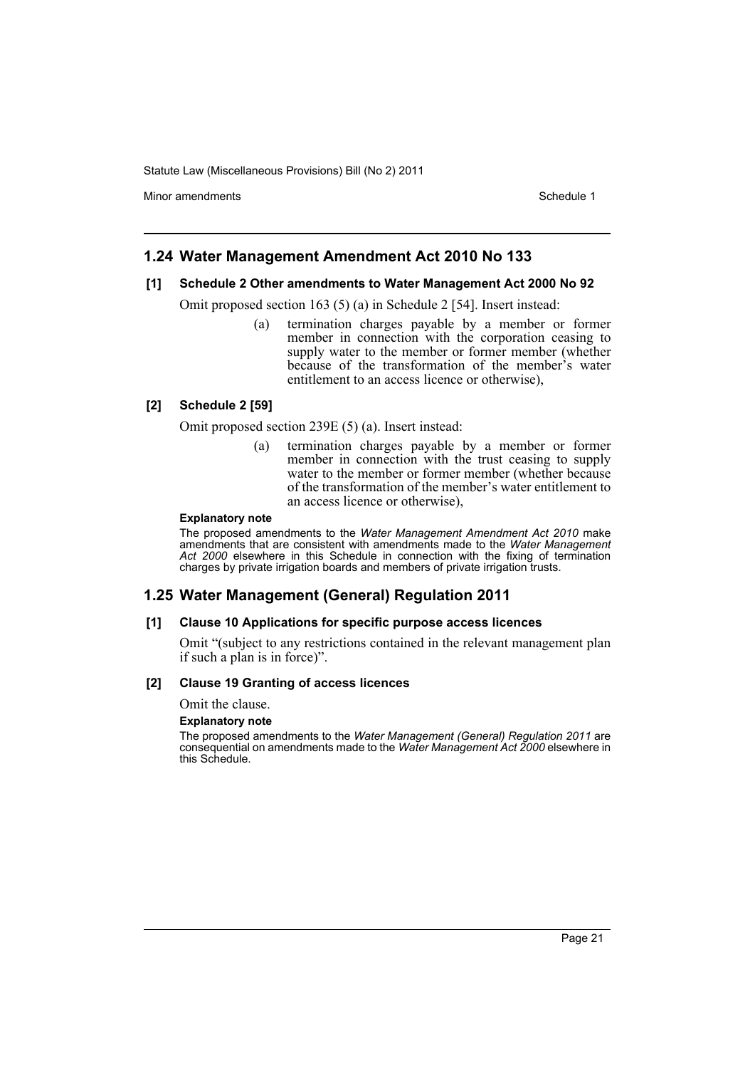## 1.24 Water Management Amendment Act 2010 No 133

### [1] Schedule 2 Other amendments to Water Management Act 2000 No 92

Omit proposed section 163 (5) (a) in Schedule 2 [54]. Insert instead:

> (a) termination charges payable by a member or former member in connection with the corporation ceasing to supply water to the member or former member (whether because of the transformation of the member's water entitlement to an access licence or otherwise),

### [2] Schedule 2 [59]

Omit proposed section 239E (5) (a). Insert instead:

> (a) termination charges payable by a member or former member in connection with the trust ceasing to supply water to the member or former member (whether because of the transformation of the member's water entitlement to an access licence or otherwise),

**Explanatory note**

The proposed amendments to the *Water Management Amendment Act 2010* make amendments that are consistent with amendments made to the *Water Management Act 2000* elsewhere in this Schedule in connection with the fixing of termination charges by private irrigation boards and members of private irrigation trusts.

## 1.25 Water Management (General) Regulation 2011

### [1] Clause 10 Applications for specific purpose access licences

Omit "(subject to any restrictions contained in the relevant management plan if such a plan is in force)".

### [2] Clause 19 Granting of access licences

Omit the clause.

**Explanatory note**

The proposed amendments to the *Water Management (General) Regulation 2011* are consequential on amendments made to the *Water Management Act 2000* elsewhere in this Schedule.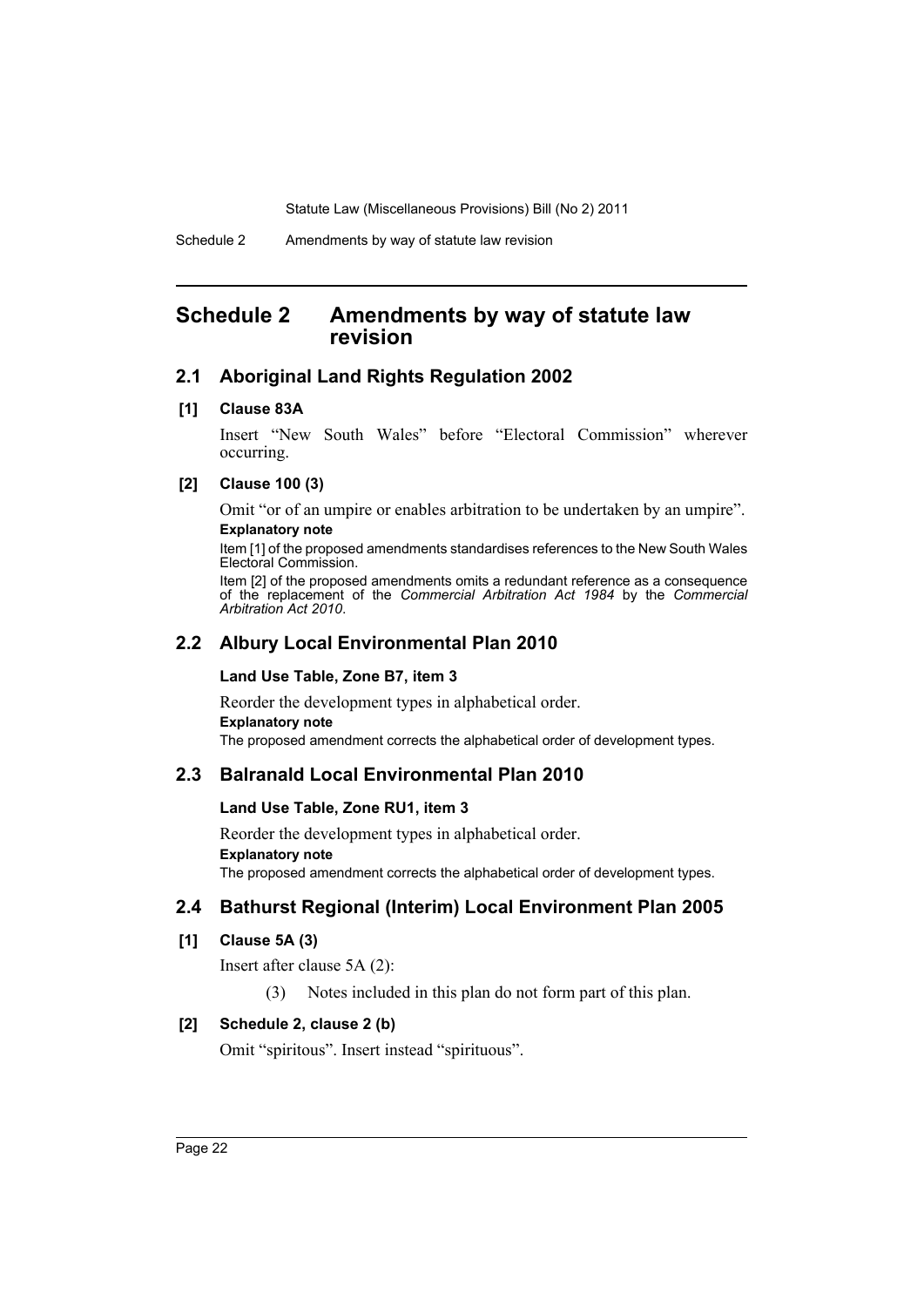# Schedule 2 Amendments by way of statute law revision

## 2.1 Aboriginal Land Rights Regulation 2002

**[1] Clause 83A**

Insert "New South Wales" before "Electoral Commission" wherever occurring.

**[2] Clause 100 (3)**

Omit "or of an umpire or enables arbitration to be undertaken by an umpire".

**Explanatory note**

Item [1] of the proposed amendments standardises references to the New South Wales Electoral Commission.

Item [2] of the proposed amendments omits a redundant reference as a consequence of the replacement of the *Commercial Arbitration Act 1984* by the *Commercial Arbitration Act 2010*.

## 2.2 Albury Local Environmental Plan 2010

**Land Use Table, Zone B7, item 3**

Reorder the development types in alphabetical order.

**Explanatory note**

The proposed amendment corrects the alphabetical order of development types.

## 2.3 Balranald Local Environmental Plan 2010

**Land Use Table, Zone RU1, item 3**

Reorder the development types in alphabetical order.

**Explanatory note**

The proposed amendment corrects the alphabetical order of development types.

## 2.4 Bathurst Regional (Interim) Local Environment Plan 2005

**[1] Clause 5A (3)**

Insert after clause 5A (2):

(3) Notes included in this plan do not form part of this plan.

**[2] Schedule 2, clause 2 (b)**

Omit "spiritous". Insert instead "spirituous".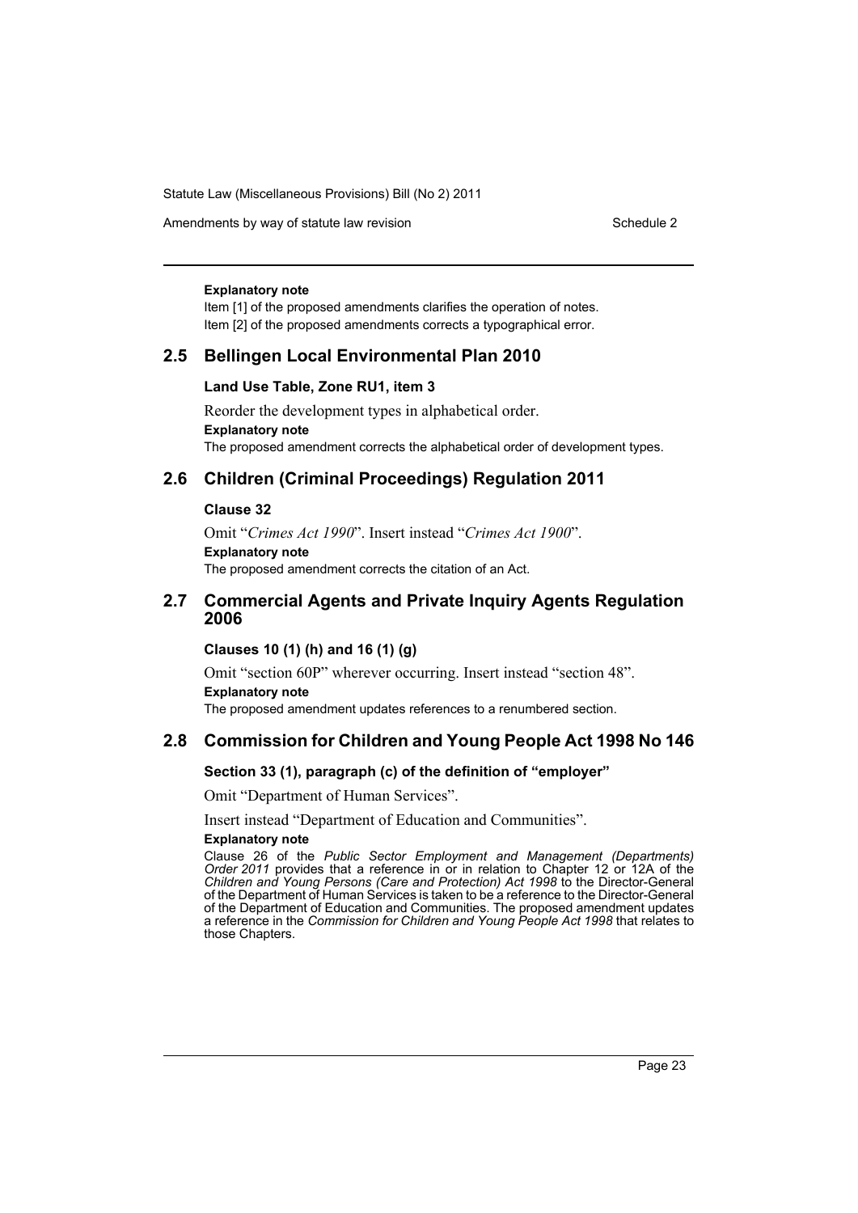**Explanatory note**

Item [1] of the proposed amendments clarifies the operation of notes.

Item [2] of the proposed amendments corrects a typographical error.

## 2.5 Bellingen Local Environmental Plan 2010

### Land Use Table, Zone RU1, item 3

Reorder the development types in alphabetical order.

**Explanatory note**

The proposed amendment corrects the alphabetical order of development types.

## 2.6 Children (Criminal Proceedings) Regulation 2011

### Clause 32

Omit "*Crimes Act 1990*". Insert instead "*Crimes Act 1900*".

**Explanatory note**

The proposed amendment corrects the citation of an Act.

## 2.7 Commercial Agents and Private Inquiry Agents Regulation 2006

### Clauses 10 (1) (h) and 16 (1) (g)

Omit "section 60P" wherever occurring. Insert instead "section 48".

**Explanatory note**

The proposed amendment updates references to a renumbered section.

## 2.8 Commission for Children and Young People Act 1998 No 146

### Section 33 (1), paragraph (c) of the definition of "employer"

Omit "Department of Human Services".

Insert instead "Department of Education and Communities".

**Explanatory note**

Clause 26 of the *Public Sector Employment and Management (Departments) Order 2011* provides that a reference in or in relation to Chapter 12 or 12A of the *Children and Young Persons (Care and Protection) Act 1998* to the Director-General of the Department of Human Services is taken to be a reference to the Director-General of the Department of Education and Communities. The proposed amendment updates a reference in the *Commission for Children and Young People Act 1998* that relates to those Chapters.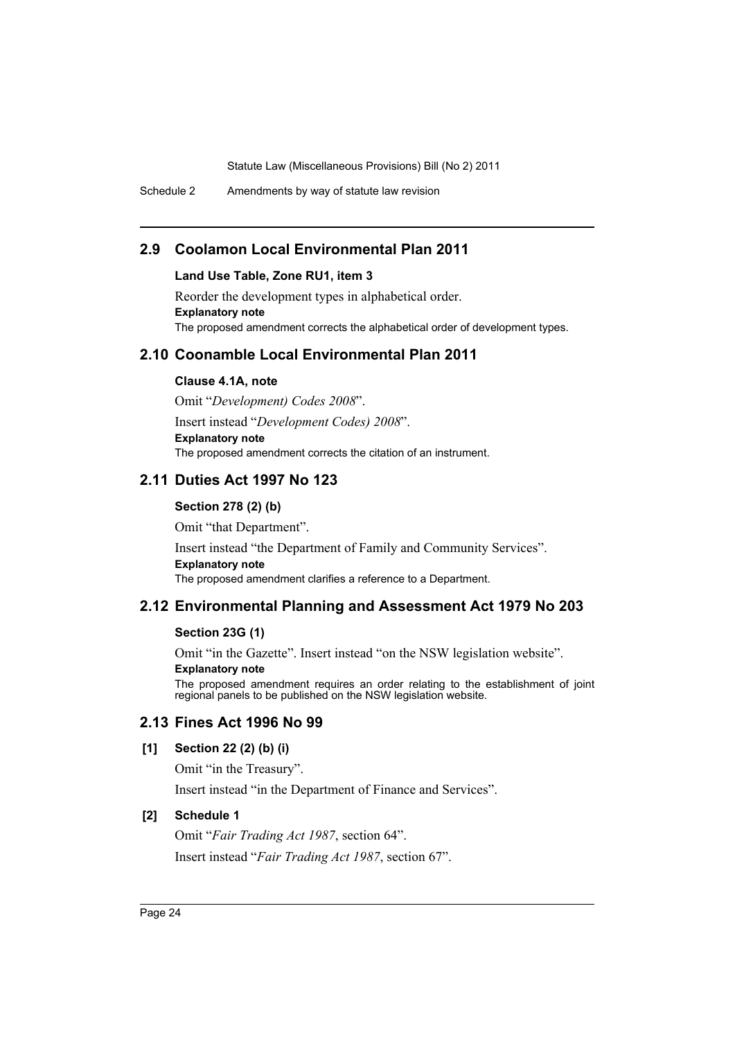## 2.9 Coolamon Local Environmental Plan 2011

**Land Use Table, Zone RU1, item 3**

Reorder the development types in alphabetical order.

**Explanatory note**

The proposed amendment corrects the alphabetical order of development types.

## 2.10 Coonamble Local Environmental Plan 2011

**Clause 4.1A, note**

Omit "*Development) Codes 2008*".

Insert instead "*Development Codes) 2008*".

**Explanatory note**

The proposed amendment corrects the citation of an instrument.

## 2.11 Duties Act 1997 No 123

**Section 278 (2) (b)**

Omit "that Department".

Insert instead "the Department of Family and Community Services".

**Explanatory note**

The proposed amendment clarifies a reference to a Department.

## 2.12 Environmental Planning and Assessment Act 1979 No 203

**Section 23G (1)**

Omit "in the Gazette". Insert instead "on the NSW legislation website".

**Explanatory note**

The proposed amendment requires an order relating to the establishment of joint regional panels to be published on the NSW legislation website.

## 2.13 Fines Act 1996 No 99

**[1] Section 22 (2) (b) (i)**

Omit "in the Treasury".

Insert instead "in the Department of Finance and Services".

**[2] Schedule 1**

Omit "*Fair Trading Act 1987*, section 64".

Insert instead "*Fair Trading Act 1987*, section 67".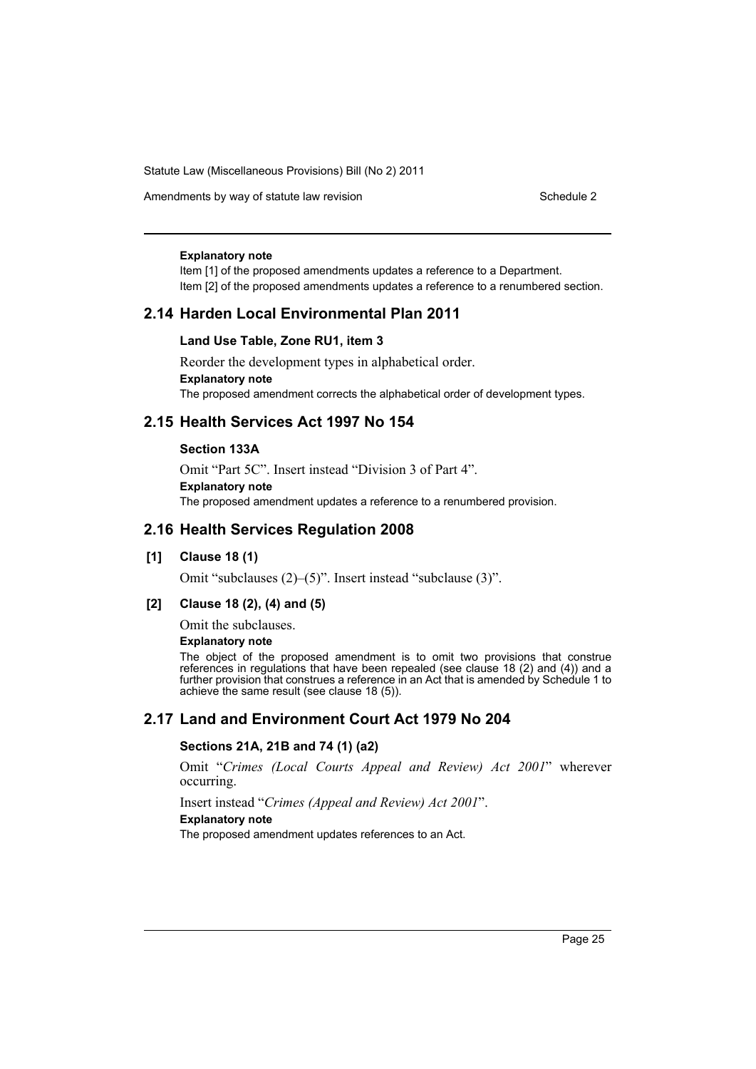**Explanatory note**

Item [1] of the proposed amendments updates a reference to a Department.

Item [2] of the proposed amendments updates a reference to a renumbered section.

## 2.14 Harden Local Environmental Plan 2011

### Land Use Table, Zone RU1, item 3

Reorder the development types in alphabetical order.

**Explanatory note**

The proposed amendment corrects the alphabetical order of development types.

## 2.15 Health Services Act 1997 No 154

### Section 133A

Omit "Part 5C". Insert instead "Division 3 of Part 4".

**Explanatory note**

The proposed amendment updates a reference to a renumbered provision.

## 2.16 Health Services Regulation 2008

### [1] Clause 18 (1)

Omit "subclauses (2)–(5)". Insert instead "subclause (3)".

### [2] Clause 18 (2), (4) and (5)

Omit the subclauses.

**Explanatory note**

The object of the proposed amendment is to omit two provisions that construe references in regulations that have been repealed (see clause 18 (2) and (4)) and a further provision that construes a reference in an Act that is amended by Schedule 1 to achieve the same result (see clause 18 (5)).

## 2.17 Land and Environment Court Act 1979 No 204

### Sections 21A, 21B and 74 (1) (a2)

Omit "*Crimes (Local Courts Appeal and Review) Act 2001*" wherever occurring.

Insert instead "*Crimes (Appeal and Review) Act 2001*".

**Explanatory note**

The proposed amendment updates references to an Act.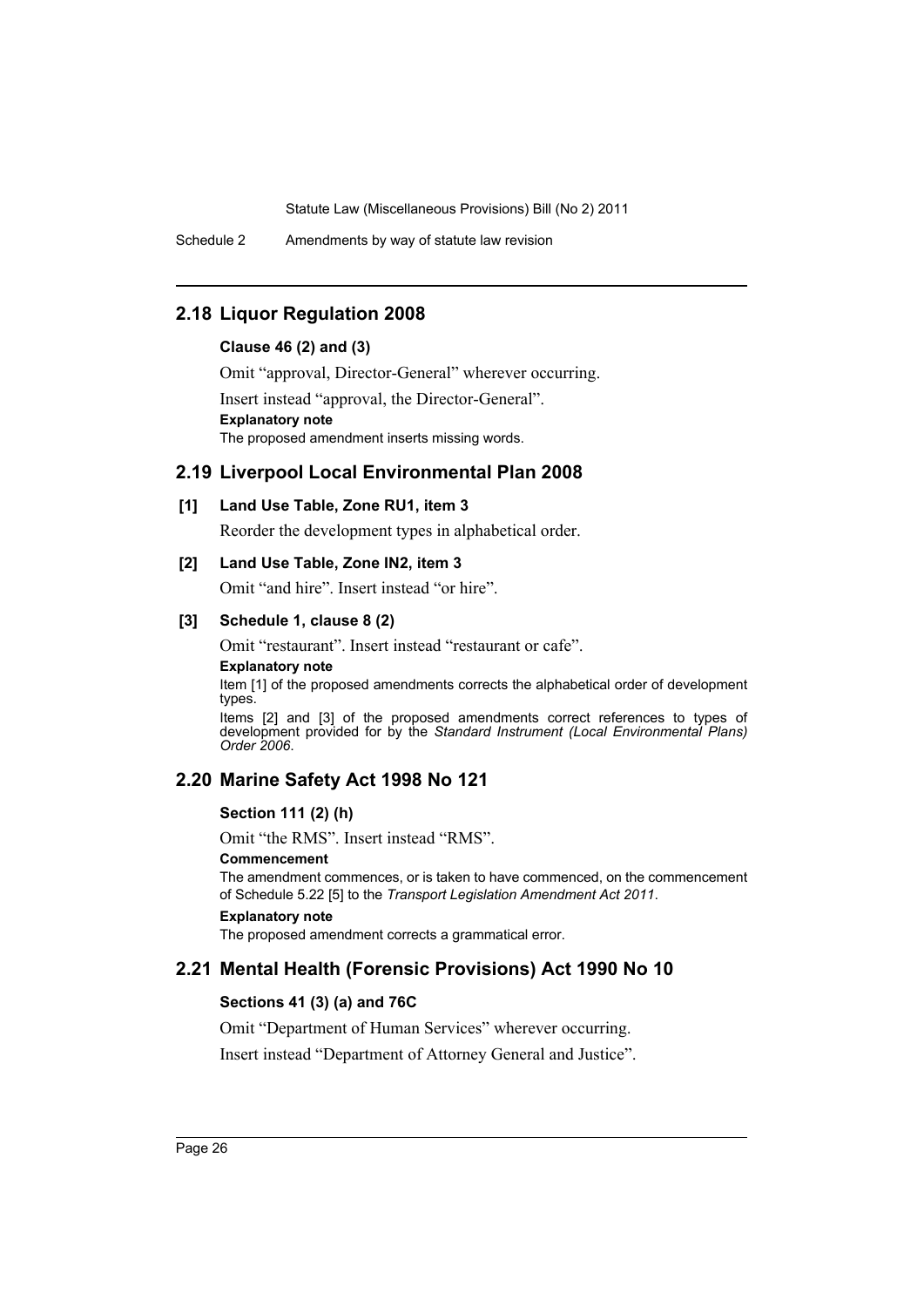## 2.18 Liquor Regulation 2008

**Clause 46 (2) and (3)**

Omit “approval, Director-General” wherever occurring.

Insert instead “approval, the Director-General”.

**Explanatory note**

The proposed amendment inserts missing words.

## 2.19 Liverpool Local Environmental Plan 2008

**[1] Land Use Table, Zone RU1, item 3**

Reorder the development types in alphabetical order.

**[2] Land Use Table, Zone IN2, item 3**

Omit “and hire”. Insert instead “or hire”.

**[3] Schedule 1, clause 8 (2)**

Omit “restaurant”. Insert instead “restaurant or cafe”.

**Explanatory note**

Item [1] of the proposed amendments corrects the alphabetical order of development types.

Items [2] and [3] of the proposed amendments correct references to types of development provided for by the *Standard Instrument (Local Environmental Plans) Order 2006*.

## 2.20 Marine Safety Act 1998 No 121

**Section 111 (2) (h)**

Omit “the RMS”. Insert instead “RMS”.

**Commencement**

The amendment commences, or is taken to have commenced, on the commencement of Schedule 5.22 [5] to the *Transport Legislation Amendment Act 2011*.

**Explanatory note**

The proposed amendment corrects a grammatical error.

## 2.21 Mental Health (Forensic Provisions) Act 1990 No 10

**Sections 41 (3) (a) and 76C**

Omit “Department of Human Services” wherever occurring.

Insert instead “Department of Attorney General and Justice”.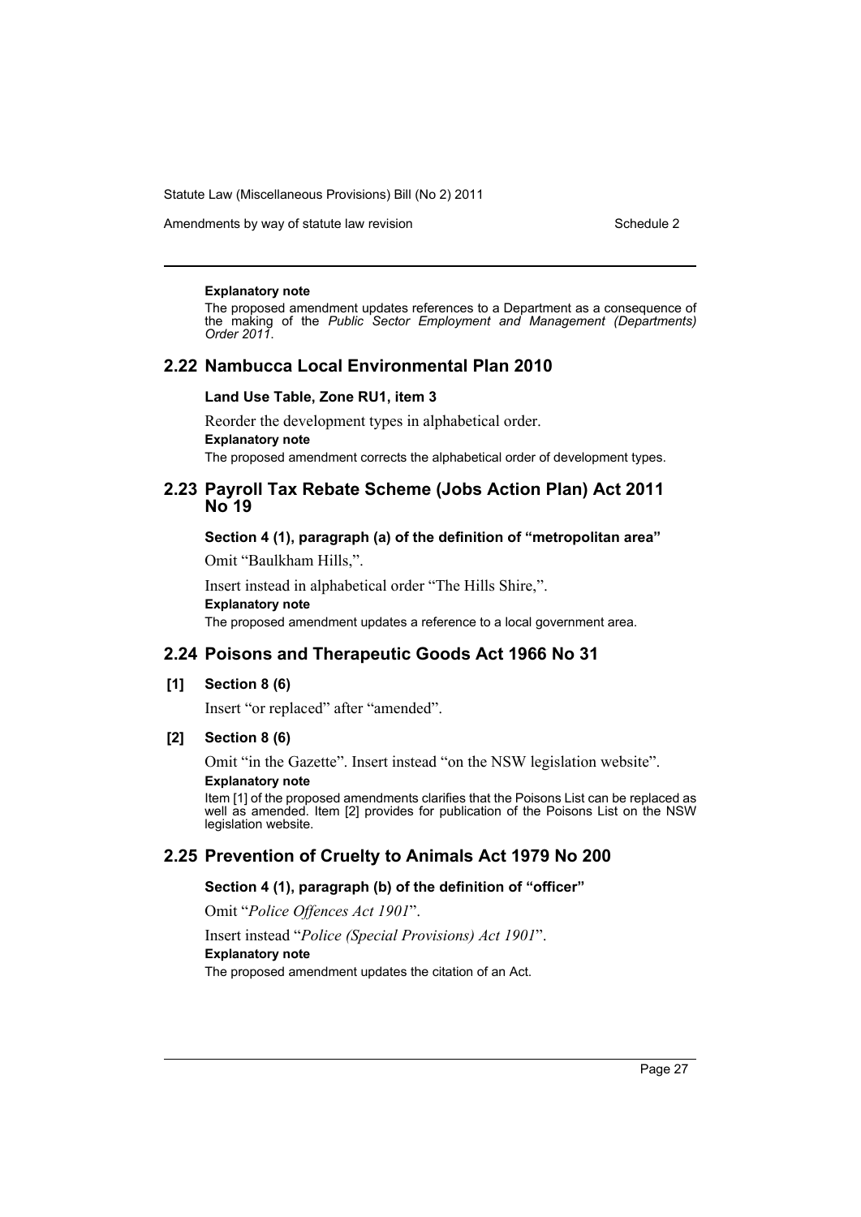**Explanatory note**

The proposed amendment updates references to a Department as a consequence of the making of the *Public Sector Employment and Management (Departments) Order 2011*.

## 2.22 Nambucca Local Environmental Plan 2010

### Land Use Table, Zone RU1, item 3

Reorder the development types in alphabetical order.

**Explanatory note**

The proposed amendment corrects the alphabetical order of development types.

## 2.23 Payroll Tax Rebate Scheme (Jobs Action Plan) Act 2011 No 19

### Section 4 (1), paragraph (a) of the definition of "metropolitan area"

Omit "Baulkham Hills,".

Insert instead in alphabetical order "The Hills Shire,".

**Explanatory note**

The proposed amendment updates a reference to a local government area.

## 2.24 Poisons and Therapeutic Goods Act 1966 No 31

### [1] Section 8 (6)

Insert "or replaced" after "amended".

### [2] Section 8 (6)

Omit "in the Gazette". Insert instead "on the NSW legislation website".

**Explanatory note**

Item [1] of the proposed amendments clarifies that the Poisons List can be replaced as well as amended. Item [2] provides for publication of the Poisons List on the NSW legislation website.

## 2.25 Prevention of Cruelty to Animals Act 1979 No 200

### Section 4 (1), paragraph (b) of the definition of "officer"

Omit "*Police Offences Act 1901*".

Insert instead "*Police (Special Provisions) Act 1901*".

**Explanatory note**

The proposed amendment updates the citation of an Act.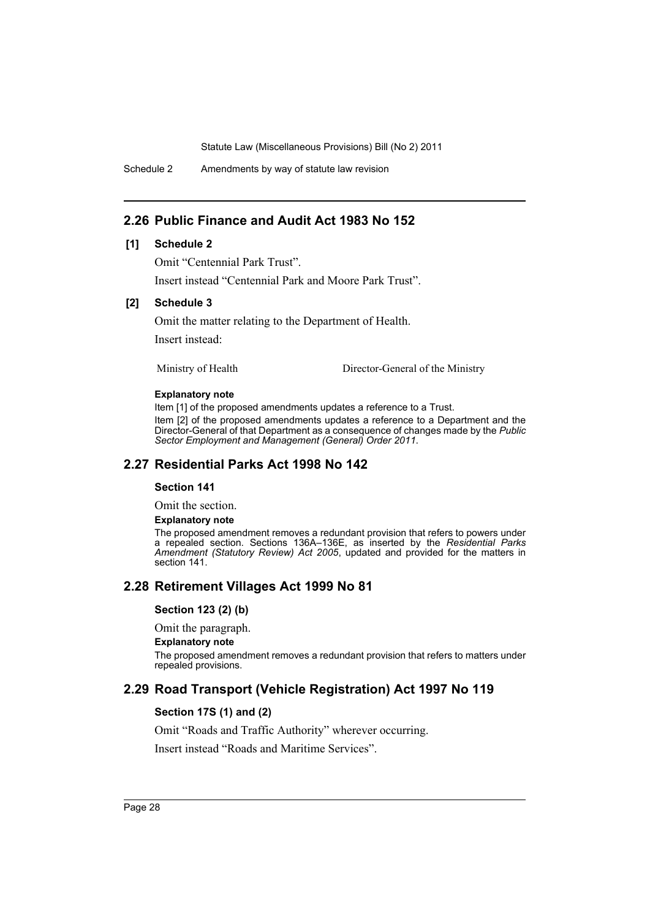## 2.26 Public Finance and Audit Act 1983 No 152

**[1] Schedule 2**

Omit "Centennial Park Trust".

Insert instead "Centennial Park and Moore Park Trust".

**[2] Schedule 3**

Omit the matter relating to the Department of Health.

Insert instead:

| | |
|---|---|
| Ministry of Health | Director-General of the Ministry |

**Explanatory note**

Item [1] of the proposed amendments updates a reference to a Trust.

Item [2] of the proposed amendments updates a reference to a Department and the Director-General of that Department as a consequence of changes made by the *Public Sector Employment and Management (General) Order 2011*.

## 2.27 Residential Parks Act 1998 No 142

**Section 141**

Omit the section.

**Explanatory note**

The proposed amendment removes a redundant provision that refers to powers under a repealed section. Sections 136A–136E, as inserted by the *Residential Parks Amendment (Statutory Review) Act 2005*, updated and provided for the matters in section 141.

## 2.28 Retirement Villages Act 1999 No 81

**Section 123 (2) (b)**

Omit the paragraph.

**Explanatory note**

The proposed amendment removes a redundant provision that refers to matters under repealed provisions.

## 2.29 Road Transport (Vehicle Registration) Act 1997 No 119

**Section 17S (1) and (2)**

Omit "Roads and Traffic Authority" wherever occurring.

Insert instead "Roads and Maritime Services".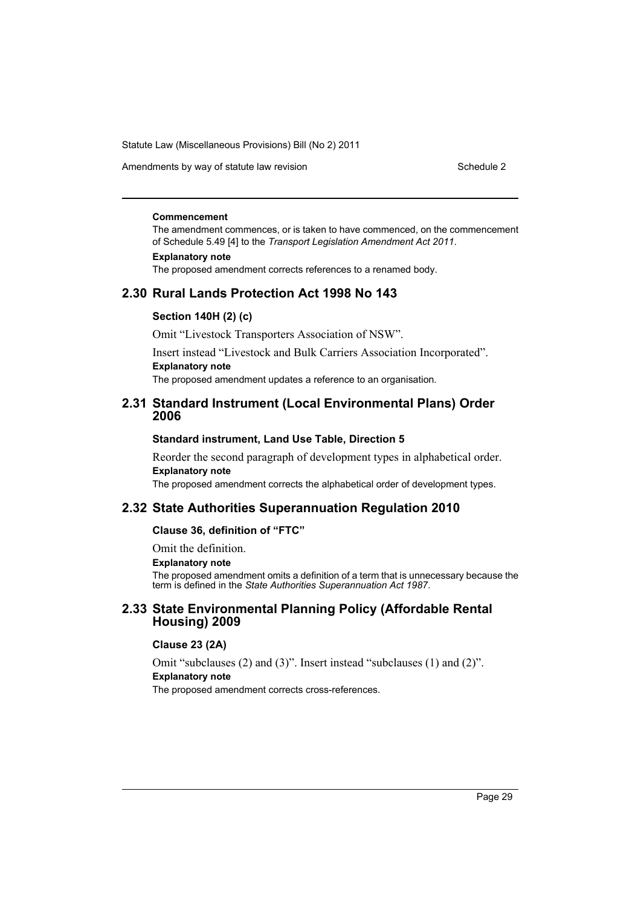#### Commencement

The amendment commences, or is taken to have commenced, on the commencement of Schedule 5.49 [4] to the *Transport Legislation Amendment Act 2011*.

#### Explanatory note

The proposed amendment corrects references to a renamed body.

## 2.30 Rural Lands Protection Act 1998 No 143

### Section 140H (2) (c)

Omit "Livestock Transporters Association of NSW".

Insert instead "Livestock and Bulk Carriers Association Incorporated".

#### Explanatory note

The proposed amendment updates a reference to an organisation.

## 2.31 Standard Instrument (Local Environmental Plans) Order 2006

### Standard instrument, Land Use Table, Direction 5

Reorder the second paragraph of development types in alphabetical order.

#### Explanatory note

The proposed amendment corrects the alphabetical order of development types.

## 2.32 State Authorities Superannuation Regulation 2010

### Clause 36, definition of "FTC"

Omit the definition.

#### Explanatory note

The proposed amendment omits a definition of a term that is unnecessary because the term is defined in the *State Authorities Superannuation Act 1987*.

## 2.33 State Environmental Planning Policy (Affordable Rental Housing) 2009

### Clause 23 (2A)

Omit "subclauses (2) and (3)". Insert instead "subclauses (1) and (2)".

#### Explanatory note

The proposed amendment corrects cross-references.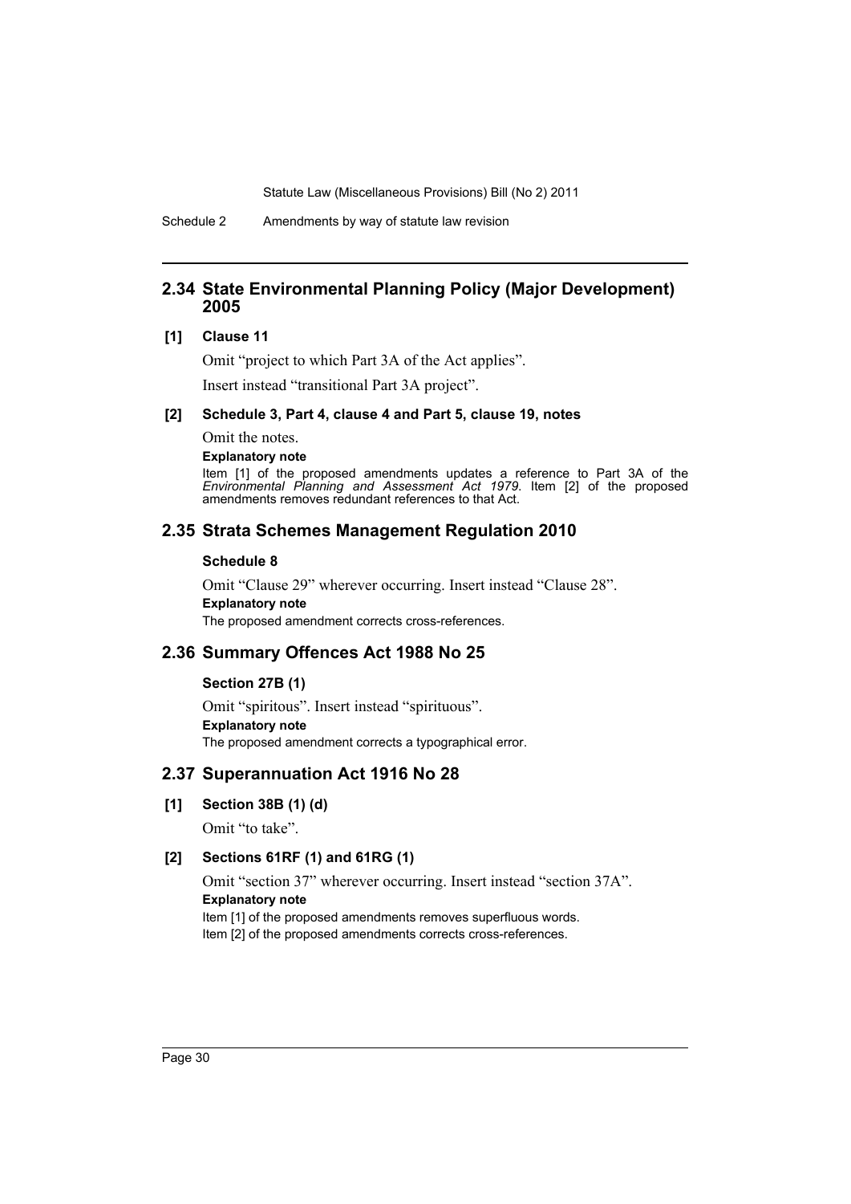## 2.34 State Environmental Planning Policy (Major Development) 2005

**[1] Clause 11**

Omit "project to which Part 3A of the Act applies".

Insert instead "transitional Part 3A project".

**[2] Schedule 3, Part 4, clause 4 and Part 5, clause 19, notes**

Omit the notes.

**Explanatory note**

Item [1] of the proposed amendments updates a reference to Part 3A of the *Environmental Planning and Assessment Act 1979*. Item [2] of the proposed amendments removes redundant references to that Act.

## 2.35 Strata Schemes Management Regulation 2010

**Schedule 8**

Omit "Clause 29" wherever occurring. Insert instead "Clause 28".

**Explanatory note**

The proposed amendment corrects cross-references.

## 2.36 Summary Offences Act 1988 No 25

**Section 27B (1)**

Omit "spiritous". Insert instead "spirituous".

**Explanatory note**

The proposed amendment corrects a typographical error.

## 2.37 Superannuation Act 1916 No 28

**[1] Section 38B (1) (d)**

Omit "to take".

**[2] Sections 61RF (1) and 61RG (1)**

Omit "section 37" wherever occurring. Insert instead "section 37A".

**Explanatory note**

Item [1] of the proposed amendments removes superfluous words.

Item [2] of the proposed amendments corrects cross-references.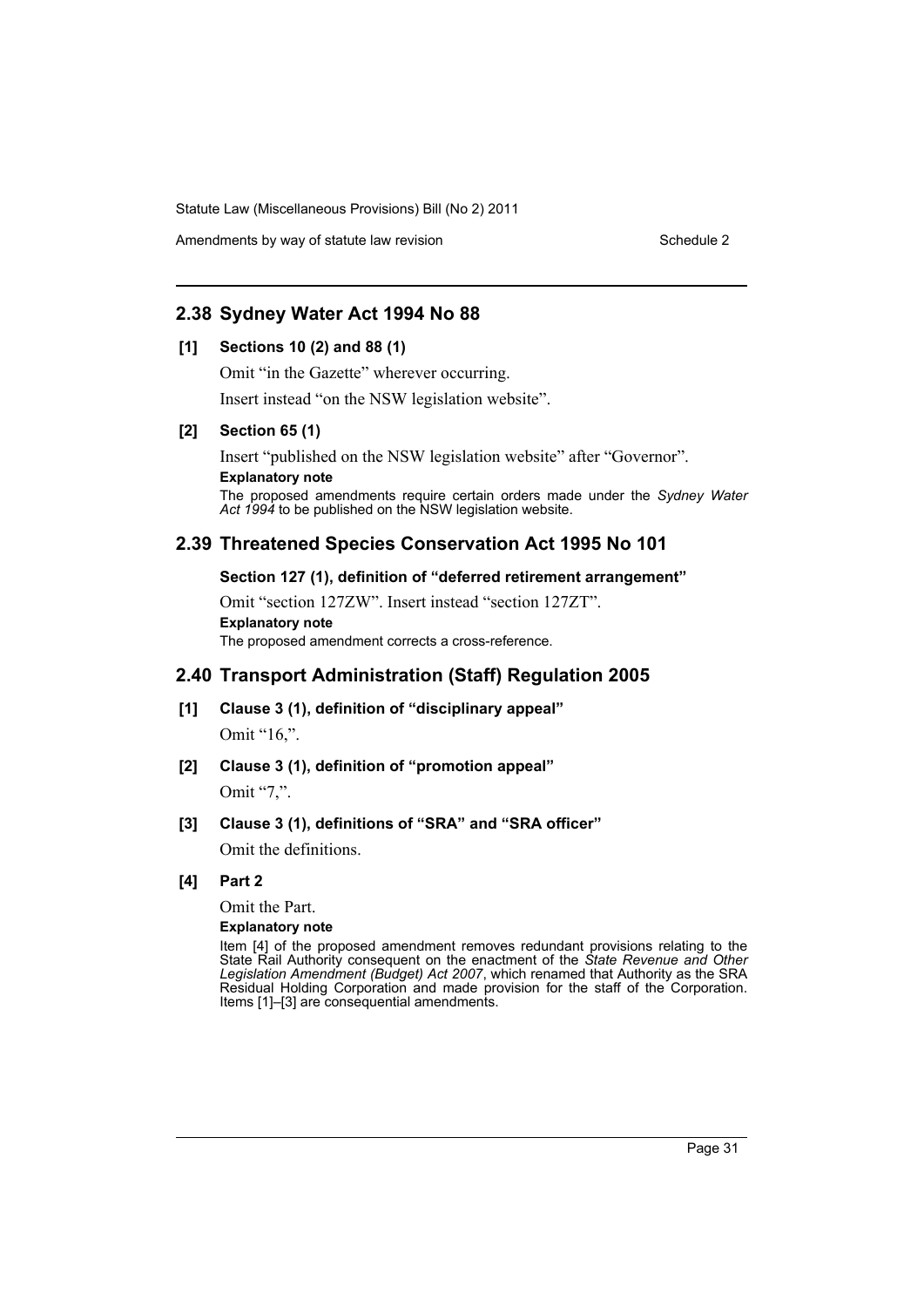## 2.38 Sydney Water Act 1994 No 88

**[1] Sections 10 (2) and 88 (1)**

Omit "in the Gazette" wherever occurring.

Insert instead "on the NSW legislation website".

**[2] Section 65 (1)**

Insert "published on the NSW legislation website" after "Governor".

**Explanatory note**

The proposed amendments require certain orders made under the *Sydney Water Act 1994* to be published on the NSW legislation website.

## 2.39 Threatened Species Conservation Act 1995 No 101

**Section 127 (1), definition of "deferred retirement arrangement"**

Omit "section 127ZW". Insert instead "section 127ZT".

**Explanatory note**

The proposed amendment corrects a cross-reference.

## 2.40 Transport Administration (Staff) Regulation 2005

**[1] Clause 3 (1), definition of "disciplinary appeal"**

Omit "16,".

**[2] Clause 3 (1), definition of "promotion appeal"**

Omit "7,".

**[3] Clause 3 (1), definitions of "SRA" and "SRA officer"**

Omit the definitions.

**[4] Part 2**

Omit the Part.

**Explanatory note**

Item [4] of the proposed amendment removes redundant provisions relating to the State Rail Authority consequent on the enactment of the *State Revenue and Other Legislation Amendment (Budget) Act 2007*, which renamed that Authority as the SRA Residual Holding Corporation and made provision for the staff of the Corporation. Items [1]–[3] are consequential amendments.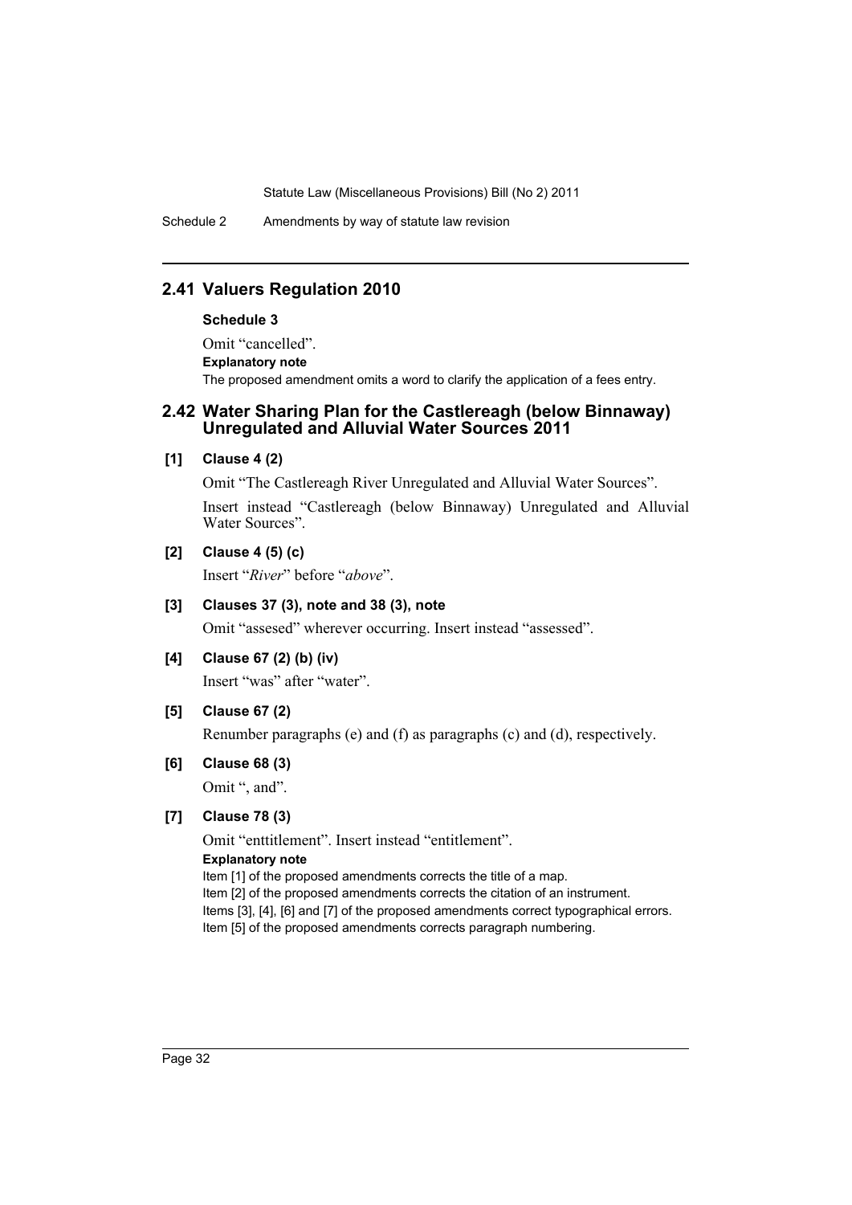## 2.41 Valuers Regulation 2010

**Schedule 3**

Omit "cancelled".

**Explanatory note**

The proposed amendment omits a word to clarify the application of a fees entry.

## 2.42 Water Sharing Plan for the Castlereagh (below Binnaway) Unregulated and Alluvial Water Sources 2011

**[1] Clause 4 (2)**

Omit "The Castlereagh River Unregulated and Alluvial Water Sources".

Insert instead "Castlereagh (below Binnaway) Unregulated and Alluvial Water Sources".

**[2] Clause 4 (5) (c)**

Insert "*River*" before "*above*".

**[3] Clauses 37 (3), note and 38 (3), note**

Omit "assesed" wherever occurring. Insert instead "assessed".

**[4] Clause 67 (2) (b) (iv)**

Insert "was" after "water".

**[5] Clause 67 (2)**

Renumber paragraphs (e) and (f) as paragraphs (c) and (d), respectively.

**[6] Clause 68 (3)**

Omit ", and".

**[7] Clause 78 (3)**

Omit "enttitlement". Insert instead "entitlement".

**Explanatory note**

Item [1] of the proposed amendments corrects the title of a map.

Item [2] of the proposed amendments corrects the citation of an instrument.

Items [3], [4], [6] and [7] of the proposed amendments correct typographical errors.

Item [5] of the proposed amendments corrects paragraph numbering.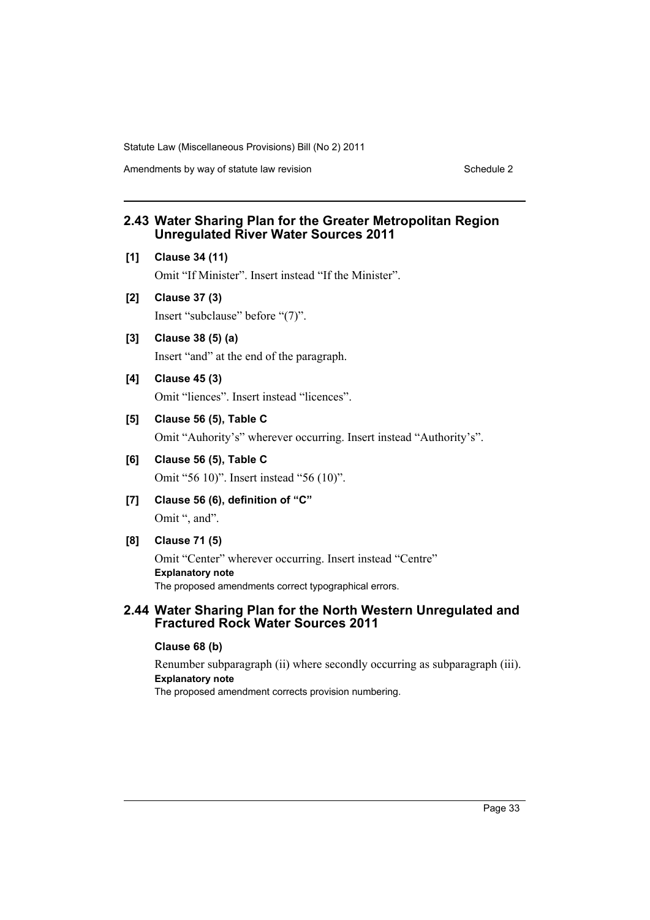## 2.43 Water Sharing Plan for the Greater Metropolitan Region Unregulated River Water Sources 2011

**[1] Clause 34 (11)**

Omit "If Minister". Insert instead "If the Minister".

**[2] Clause 37 (3)**

Insert "subclause" before "(7)".

**[3] Clause 38 (5) (a)**

Insert "and" at the end of the paragraph.

**[4] Clause 45 (3)**

Omit "liences". Insert instead "licences".

**[5] Clause 56 (5), Table C**

Omit "Auhority's" wherever occurring. Insert instead "Authority's".

**[6] Clause 56 (5), Table C**

Omit "56 10)". Insert instead "56 (10)".

**[7] Clause 56 (6), definition of "C"**

Omit ", and".

**[8] Clause 71 (5)**

Omit "Center" wherever occurring. Insert instead "Centre"

**Explanatory note**

The proposed amendments correct typographical errors.

## 2.44 Water Sharing Plan for the North Western Unregulated and Fractured Rock Water Sources 2011

**Clause 68 (b)**

Renumber subparagraph (ii) where secondly occurring as subparagraph (iii).

**Explanatory note**

The proposed amendment corrects provision numbering.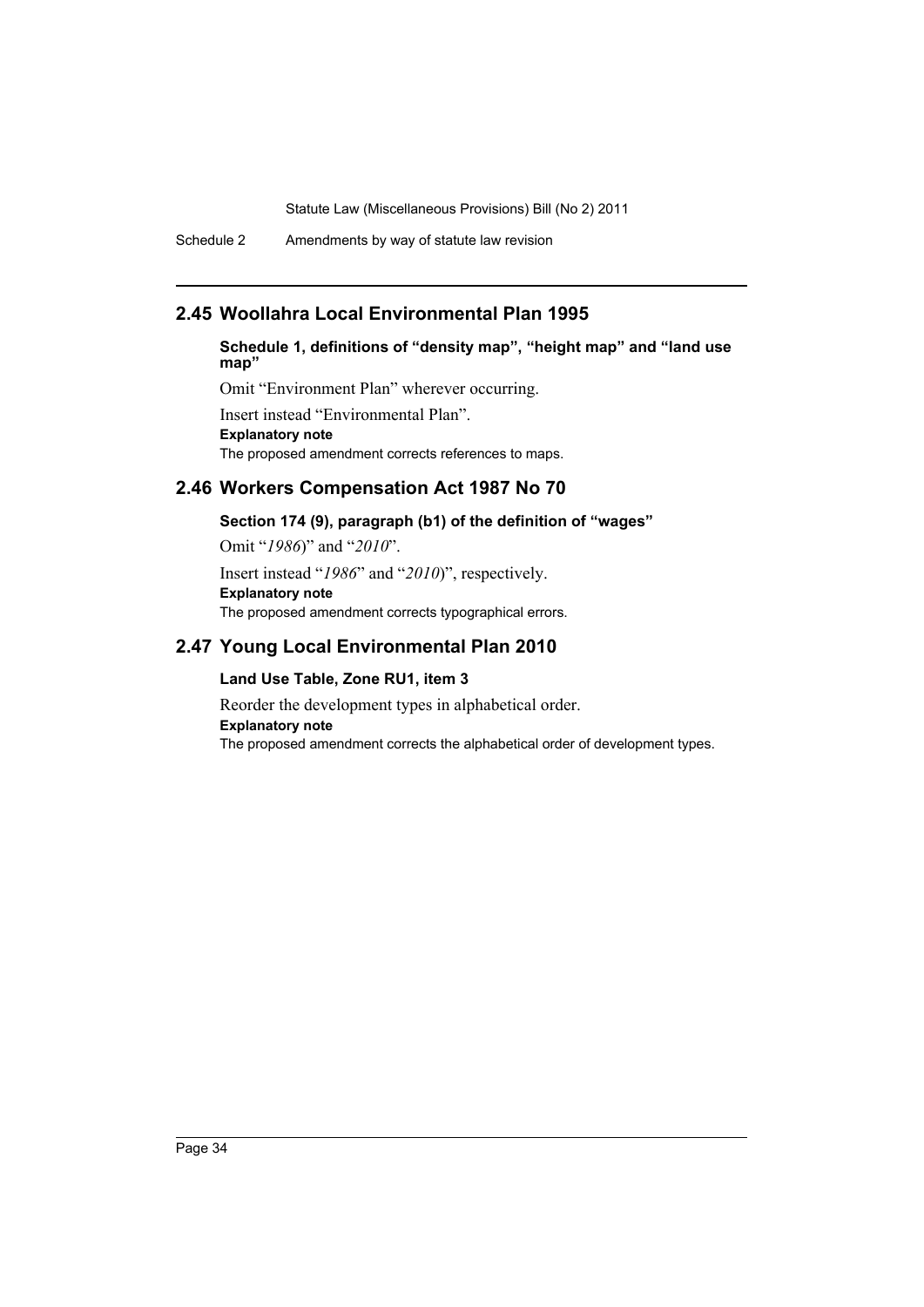## 2.45 Woollahra Local Environmental Plan 1995

**Schedule 1, definitions of "density map", "height map" and "land use map"**

Omit "Environment Plan" wherever occurring.

Insert instead "Environmental Plan".

**Explanatory note**

The proposed amendment corrects references to maps.

## 2.46 Workers Compensation Act 1987 No 70

**Section 174 (9), paragraph (b1) of the definition of "wages"**

Omit "*1986*)" and "*2010*".

Insert instead "*1986*" and "*2010*)", respectively.

**Explanatory note**

The proposed amendment corrects typographical errors.

## 2.47 Young Local Environmental Plan 2010

**Land Use Table, Zone RU1, item 3**

Reorder the development types in alphabetical order.

**Explanatory note**

The proposed amendment corrects the alphabetical order of development types.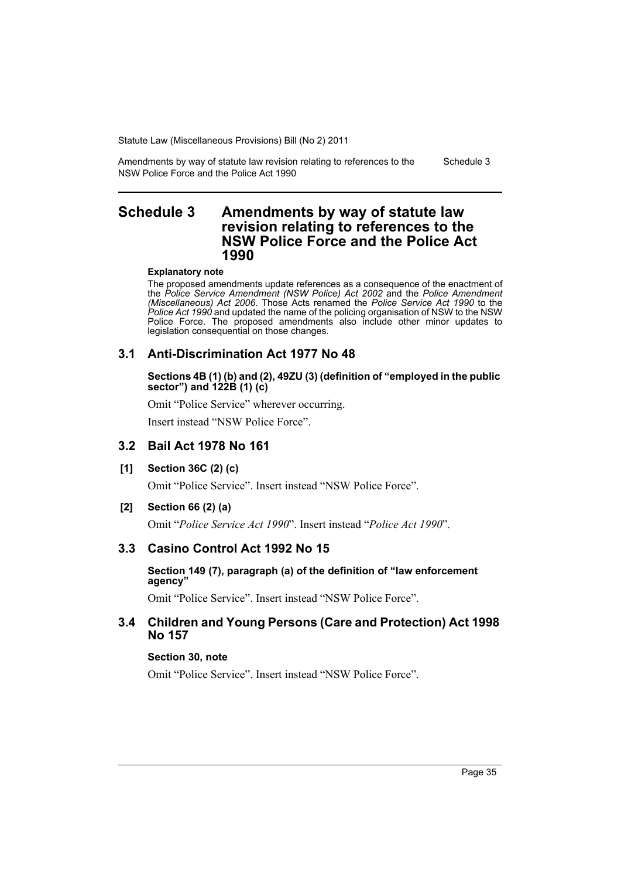# Schedule 3 Amendments by way of statute law revision relating to references to the NSW Police Force and the Police Act 1990

**Explanatory note**

The proposed amendments update references as a consequence of the enactment of the *Police Service Amendment (NSW Police) Act 2002* and the *Police Amendment (Miscellaneous) Act 2006*. Those Acts renamed the *Police Service Act 1990* to the *Police Act 1990* and updated the name of the policing organisation of NSW to the NSW Police Force. The proposed amendments also include other minor updates to legislation consequential on those changes.

## 3.1 Anti-Discrimination Act 1977 No 48

**Sections 4B (1) (b) and (2), 49ZU (3) (definition of "employed in the public sector") and 122B (1) (c)**

Omit "Police Service" wherever occurring.

Insert instead "NSW Police Force".

## 3.2 Bail Act 1978 No 161

**[1] Section 36C (2) (c)**

Omit "Police Service". Insert instead "NSW Police Force".

**[2] Section 66 (2) (a)**

Omit "*Police Service Act 1990*". Insert instead "*Police Act 1990*".

## 3.3 Casino Control Act 1992 No 15

**Section 149 (7), paragraph (a) of the definition of "law enforcement agency"**

Omit "Police Service". Insert instead "NSW Police Force".

## 3.4 Children and Young Persons (Care and Protection) Act 1998 No 157

**Section 30, note**

Omit "Police Service". Insert instead "NSW Police Force".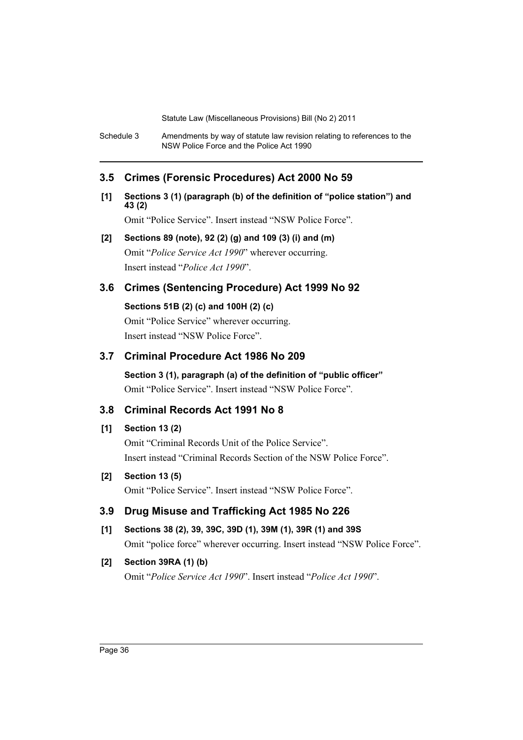## 3.5 Crimes (Forensic Procedures) Act 2000 No 59

**[1] Sections 3 (1) (paragraph (b) of the definition of "police station") and 43 (2)**

Omit "Police Service". Insert instead "NSW Police Force".

**[2] Sections 89 (note), 92 (2) (g) and 109 (3) (i) and (m)**

Omit "*Police Service Act 1990*" wherever occurring.

Insert instead "*Police Act 1990*".

## 3.6 Crimes (Sentencing Procedure) Act 1999 No 92

**Sections 51B (2) (c) and 100H (2) (c)**

Omit "Police Service" wherever occurring.

Insert instead "NSW Police Force".

## 3.7 Criminal Procedure Act 1986 No 209

**Section 3 (1), paragraph (a) of the definition of "public officer"**

Omit "Police Service". Insert instead "NSW Police Force".

## 3.8 Criminal Records Act 1991 No 8

**[1] Section 13 (2)**

Omit "Criminal Records Unit of the Police Service".

Insert instead "Criminal Records Section of the NSW Police Force".

**[2] Section 13 (5)**

Omit "Police Service". Insert instead "NSW Police Force".

## 3.9 Drug Misuse and Trafficking Act 1985 No 226

**[1] Sections 38 (2), 39, 39C, 39D (1), 39M (1), 39R (1) and 39S**

Omit "police force" wherever occurring. Insert instead "NSW Police Force".

**[2] Section 39RA (1) (b)**

Omit "*Police Service Act 1990*". Insert instead "*Police Act 1990*".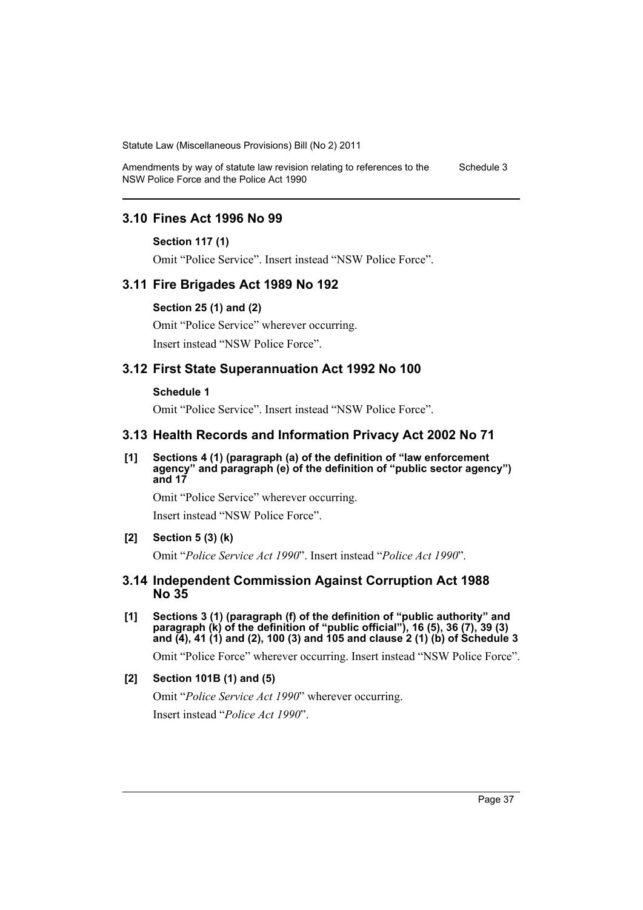## 3.10 Fines Act 1996 No 99

**Section 117 (1)**

Omit "Police Service". Insert instead "NSW Police Force".

## 3.11 Fire Brigades Act 1989 No 192

**Section 25 (1) and (2)**

Omit "Police Service" wherever occurring.

Insert instead "NSW Police Force".

## 3.12 First State Superannuation Act 1992 No 100

**Schedule 1**

Omit "Police Service". Insert instead "NSW Police Force".

## 3.13 Health Records and Information Privacy Act 2002 No 71

**[1] Sections 4 (1) (paragraph (a) of the definition of "law enforcement agency" and paragraph (e) of the definition of "public sector agency") and 17**

Omit "Police Service" wherever occurring.

Insert instead "NSW Police Force".

**[2] Section 5 (3) (k)**

Omit "*Police Service Act 1990*". Insert instead "*Police Act 1990*".

## 3.14 Independent Commission Against Corruption Act 1988 No 35

**[1] Sections 3 (1) (paragraph (f) of the definition of "public authority" and paragraph (k) of the definition of "public official"), 16 (5), 36 (7), 39 (3) and (4), 41 (1) and (2), 100 (3) and 105 and clause 2 (1) (b) of Schedule 3**

Omit "Police Force" wherever occurring. Insert instead "NSW Police Force".

**[2] Section 101B (1) and (5)**

Omit "*Police Service Act 1990*" wherever occurring.

Insert instead "*Police Act 1990*".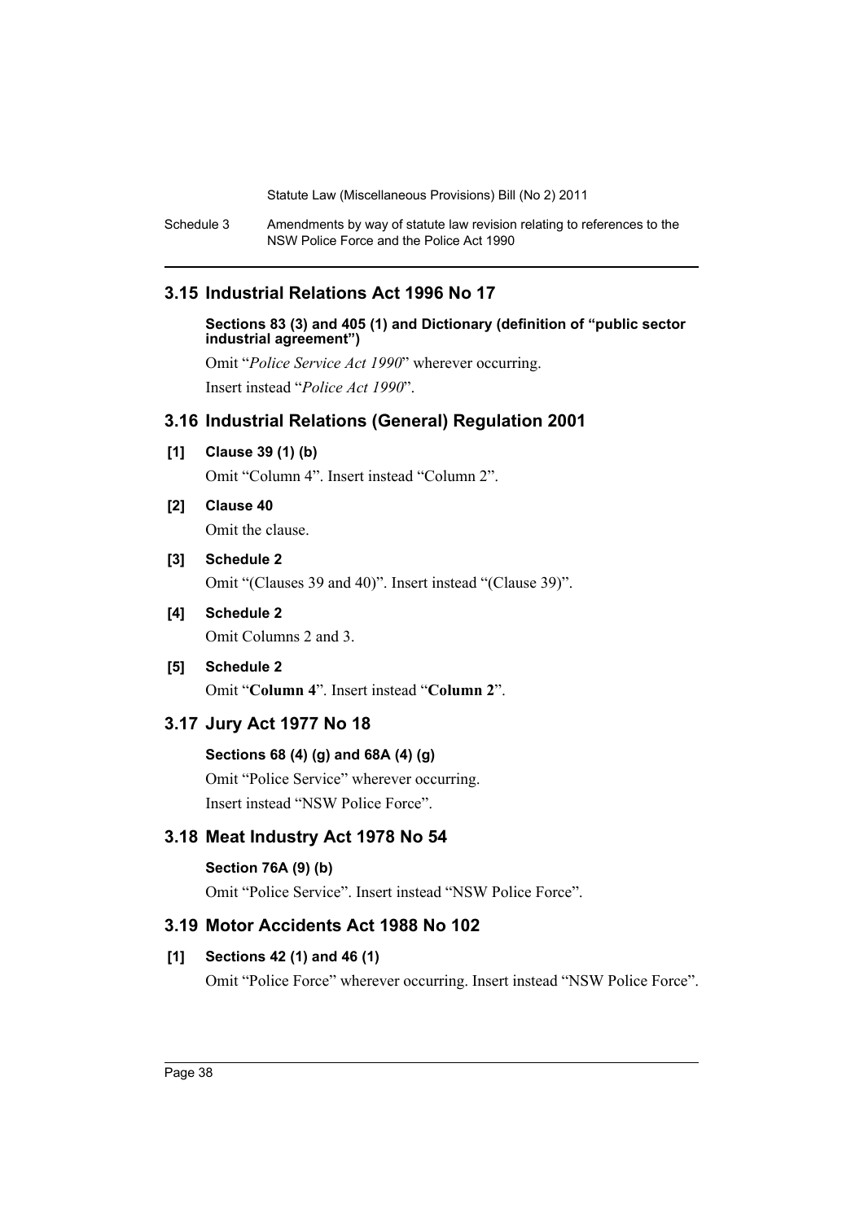## 3.15 Industrial Relations Act 1996 No 17

**Sections 83 (3) and 405 (1) and Dictionary (definition of "public sector industrial agreement")**

Omit "*Police Service Act 1990*" wherever occurring.

Insert instead "*Police Act 1990*".

## 3.16 Industrial Relations (General) Regulation 2001

**[1] Clause 39 (1) (b)**

Omit "Column 4". Insert instead "Column 2".

**[2] Clause 40**

Omit the clause.

**[3] Schedule 2**

Omit "(Clauses 39 and 40)". Insert instead "(Clause 39)".

**[4] Schedule 2**

Omit Columns 2 and 3.

**[5] Schedule 2**

Omit "**Column 4**". Insert instead "**Column 2**".

## 3.17 Jury Act 1977 No 18

**Sections 68 (4) (g) and 68A (4) (g)**

Omit "Police Service" wherever occurring.

Insert instead "NSW Police Force".

## 3.18 Meat Industry Act 1978 No 54

**Section 76A (9) (b)**

Omit "Police Service". Insert instead "NSW Police Force".

## 3.19 Motor Accidents Act 1988 No 102

**[1] Sections 42 (1) and 46 (1)**

Omit "Police Force" wherever occurring. Insert instead "NSW Police Force".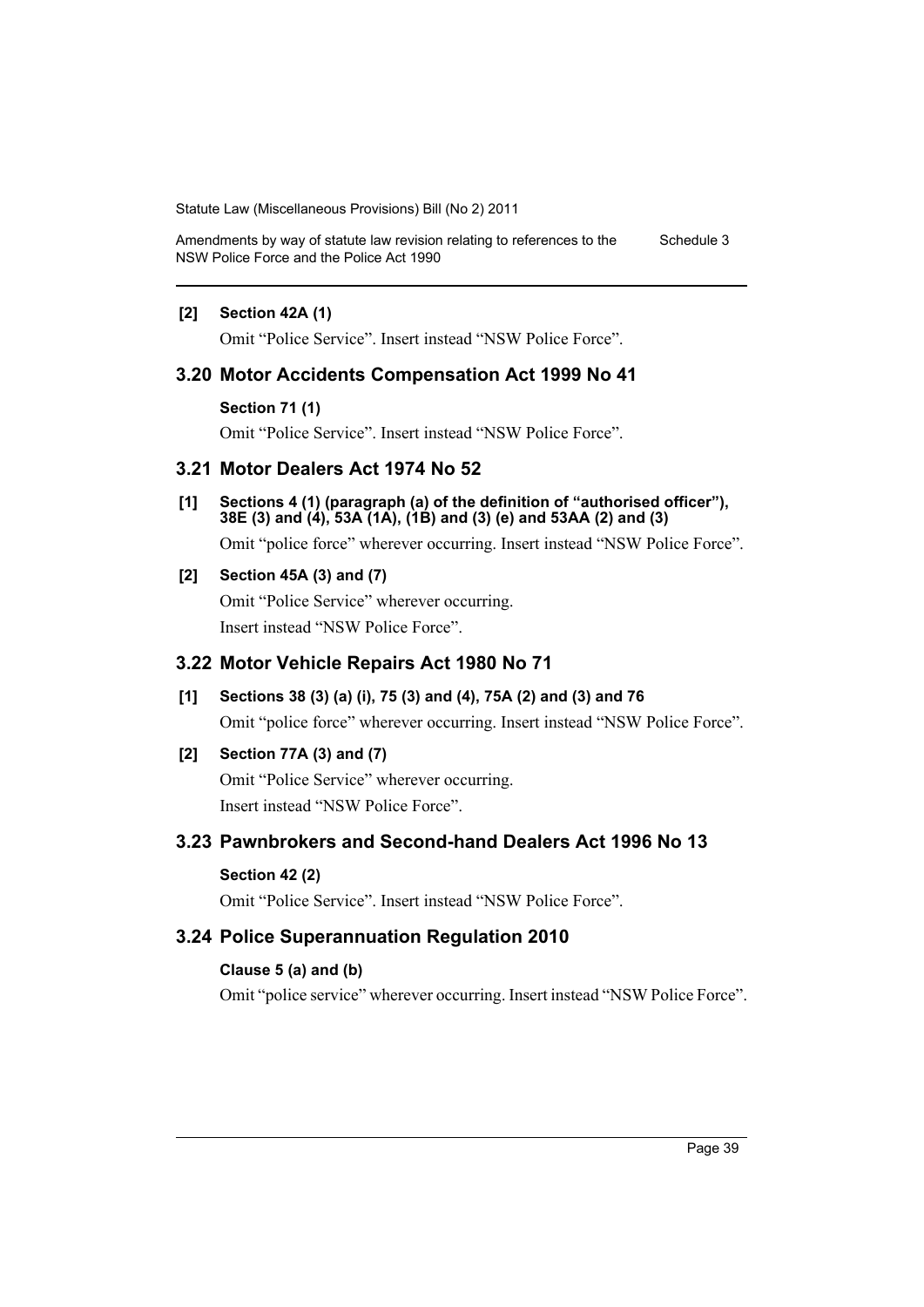**[2] Section 42A (1)**

Omit "Police Service". Insert instead "NSW Police Force".

## 3.20 Motor Accidents Compensation Act 1999 No 41

**Section 71 (1)**

Omit "Police Service". Insert instead "NSW Police Force".

## 3.21 Motor Dealers Act 1974 No 52

**[1] Sections 4 (1) (paragraph (a) of the definition of "authorised officer"), 38E (3) and (4), 53A (1A), (1B) and (3) (e) and 53AA (2) and (3)**

Omit "police force" wherever occurring. Insert instead "NSW Police Force".

**[2] Section 45A (3) and (7)**

Omit "Police Service" wherever occurring.

Insert instead "NSW Police Force".

## 3.22 Motor Vehicle Repairs Act 1980 No 71

**[1] Sections 38 (3) (a) (i), 75 (3) and (4), 75A (2) and (3) and 76**

Omit "police force" wherever occurring. Insert instead "NSW Police Force".

**[2] Section 77A (3) and (7)**

Omit "Police Service" wherever occurring.

Insert instead "NSW Police Force".

## 3.23 Pawnbrokers and Second-hand Dealers Act 1996 No 13

**Section 42 (2)**

Omit "Police Service". Insert instead "NSW Police Force".

## 3.24 Police Superannuation Regulation 2010

**Clause 5 (a) and (b)**

Omit "police service" wherever occurring. Insert instead "NSW Police Force".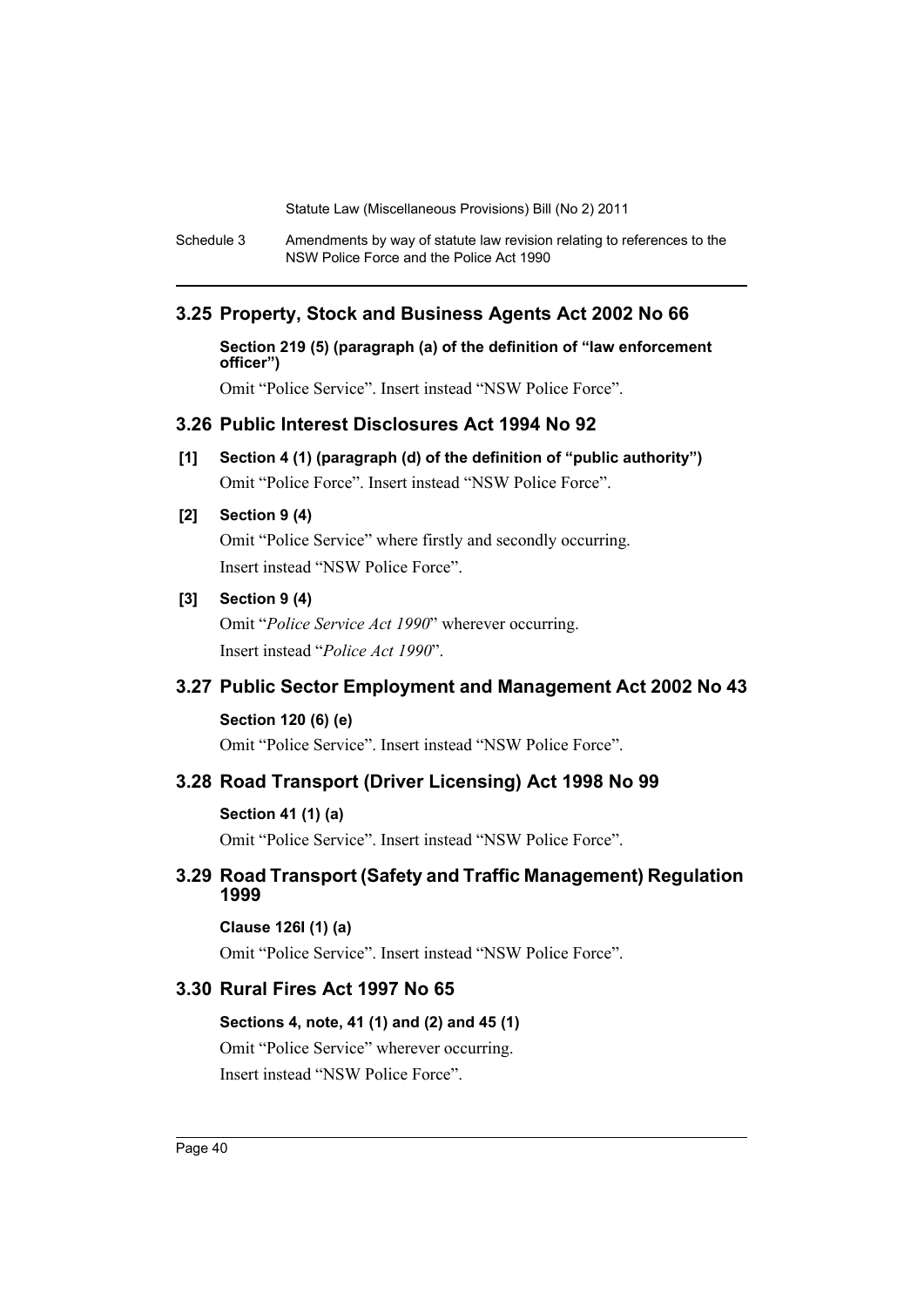## 3.25 Property, Stock and Business Agents Act 2002 No 66

**Section 219 (5) (paragraph (a) of the definition of "law enforcement officer")**

Omit "Police Service". Insert instead "NSW Police Force".

## 3.26 Public Interest Disclosures Act 1994 No 92

**[1] Section 4 (1) (paragraph (d) of the definition of "public authority")**

Omit "Police Force". Insert instead "NSW Police Force".

**[2] Section 9 (4)**

Omit "Police Service" where firstly and secondly occurring.

Insert instead "NSW Police Force".

**[3] Section 9 (4)**

Omit "*Police Service Act 1990*" wherever occurring.

Insert instead "*Police Act 1990*".

## 3.27 Public Sector Employment and Management Act 2002 No 43

**Section 120 (6) (e)**

Omit "Police Service". Insert instead "NSW Police Force".

## 3.28 Road Transport (Driver Licensing) Act 1998 No 99

**Section 41 (1) (a)**

Omit "Police Service". Insert instead "NSW Police Force".

## 3.29 Road Transport (Safety and Traffic Management) Regulation 1999

**Clause 126I (1) (a)**

Omit "Police Service". Insert instead "NSW Police Force".

## 3.30 Rural Fires Act 1997 No 65

**Sections 4, note, 41 (1) and (2) and 45 (1)**

Omit "Police Service" wherever occurring.

Insert instead "NSW Police Force".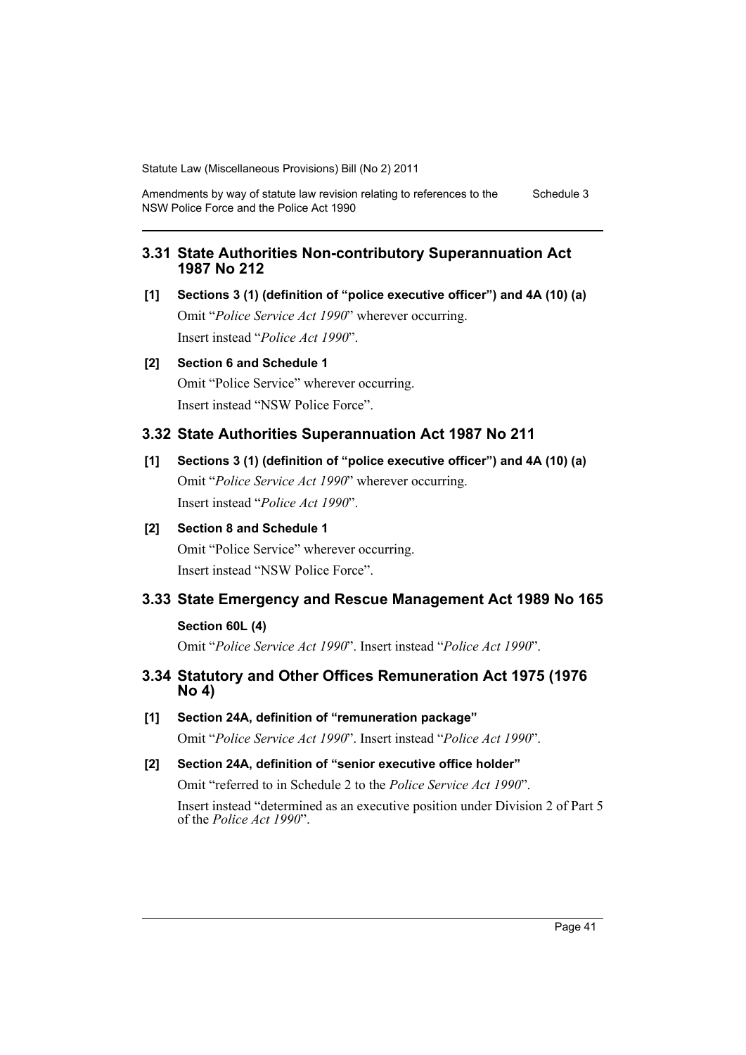## 3.31 State Authorities Non-contributory Superannuation Act 1987 No 212

**[1] Sections 3 (1) (definition of "police executive officer") and 4A (10) (a)**

Omit "*Police Service Act 1990*" wherever occurring.

Insert instead "*Police Act 1990*".

**[2] Section 6 and Schedule 1**

Omit "Police Service" wherever occurring.

Insert instead "NSW Police Force".

## 3.32 State Authorities Superannuation Act 1987 No 211

**[1] Sections 3 (1) (definition of "police executive officer") and 4A (10) (a)**

Omit "*Police Service Act 1990*" wherever occurring.

Insert instead "*Police Act 1990*".

**[2] Section 8 and Schedule 1**

Omit "Police Service" wherever occurring.

Insert instead "NSW Police Force".

## 3.33 State Emergency and Rescue Management Act 1989 No 165

**Section 60L (4)**

Omit "*Police Service Act 1990*". Insert instead "*Police Act 1990*".

## 3.34 Statutory and Other Offices Remuneration Act 1975 (1976 No 4)

**[1] Section 24A, definition of "remuneration package"**

Omit "*Police Service Act 1990*". Insert instead "*Police Act 1990*".

**[2] Section 24A, definition of "senior executive office holder"**

Omit "referred to in Schedule 2 to the *Police Service Act 1990*".

Insert instead "determined as an executive position under Division 2 of Part 5 of the *Police Act 1990*".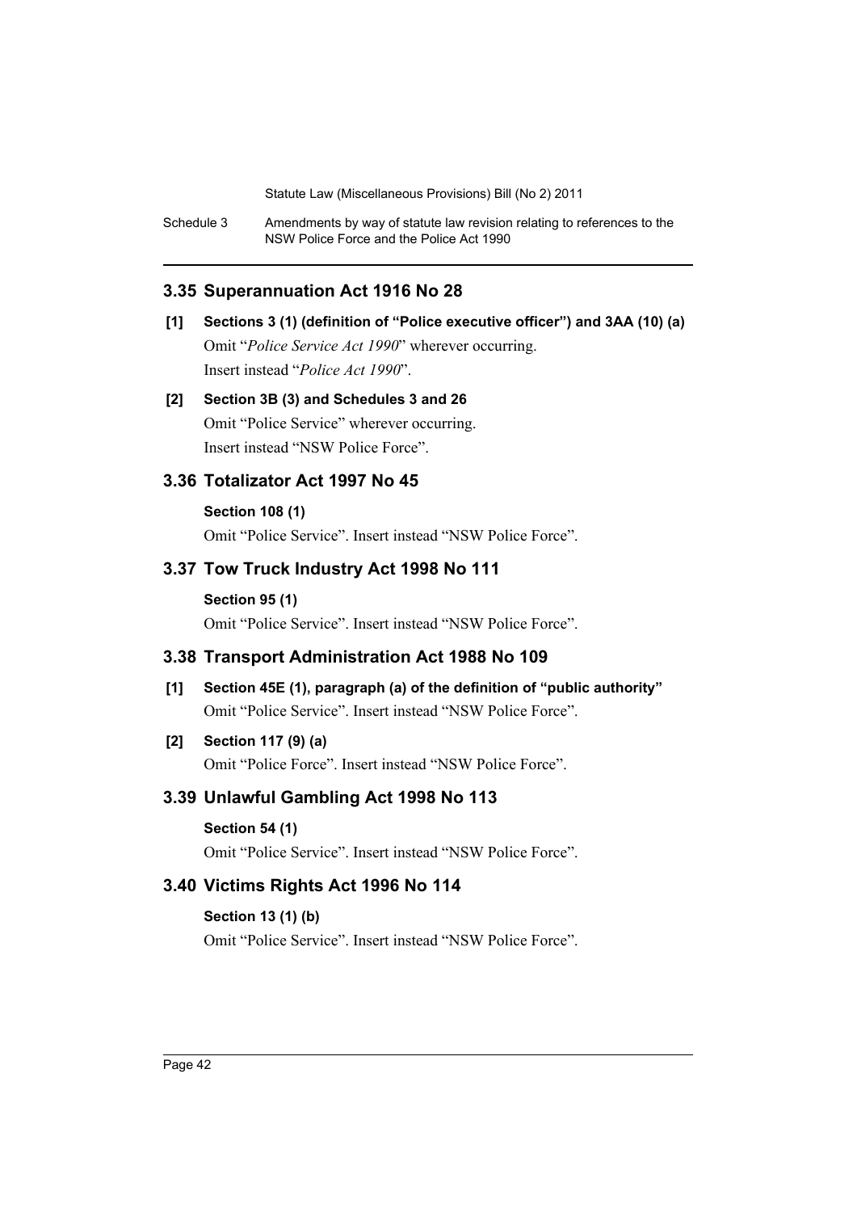## 3.35 Superannuation Act 1916 No 28

**[1] Sections 3 (1) (definition of "Police executive officer") and 3AA (10) (a)**

Omit "*Police Service Act 1990*" wherever occurring.

Insert instead "*Police Act 1990*".

**[2] Section 3B (3) and Schedules 3 and 26**

Omit "Police Service" wherever occurring.

Insert instead "NSW Police Force".

## 3.36 Totalizator Act 1997 No 45

**Section 108 (1)**

Omit "Police Service". Insert instead "NSW Police Force".

## 3.37 Tow Truck Industry Act 1998 No 111

**Section 95 (1)**

Omit "Police Service". Insert instead "NSW Police Force".

## 3.38 Transport Administration Act 1988 No 109

**[1] Section 45E (1), paragraph (a) of the definition of "public authority"**

Omit "Police Service". Insert instead "NSW Police Force".

**[2] Section 117 (9) (a)**

Omit "Police Force". Insert instead "NSW Police Force".

## 3.39 Unlawful Gambling Act 1998 No 113

**Section 54 (1)**

Omit "Police Service". Insert instead "NSW Police Force".

## 3.40 Victims Rights Act 1996 No 114

**Section 13 (1) (b)**

Omit "Police Service". Insert instead "NSW Police Force".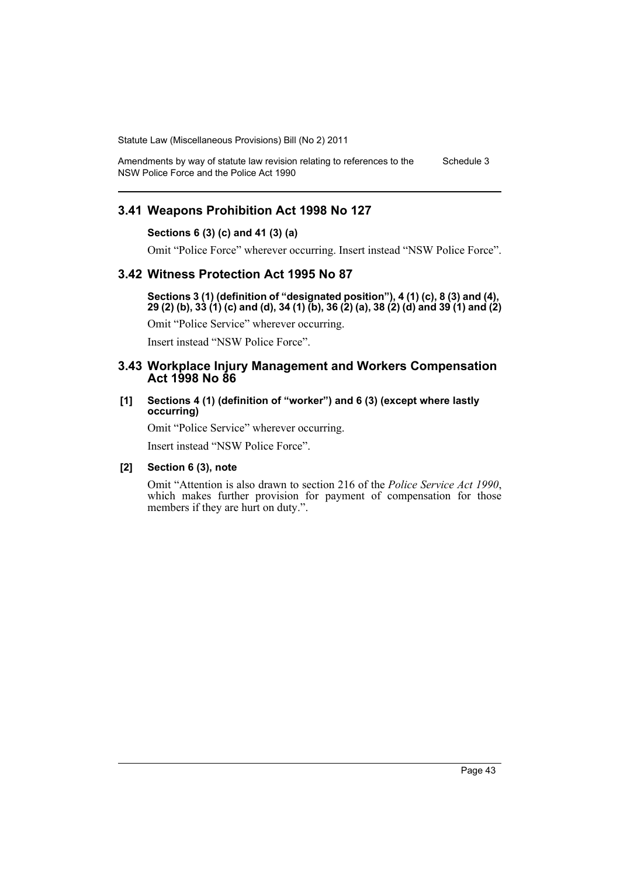## 3.41 Weapons Prohibition Act 1998 No 127

**Sections 6 (3) (c) and 41 (3) (a)**

Omit "Police Force" wherever occurring. Insert instead "NSW Police Force".

## 3.42 Witness Protection Act 1995 No 87

**Sections 3 (1) (definition of "designated position"), 4 (1) (c), 8 (3) and (4), 29 (2) (b), 33 (1) (c) and (d), 34 (1) (b), 36 (2) (a), 38 (2) (d) and 39 (1) and (2)**

Omit "Police Service" wherever occurring.

Insert instead "NSW Police Force".

## 3.43 Workplace Injury Management and Workers Compensation Act 1998 No 86

**[1] Sections 4 (1) (definition of "worker") and 6 (3) (except where lastly occurring)**

Omit "Police Service" wherever occurring.

Insert instead "NSW Police Force".

**[2] Section 6 (3), note**

Omit "Attention is also drawn to section 216 of the *Police Service Act 1990*, which makes further provision for payment of compensation for those members if they are hurt on duty.".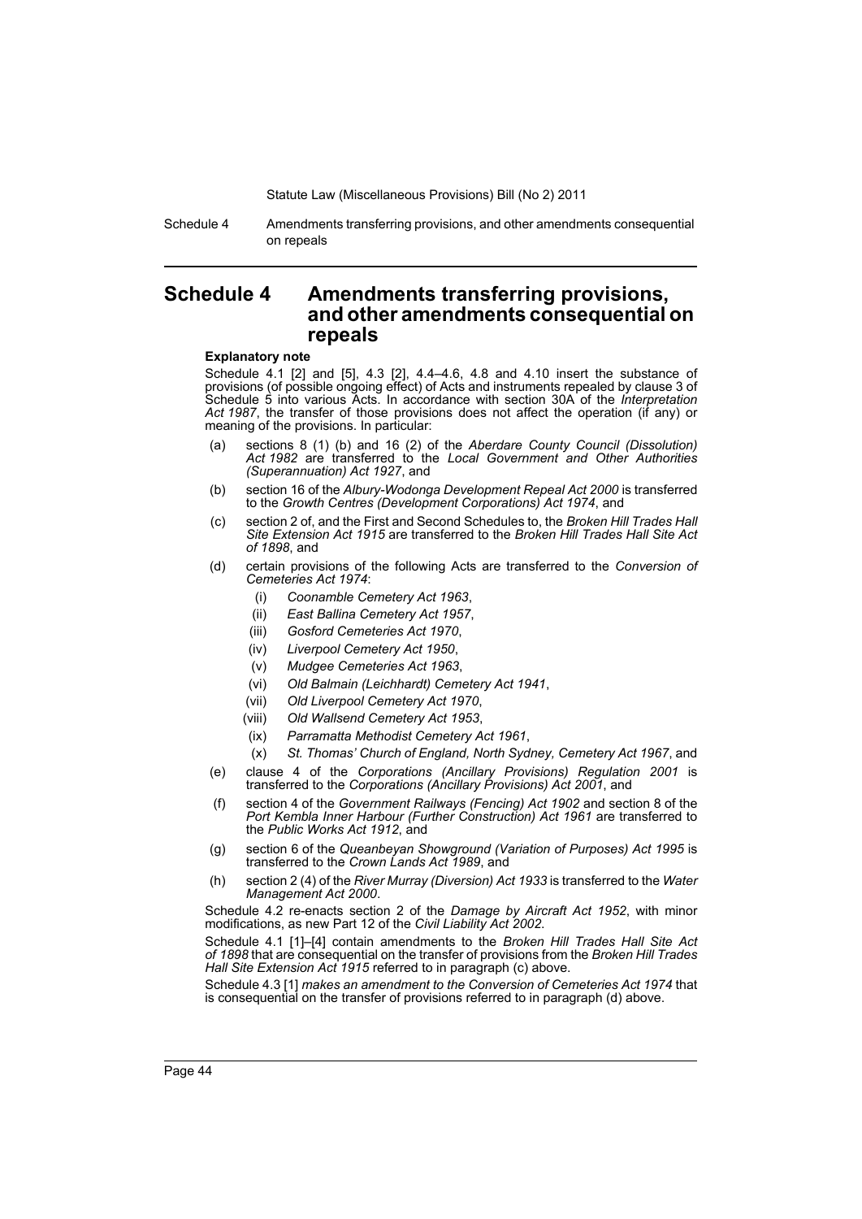# Schedule 4 Amendments transferring provisions, and other amendments consequential on repeals

**Explanatory note**

Schedule 4.1 [2] and [5], 4.3 [2], 4.4–4.6, 4.8 and 4.10 insert the substance of provisions (of possible ongoing effect) of Acts and instruments repealed by clause 3 of Schedule 5 into various Acts. In accordance with section 30A of the *Interpretation Act 1987*, the transfer of those provisions does not affect the operation (if any) or meaning of the provisions. In particular:

(a) sections 8 (1) (b) and 16 (2) of the *Aberdare County Council (Dissolution) Act 1982* are transferred to the *Local Government and Other Authorities (Superannuation) Act 1927*, and

(b) section 16 of the *Albury-Wodonga Development Repeal Act 2000* is transferred to the *Growth Centres (Development Corporations) Act 1974*, and

(c) section 2 of, and the First and Second Schedules to, the *Broken Hill Trades Hall Site Extension Act 1915* are transferred to the *Broken Hill Trades Hall Site Act of 1898*, and

(d) certain provisions of the following Acts are transferred to the *Conversion of Cemeteries Act 1974*:

  (i) *Coonamble Cemetery Act 1963*,

  (ii) *East Ballina Cemetery Act 1957*,

  (iii) *Gosford Cemeteries Act 1970*,

  (iv) *Liverpool Cemetery Act 1950*,

  (v) *Mudgee Cemeteries Act 1963*,

  (vi) *Old Balmain (Leichhardt) Cemetery Act 1941*,

  (vii) *Old Liverpool Cemetery Act 1970*,

  (viii) *Old Wallsend Cemetery Act 1953*,

  (ix) *Parramatta Methodist Cemetery Act 1961*,

  (x) *St. Thomas' Church of England, North Sydney, Cemetery Act 1967*, and

(e) clause 4 of the *Corporations (Ancillary Provisions) Regulation 2001* is transferred to the *Corporations (Ancillary Provisions) Act 2001*, and

(f) section 4 of the *Government Railways (Fencing) Act 1902* and section 8 of the *Port Kembla Inner Harbour (Further Construction) Act 1961* are transferred to the *Public Works Act 1912*, and

(g) section 6 of the *Queanbeyan Showground (Variation of Purposes) Act 1995* is transferred to the *Crown Lands Act 1989*, and

(h) section 2 (4) of the *River Murray (Diversion) Act 1933* is transferred to the *Water Management Act 2000*.

Schedule 4.2 re-enacts section 2 of the *Damage by Aircraft Act 1952*, with minor modifications, as new Part 12 of the *Civil Liability Act 2002*.

Schedule 4.1 [1]–[4] contain amendments to the *Broken Hill Trades Hall Site Act of 1898* that are consequential on the transfer of provisions from the *Broken Hill Trades Hall Site Extension Act 1915* referred to in paragraph (c) above.

Schedule 4.3 [1] *makes an amendment to the Conversion of Cemeteries Act 1974* that is consequential on the transfer of provisions referred to in paragraph (d) above.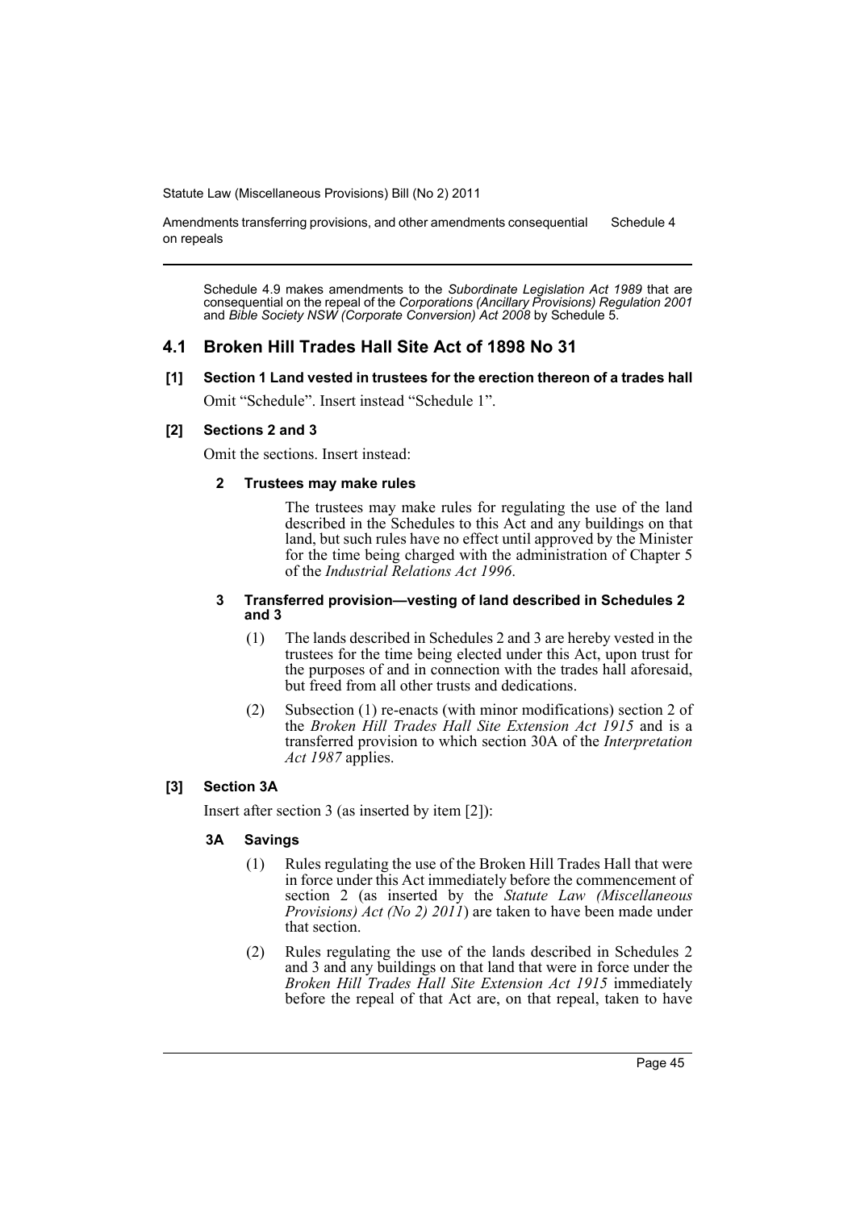Schedule 4.9 makes amendments to the *Subordinate Legislation Act 1989* that are consequential on the repeal of the *Corporations (Ancillary Provisions) Regulation 2001* and *Bible Society NSW (Corporate Conversion) Act 2008* by Schedule 5.

## 4.1 Broken Hill Trades Hall Site Act of 1898 No 31

### [1] Section 1 Land vested in trustees for the erection thereon of a trades hall

Omit "Schedule". Insert instead "Schedule 1".

### [2] Sections 2 and 3

Omit the sections. Insert instead:

**2 Trustees may make rules**

The trustees may make rules for regulating the use of the land described in the Schedules to this Act and any buildings on that land, but such rules have no effect until approved by the Minister for the time being charged with the administration of Chapter 5 of the *Industrial Relations Act 1996*.

**3 Transferred provision—vesting of land described in Schedules 2 and 3**

(1) The lands described in Schedules 2 and 3 are hereby vested in the trustees for the time being elected under this Act, upon trust for the purposes of and in connection with the trades hall aforesaid, but freed from all other trusts and dedications.

(2) Subsection (1) re-enacts (with minor modifications) section 2 of the *Broken Hill Trades Hall Site Extension Act 1915* and is a transferred provision to which section 30A of the *Interpretation Act 1987* applies.

### [3] Section 3A

Insert after section 3 (as inserted by item [2]):

**3A Savings**

(1) Rules regulating the use of the Broken Hill Trades Hall that were in force under this Act immediately before the commencement of section 2 (as inserted by the *Statute Law (Miscellaneous Provisions) Act (No 2) 2011*) are taken to have been made under that section.

(2) Rules regulating the use of the lands described in Schedules 2 and 3 and any buildings on that land that were in force under the *Broken Hill Trades Hall Site Extension Act 1915* immediately before the repeal of that Act are, on that repeal, taken to have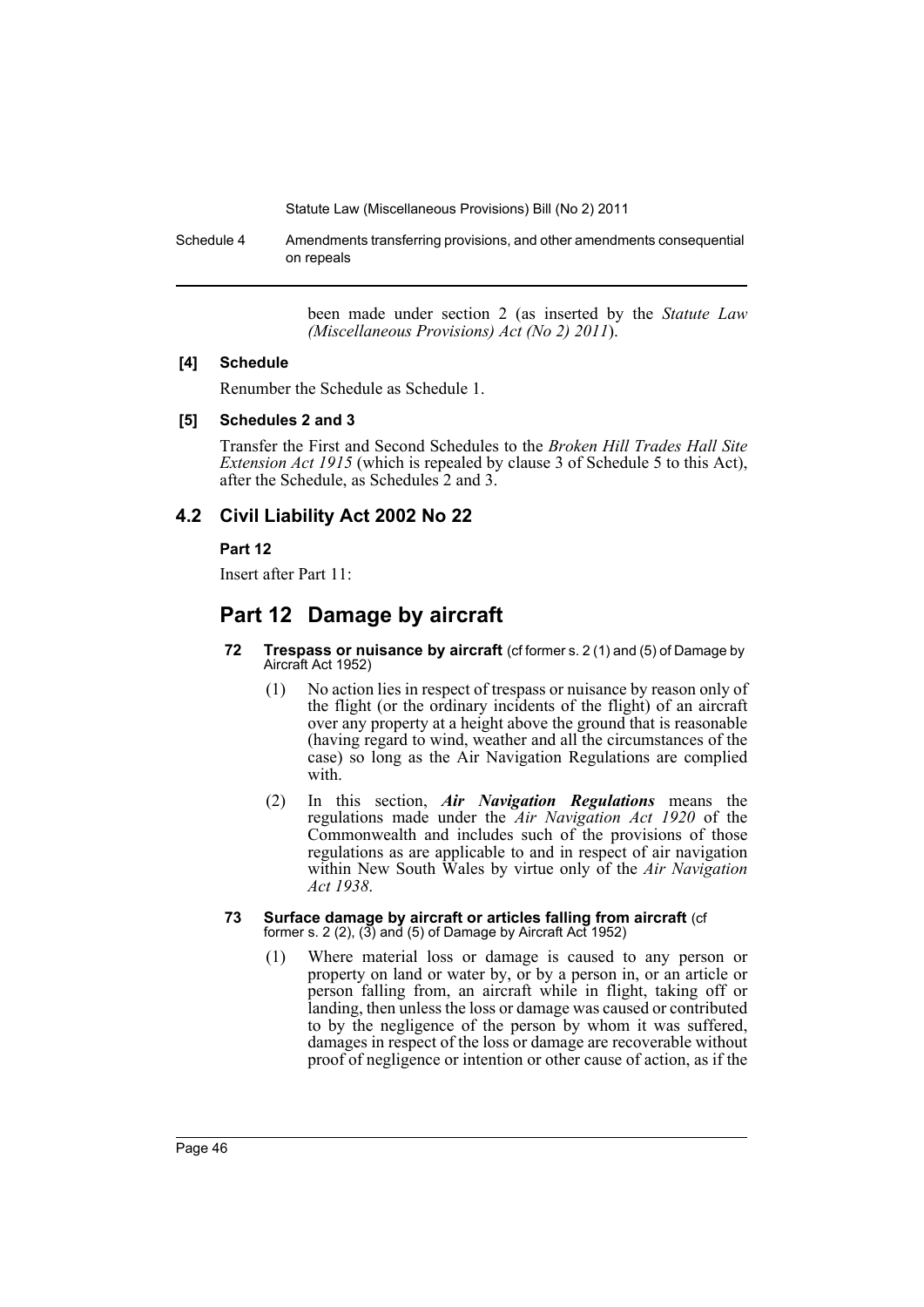been made under section 2 (as inserted by the *Statute Law (Miscellaneous Provisions) Act (No 2) 2011*).

**[4] Schedule**

Renumber the Schedule as Schedule 1.

**[5] Schedules 2 and 3**

Transfer the First and Second Schedules to the *Broken Hill Trades Hall Site Extension Act 1915* (which is repealed by clause 3 of Schedule 5 to this Act), after the Schedule, as Schedules 2 and 3.

## 4.2 Civil Liability Act 2002 No 22

**Part 12**

Insert after Part 11:

# Part 12 Damage by aircraft

**72 Trespass or nuisance by aircraft** (cf former s. 2 (1) and (5) of Damage by Aircraft Act 1952)

(1) No action lies in respect of trespass or nuisance by reason only of the flight (or the ordinary incidents of the flight) of an aircraft over any property at a height above the ground that is reasonable (having regard to wind, weather and all the circumstances of the case) so long as the Air Navigation Regulations are complied with.

(2) In this section, ***Air Navigation Regulations*** means the regulations made under the *Air Navigation Act 1920* of the Commonwealth and includes such of the provisions of those regulations as are applicable to and in respect of air navigation within New South Wales by virtue only of the *Air Navigation Act 1938*.

**73 Surface damage by aircraft or articles falling from aircraft** (cf former s. 2 (2), (3) and (5) of Damage by Aircraft Act 1952)

(1) Where material loss or damage is caused to any person or property on land or water by, or by a person in, or an article or person falling from, an aircraft while in flight, taking off or landing, then unless the loss or damage was caused or contributed to by the negligence of the person by whom it was suffered, damages in respect of the loss or damage are recoverable without proof of negligence or intention or other cause of action, as if the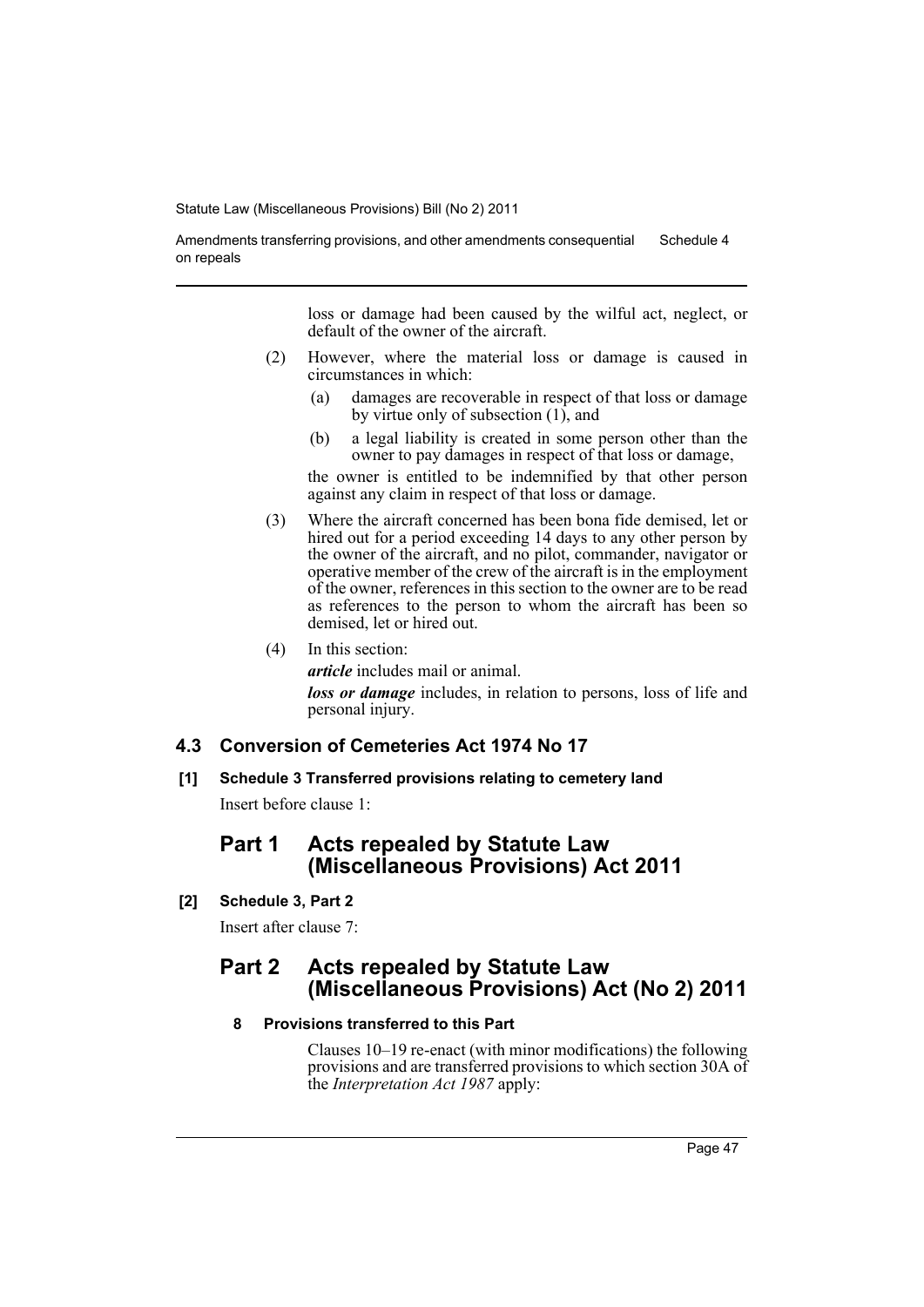loss or damage had been caused by the wilful act, neglect, or default of the owner of the aircraft.

(2) However, where the material loss or damage is caused in circumstances in which:

(a) damages are recoverable in respect of that loss or damage by virtue only of subsection (1), and

(b) a legal liability is created in some person other than the owner to pay damages in respect of that loss or damage,

the owner is entitled to be indemnified by that other person against any claim in respect of that loss or damage.

(3) Where the aircraft concerned has been bona fide demised, let or hired out for a period exceeding 14 days to any other person by the owner of the aircraft, and no pilot, commander, navigator or operative member of the crew of the aircraft is in the employment of the owner, references in this section to the owner are to be read as references to the person to whom the aircraft has been so demised, let or hired out.

(4) In this section:

***article*** includes mail or animal.

***loss or damage*** includes, in relation to persons, loss of life and personal injury.

## 4.3 Conversion of Cemeteries Act 1974 No 17

**[1] Schedule 3 Transferred provisions relating to cemetery land**

Insert before clause 1:

## Part 1 Acts repealed by Statute Law (Miscellaneous Provisions) Act 2011

**[2] Schedule 3, Part 2**

Insert after clause 7:

## Part 2 Acts repealed by Statute Law (Miscellaneous Provisions) Act (No 2) 2011

**8 Provisions transferred to this Part**

Clauses 10–19 re-enact (with minor modifications) the following provisions and are transferred provisions to which section 30A of the *Interpretation Act 1987* apply: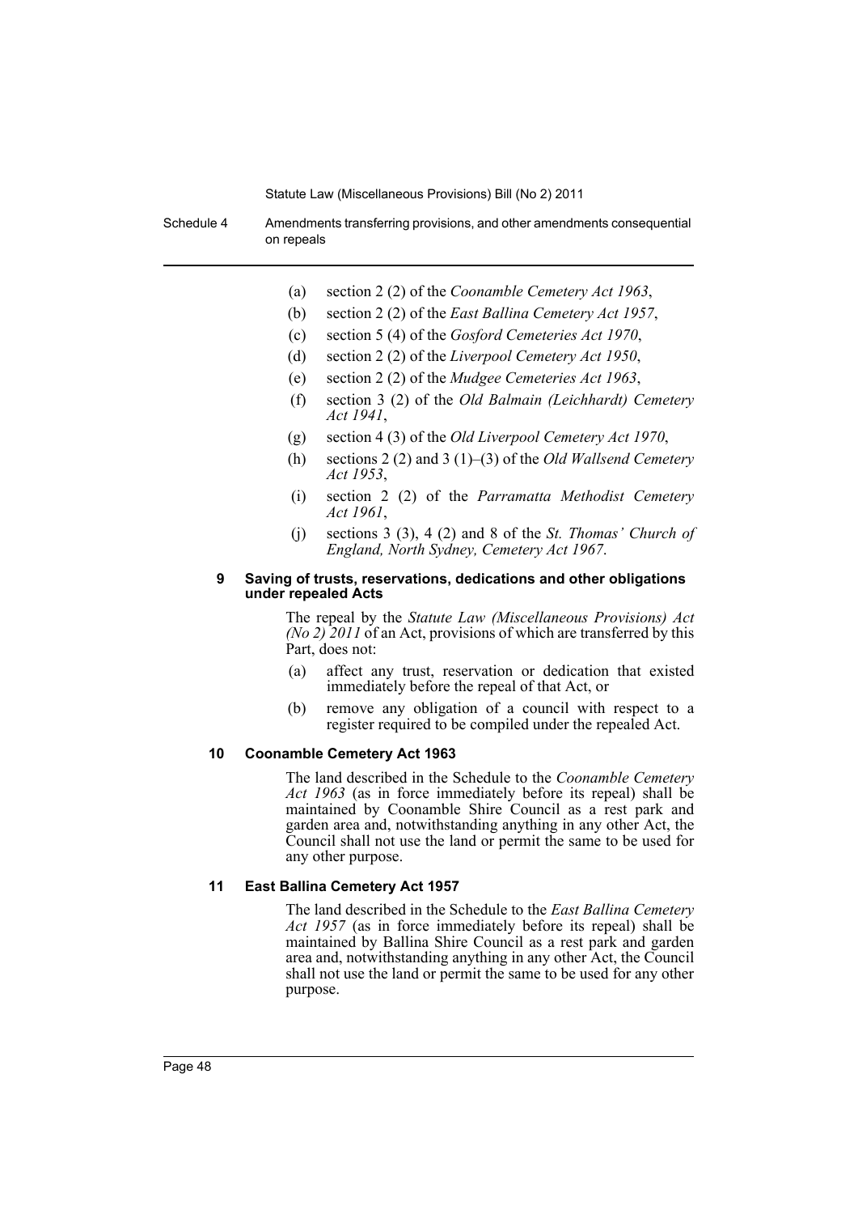(a) section 2 (2) of the *Coonamble Cemetery Act 1963*,

(b) section 2 (2) of the *East Ballina Cemetery Act 1957*,

(c) section 5 (4) of the *Gosford Cemeteries Act 1970*,

(d) section 2 (2) of the *Liverpool Cemetery Act 1950*,

(e) section 2 (2) of the *Mudgee Cemeteries Act 1963*,

(f) section 3 (2) of the *Old Balmain (Leichhardt) Cemetery Act 1941*,

(g) section 4 (3) of the *Old Liverpool Cemetery Act 1970*,

(h) sections 2 (2) and 3 (1)–(3) of the *Old Wallsend Cemetery Act 1953*,

(i) section 2 (2) of the *Parramatta Methodist Cemetery Act 1961*,

(j) sections 3 (3), 4 (2) and 8 of the *St. Thomas' Church of England, North Sydney, Cemetery Act 1967*.

**9 Saving of trusts, reservations, dedications and other obligations under repealed Acts**

The repeal by the *Statute Law (Miscellaneous Provisions) Act (No 2) 2011* of an Act, provisions of which are transferred by this Part, does not:

(a) affect any trust, reservation or dedication that existed immediately before the repeal of that Act, or

(b) remove any obligation of a council with respect to a register required to be compiled under the repealed Act.

**10 Coonamble Cemetery Act 1963**

The land described in the Schedule to the *Coonamble Cemetery Act 1963* (as in force immediately before its repeal) shall be maintained by Coonamble Shire Council as a rest park and garden area and, notwithstanding anything in any other Act, the Council shall not use the land or permit the same to be used for any other purpose.

**11 East Ballina Cemetery Act 1957**

The land described in the Schedule to the *East Ballina Cemetery Act 1957* (as in force immediately before its repeal) shall be maintained by Ballina Shire Council as a rest park and garden area and, notwithstanding anything in any other Act, the Council shall not use the land or permit the same to be used for any other purpose.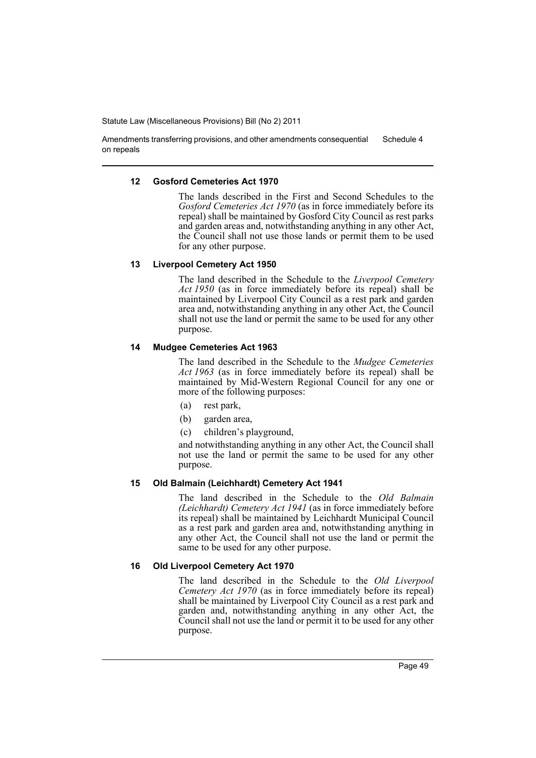### 12 Gosford Cemeteries Act 1970

The lands described in the First and Second Schedules to the *Gosford Cemeteries Act 1970* (as in force immediately before its repeal) shall be maintained by Gosford City Council as rest parks and garden areas and, notwithstanding anything in any other Act, the Council shall not use those lands or permit them to be used for any other purpose.

### 13 Liverpool Cemetery Act 1950

The land described in the Schedule to the *Liverpool Cemetery Act 1950* (as in force immediately before its repeal) shall be maintained by Liverpool City Council as a rest park and garden area and, notwithstanding anything in any other Act, the Council shall not use the land or permit the same to be used for any other purpose.

### 14 Mudgee Cemeteries Act 1963

The land described in the Schedule to the *Mudgee Cemeteries Act 1963* (as in force immediately before its repeal) shall be maintained by Mid-Western Regional Council for any one or more of the following purposes:

(a) rest park,

(b) garden area,

(c) children's playground,

and notwithstanding anything in any other Act, the Council shall not use the land or permit the same to be used for any other purpose.

### 15 Old Balmain (Leichhardt) Cemetery Act 1941

The land described in the Schedule to the *Old Balmain (Leichhardt) Cemetery Act 1941* (as in force immediately before its repeal) shall be maintained by Leichhardt Municipal Council as a rest park and garden area and, notwithstanding anything in any other Act, the Council shall not use the land or permit the same to be used for any other purpose.

### 16 Old Liverpool Cemetery Act 1970

The land described in the Schedule to the *Old Liverpool Cemetery Act 1970* (as in force immediately before its repeal) shall be maintained by Liverpool City Council as a rest park and garden and, notwithstanding anything in any other Act, the Council shall not use the land or permit it to be used for any other purpose.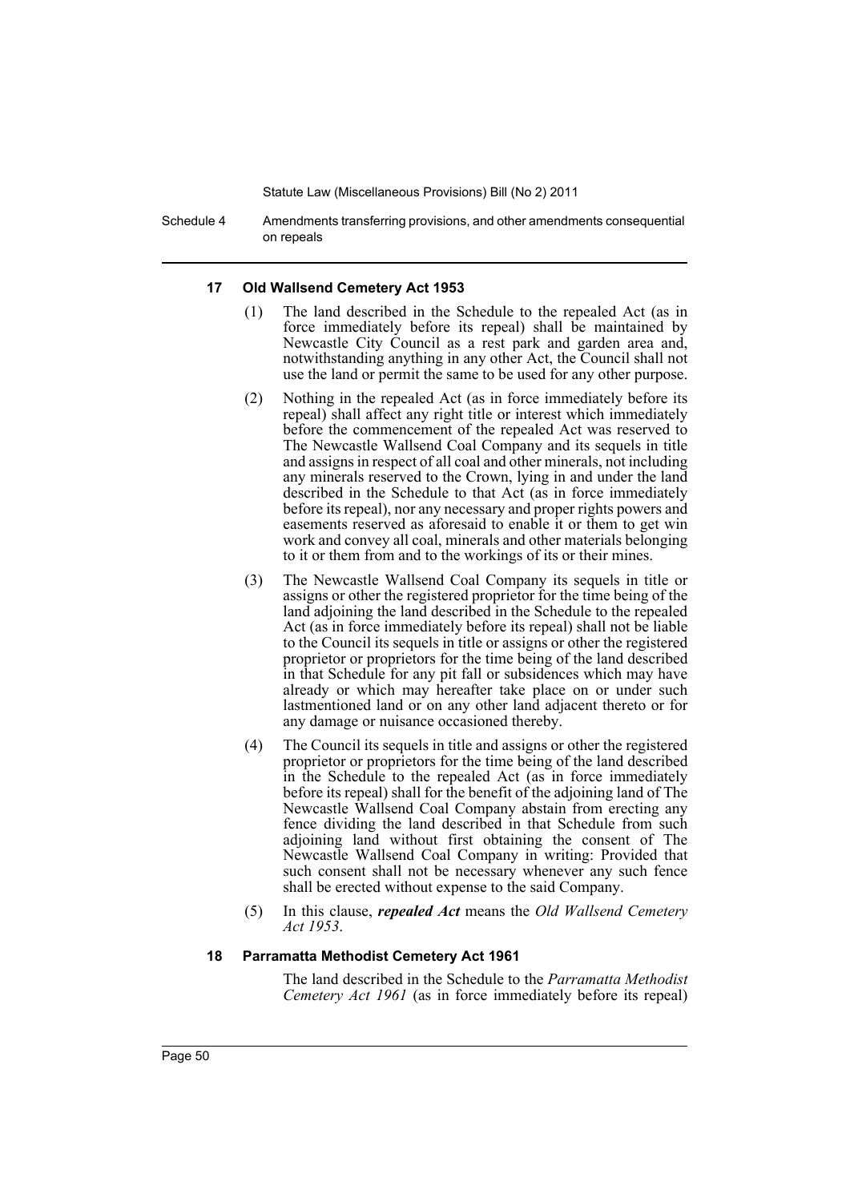### 17 Old Wallsend Cemetery Act 1953

(1) The land described in the Schedule to the repealed Act (as in force immediately before its repeal) shall be maintained by Newcastle City Council as a rest park and garden area and, notwithstanding anything in any other Act, the Council shall not use the land or permit the same to be used for any other purpose.

(2) Nothing in the repealed Act (as in force immediately before its repeal) shall affect any right title or interest which immediately before the commencement of the repealed Act was reserved to The Newcastle Wallsend Coal Company and its sequels in title and assigns in respect of all coal and other minerals, not including any minerals reserved to the Crown, lying in and under the land described in the Schedule to that Act (as in force immediately before its repeal), nor any necessary and proper rights powers and easements reserved as aforesaid to enable it or them to get win work and convey all coal, minerals and other materials belonging to it or them from and to the workings of its or their mines.

(3) The Newcastle Wallsend Coal Company its sequels in title or assigns or other the registered proprietor for the time being of the land adjoining the land described in the Schedule to the repealed Act (as in force immediately before its repeal) shall not be liable to the Council its sequels in title or assigns or other the registered proprietor or proprietors for the time being of the land described in that Schedule for any pit fall or subsidences which may have already or which may hereafter take place on or under such lastmentioned land or on any other land adjacent thereto or for any damage or nuisance occasioned thereby.

(4) The Council its sequels in title and assigns or other the registered proprietor or proprietors for the time being of the land described in the Schedule to the repealed Act (as in force immediately before its repeal) shall for the benefit of the adjoining land of The Newcastle Wallsend Coal Company abstain from erecting any fence dividing the land described in that Schedule from such adjoining land without first obtaining the consent of The Newcastle Wallsend Coal Company in writing: Provided that such consent shall not be necessary whenever any such fence shall be erected without expense to the said Company.

(5) In this clause, ***repealed Act*** means the *Old Wallsend Cemetery Act 1953*.

### 18 Parramatta Methodist Cemetery Act 1961

The land described in the Schedule to the *Parramatta Methodist Cemetery Act 1961* (as in force immediately before its repeal)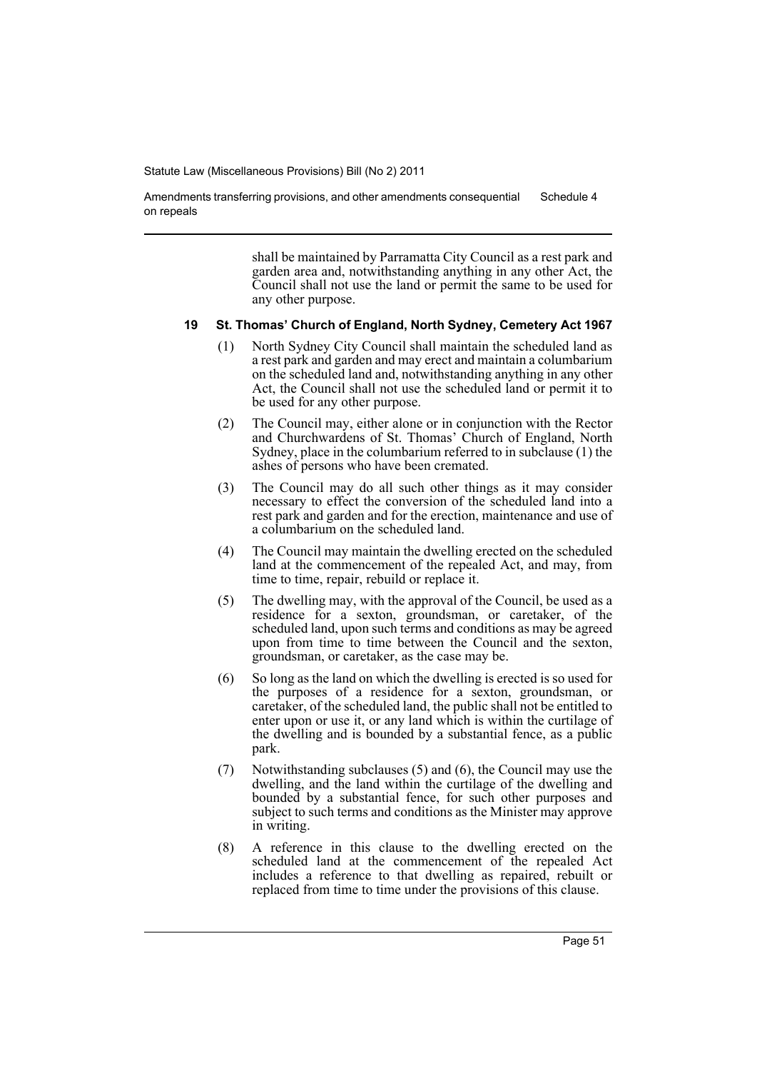shall be maintained by Parramatta City Council as a rest park and garden area and, notwithstanding anything in any other Act, the Council shall not use the land or permit the same to be used for any other purpose.

### 19 St. Thomas' Church of England, North Sydney, Cemetery Act 1967

(1) North Sydney City Council shall maintain the scheduled land as a rest park and garden and may erect and maintain a columbarium on the scheduled land and, notwithstanding anything in any other Act, the Council shall not use the scheduled land or permit it to be used for any other purpose.

(2) The Council may, either alone or in conjunction with the Rector and Churchwardens of St. Thomas' Church of England, North Sydney, place in the columbarium referred to in subclause (1) the ashes of persons who have been cremated.

(3) The Council may do all such other things as it may consider necessary to effect the conversion of the scheduled land into a rest park and garden and for the erection, maintenance and use of a columbarium on the scheduled land.

(4) The Council may maintain the dwelling erected on the scheduled land at the commencement of the repealed Act, and may, from time to time, repair, rebuild or replace it.

(5) The dwelling may, with the approval of the Council, be used as a residence for a sexton, groundsman, or caretaker, of the scheduled land, upon such terms and conditions as may be agreed upon from time to time between the Council and the sexton, groundsman, or caretaker, as the case may be.

(6) So long as the land on which the dwelling is erected is so used for the purposes of a residence for a sexton, groundsman, or caretaker, of the scheduled land, the public shall not be entitled to enter upon or use it, or any land which is within the curtilage of the dwelling and is bounded by a substantial fence, as a public park.

(7) Notwithstanding subclauses (5) and (6), the Council may use the dwelling, and the land within the curtilage of the dwelling and bounded by a substantial fence, for such other purposes and subject to such terms and conditions as the Minister may approve in writing.

(8) A reference in this clause to the dwelling erected on the scheduled land at the commencement of the repealed Act includes a reference to that dwelling as repaired, rebuilt or replaced from time to time under the provisions of this clause.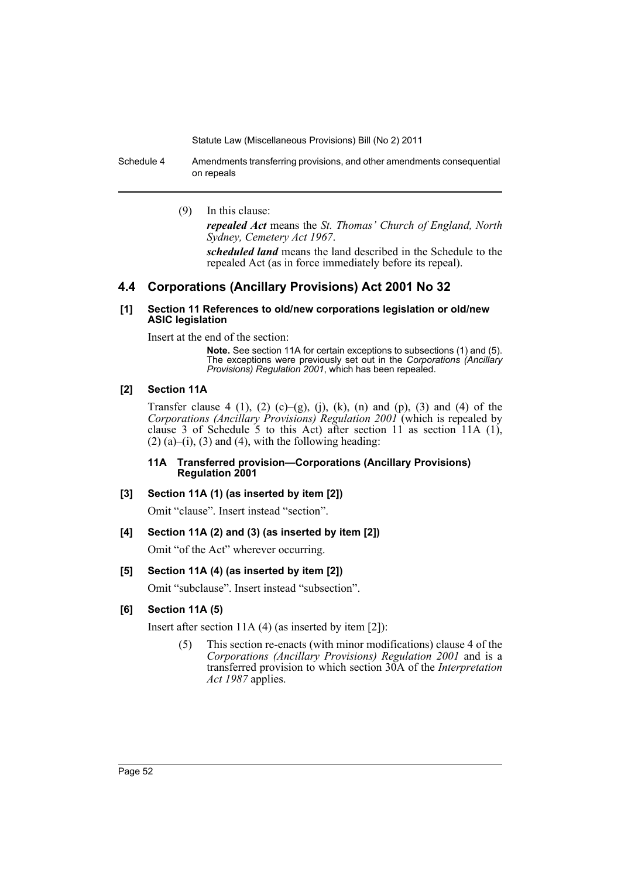(9) In this clause:

***repealed Act*** means the *St. Thomas' Church of England, North Sydney, Cemetery Act 1967*.

***scheduled land*** means the land described in the Schedule to the repealed Act (as in force immediately before its repeal).

## 4.4 Corporations (Ancillary Provisions) Act 2001 No 32

### [1] Section 11 References to old/new corporations legislation or old/new ASIC legislation

Insert at the end of the section:

**Note.** See section 11A for certain exceptions to subsections (1) and (5). The exceptions were previously set out in the *Corporations (Ancillary Provisions) Regulation 2001*, which has been repealed.

### [2] Section 11A

Transfer clause 4 (1), (2) (c)–(g), (j), (k), (n) and (p), (3) and (4) of the *Corporations (Ancillary Provisions) Regulation 2001* (which is repealed by clause 3 of Schedule 5 to this Act) after section 11 as section 11A (1), (2) (a)–(i), (3) and (4), with the following heading:

#### 11A Transferred provision—Corporations (Ancillary Provisions) Regulation 2001

### [3] Section 11A (1) (as inserted by item [2])

Omit "clause". Insert instead "section".

### [4] Section 11A (2) and (3) (as inserted by item [2])

Omit "of the Act" wherever occurring.

### [5] Section 11A (4) (as inserted by item [2])

Omit "subclause". Insert instead "subsection".

### [6] Section 11A (5)

Insert after section 11A (4) (as inserted by item [2]):

(5) This section re-enacts (with minor modifications) clause 4 of the *Corporations (Ancillary Provisions) Regulation 2001* and is a transferred provision to which section 30A of the *Interpretation Act 1987* applies.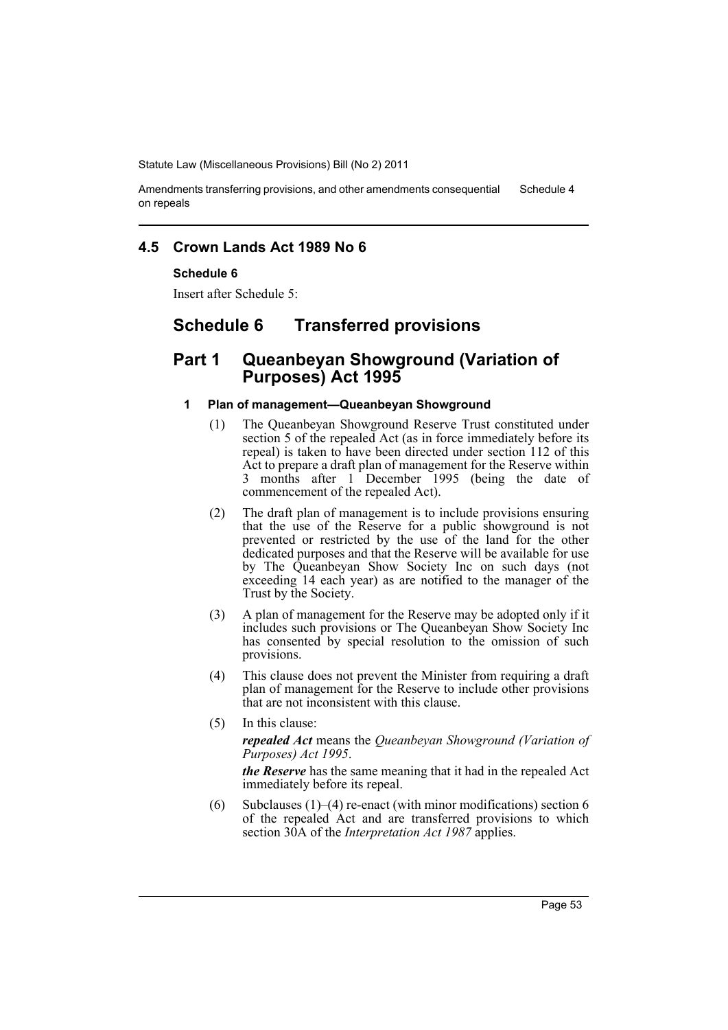## 4.5 Crown Lands Act 1989 No 6

**Schedule 6**

Insert after Schedule 5:

# Schedule 6 Transferred provisions

## Part 1 Queanbeyan Showground (Variation of Purposes) Act 1995

### 1 Plan of management—Queanbeyan Showground

(1) The Queanbeyan Showground Reserve Trust constituted under section 5 of the repealed Act (as in force immediately before its repeal) is taken to have been directed under section 112 of this Act to prepare a draft plan of management for the Reserve within 3 months after 1 December 1995 (being the date of commencement of the repealed Act).

(2) The draft plan of management is to include provisions ensuring that the use of the Reserve for a public showground is not prevented or restricted by the use of the land for the other dedicated purposes and that the Reserve will be available for use by The Queanbeyan Show Society Inc on such days (not exceeding 14 each year) as are notified to the manager of the Trust by the Society.

(3) A plan of management for the Reserve may be adopted only if it includes such provisions or The Queanbeyan Show Society Inc has consented by special resolution to the omission of such provisions.

(4) This clause does not prevent the Minister from requiring a draft plan of management for the Reserve to include other provisions that are not inconsistent with this clause.

(5) In this clause:

***repealed Act*** means the *Queanbeyan Showground (Variation of Purposes) Act 1995*.

***the Reserve*** has the same meaning that it had in the repealed Act immediately before its repeal.

(6) Subclauses (1)–(4) re-enact (with minor modifications) section 6 of the repealed Act and are transferred provisions to which section 30A of the *Interpretation Act 1987* applies.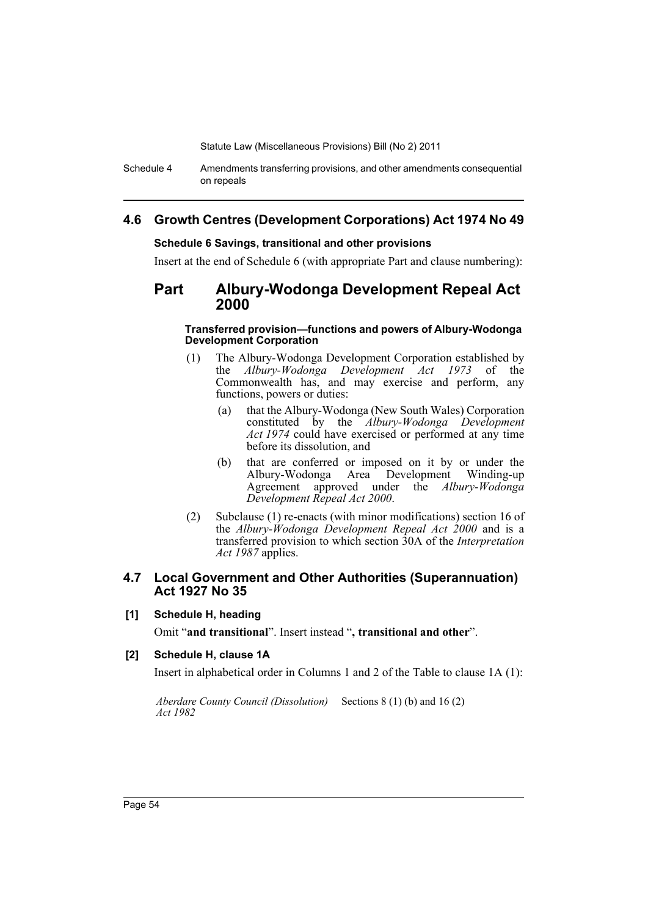## 4.6 Growth Centres (Development Corporations) Act 1974 No 49

### Schedule 6 Savings, transitional and other provisions

Insert at the end of Schedule 6 (with appropriate Part and clause numbering):

## Part Albury-Wodonga Development Repeal Act 2000

#### Transferred provision—functions and powers of Albury-Wodonga Development Corporation

(1) The Albury-Wodonga Development Corporation established by the *Albury-Wodonga Development Act 1973* of the Commonwealth has, and may exercise and perform, any functions, powers or duties:

- (a) that the Albury-Wodonga (New South Wales) Corporation constituted by the *Albury-Wodonga Development Act 1974* could have exercised or performed at any time before its dissolution, and
- (b) that are conferred or imposed on it by or under the Albury-Wodonga Area Development Winding-up Agreement approved under the *Albury-Wodonga Development Repeal Act 2000*.

(2) Subclause (1) re-enacts (with minor modifications) section 16 of the *Albury-Wodonga Development Repeal Act 2000* and is a transferred provision to which section 30A of the *Interpretation Act 1987* applies.

## 4.7 Local Government and Other Authorities (Superannuation) Act 1927 No 35

### [1] Schedule H, heading

Omit "**and transitional**". Insert instead "**, transitional and other**".

### [2] Schedule H, clause 1A

Insert in alphabetical order in Columns 1 and 2 of the Table to clause 1A (1):

| | |
|---|---|
| *Aberdare County Council (Dissolution) Act 1982* | Sections 8 (1) (b) and 16 (2) |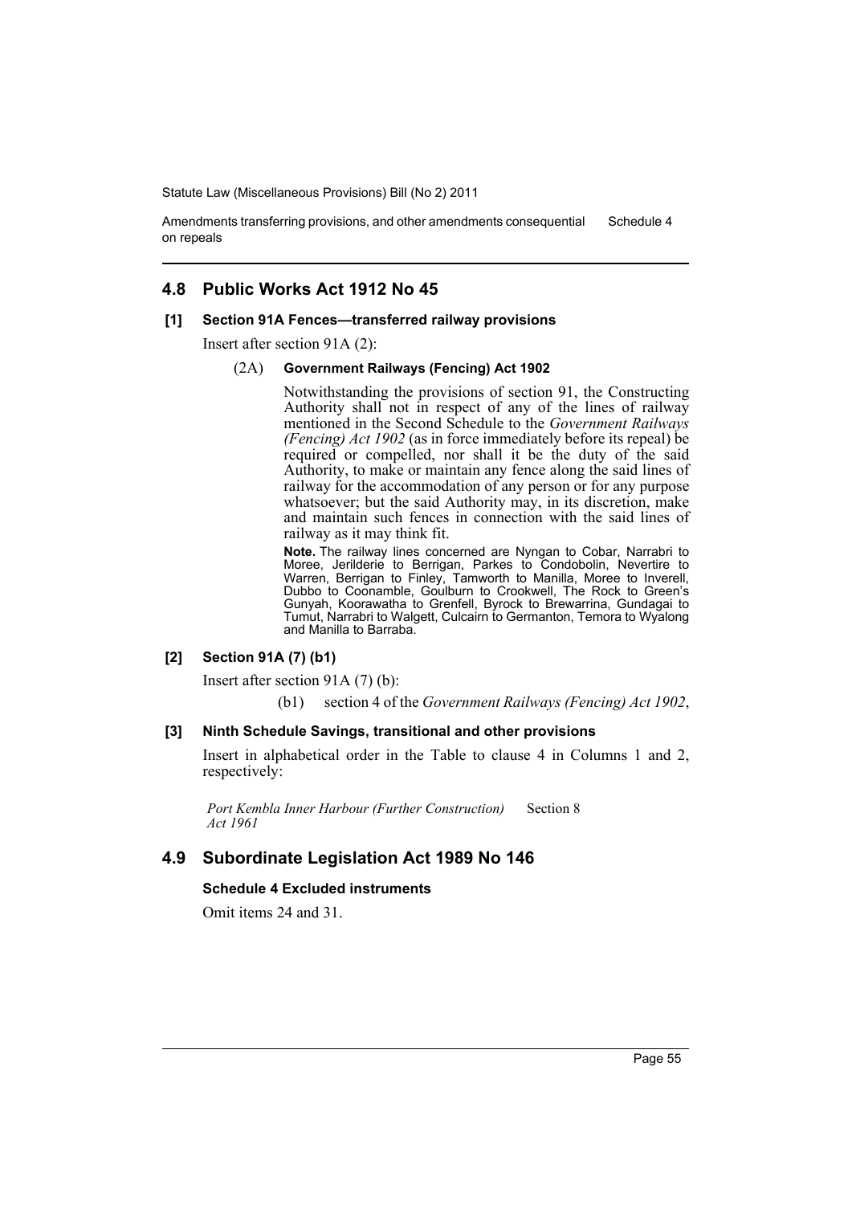## 4.8 Public Works Act 1912 No 45

### [1] Section 91A Fences—transferred railway provisions

Insert after section 91A (2):

(2A) **Government Railways (Fencing) Act 1902**

Notwithstanding the provisions of section 91, the Constructing Authority shall not in respect of any of the lines of railway mentioned in the Second Schedule to the *Government Railways (Fencing) Act 1902* (as in force immediately before its repeal) be required or compelled, nor shall it be the duty of the said Authority, to make or maintain any fence along the said lines of railway for the accommodation of any person or for any purpose whatsoever; but the said Authority may, in its discretion, make and maintain such fences in connection with the said lines of railway as it may think fit.

**Note.** The railway lines concerned are Nyngan to Cobar, Narrabri to Moree, Jerilderie to Berrigan, Parkes to Condobolin, Nevertire to Warren, Berrigan to Finley, Tamworth to Manilla, Moree to Inverell, Dubbo to Coonamble, Goulburn to Crookwell, The Rock to Green's Gunyah, Koorawatha to Grenfell, Byrock to Brewarrina, Gundagai to Tumut, Narrabri to Walgett, Culcairn to Germanton, Temora to Wyalong and Manilla to Barraba.

### [2] Section 91A (7) (b1)

Insert after section 91A (7) (b):

(b1) section 4 of the *Government Railways (Fencing) Act 1902*,

### [3] Ninth Schedule Savings, transitional and other provisions

Insert in alphabetical order in the Table to clause 4 in Columns 1 and 2, respectively:

| | |
|---|---|
| *Port Kembla Inner Harbour (Further Construction) Act 1961* | Section 8 |

## 4.9 Subordinate Legislation Act 1989 No 146

### Schedule 4 Excluded instruments

Omit items 24 and 31.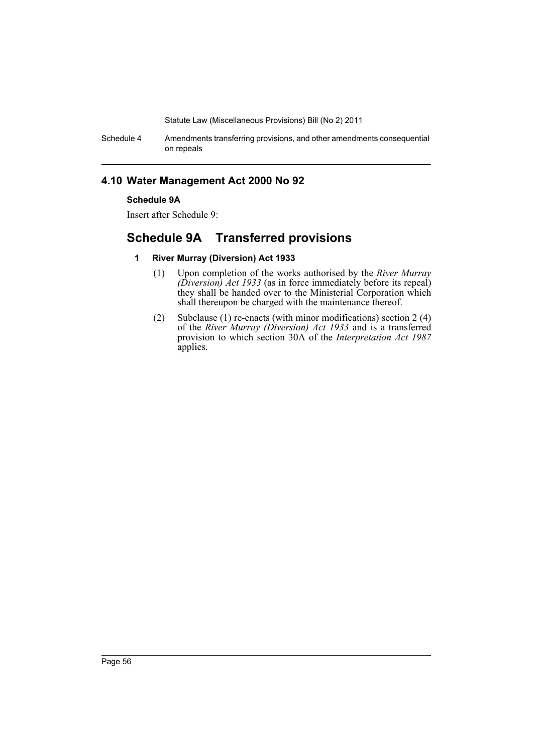## 4.10 Water Management Act 2000 No 92

**Schedule 9A**

Insert after Schedule 9:

# Schedule 9A Transferred provisions

### 1 River Murray (Diversion) Act 1933

(1) Upon completion of the works authorised by the *River Murray (Diversion) Act 1933* (as in force immediately before its repeal) they shall be handed over to the Ministerial Corporation which shall thereupon be charged with the maintenance thereof.

(2) Subclause (1) re-enacts (with minor modifications) section 2 (4) of the *River Murray (Diversion) Act 1933* and is a transferred provision to which section 30A of the *Interpretation Act 1987* applies.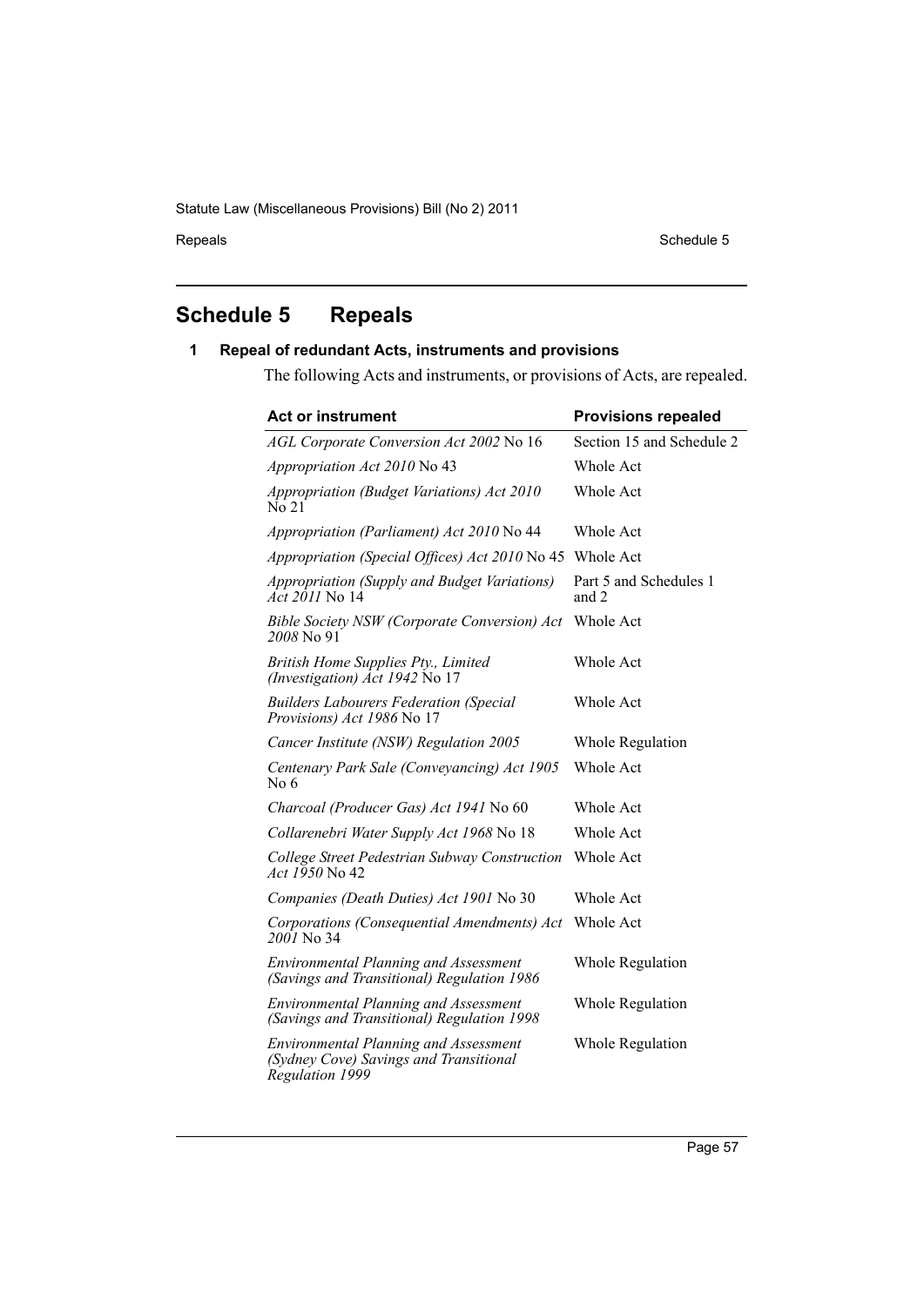# Schedule 5 Repeals

## 1 Repeal of redundant Acts, instruments and provisions

The following Acts and instruments, or provisions of Acts, are repealed.

| Act or instrument | Provisions repealed |
|---|---|
| *AGL Corporate Conversion Act 2002* No 16 | Section 15 and Schedule 2 |
| *Appropriation Act 2010* No 43 | Whole Act |
| *Appropriation (Budget Variations) Act 2010* No 21 | Whole Act |
| *Appropriation (Parliament) Act 2010* No 44 | Whole Act |
| *Appropriation (Special Offices) Act 2010* No 45 | Whole Act |
| *Appropriation (Supply and Budget Variations) Act 2011* No 14 | Part 5 and Schedules 1 and 2 |
| *Bible Society NSW (Corporate Conversion) Act 2008* No 91 | Whole Act |
| *British Home Supplies Pty., Limited (Investigation) Act 1942* No 17 | Whole Act |
| *Builders Labourers Federation (Special Provisions) Act 1986* No 17 | Whole Act |
| *Cancer Institute (NSW) Regulation 2005* | Whole Regulation |
| *Centenary Park Sale (Conveyancing) Act 1905* No 6 | Whole Act |
| *Charcoal (Producer Gas) Act 1941* No 60 | Whole Act |
| *Collarenebri Water Supply Act 1968* No 18 | Whole Act |
| *College Street Pedestrian Subway Construction Act 1950* No 42 | Whole Act |
| *Companies (Death Duties) Act 1901* No 30 | Whole Act |
| *Corporations (Consequential Amendments) Act 2001* No 34 | Whole Act |
| *Environmental Planning and Assessment (Savings and Transitional) Regulation 1986* | Whole Regulation |
| *Environmental Planning and Assessment (Savings and Transitional) Regulation 1998* | Whole Regulation |
| *Environmental Planning and Assessment (Sydney Cove) Savings and Transitional Regulation 1999* | Whole Regulation |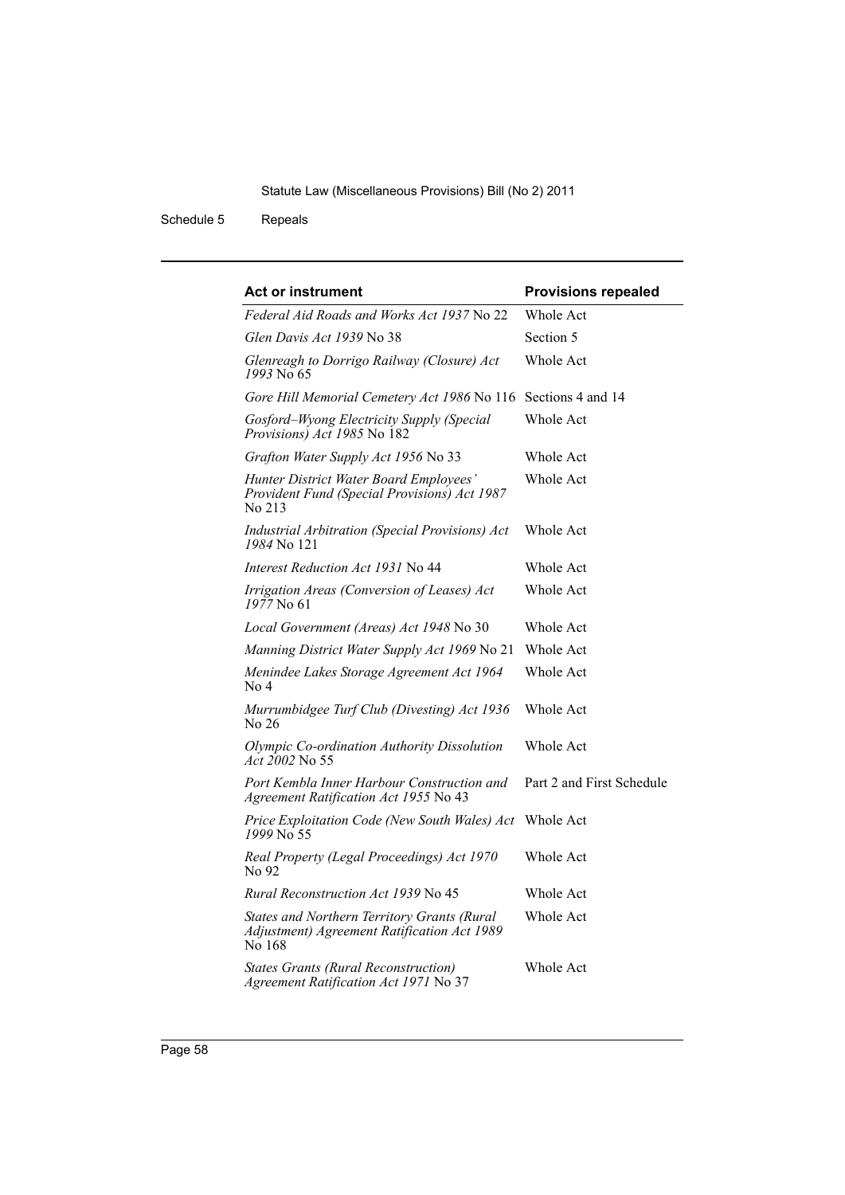| Act or instrument | Provisions repealed |
| --- | --- |
| *Federal Aid Roads and Works Act 1937* No 22 | Whole Act |
| *Glen Davis Act 1939* No 38 | Section 5 |
| *Glenreagh to Dorrigo Railway (Closure) Act 1993* No 65 | Whole Act |
| *Gore Hill Memorial Cemetery Act 1986* No 116 | Sections 4 and 14 |
| *Gosford–Wyong Electricity Supply (Special Provisions) Act 1985* No 182 | Whole Act |
| *Grafton Water Supply Act 1956* No 33 | Whole Act |
| *Hunter District Water Board Employees' Provident Fund (Special Provisions) Act 1987* No 213 | Whole Act |
| *Industrial Arbitration (Special Provisions) Act 1984* No 121 | Whole Act |
| *Interest Reduction Act 1931* No 44 | Whole Act |
| *Irrigation Areas (Conversion of Leases) Act 1977* No 61 | Whole Act |
| *Local Government (Areas) Act 1948* No 30 | Whole Act |
| *Manning District Water Supply Act 1969* No 21 | Whole Act |
| *Menindee Lakes Storage Agreement Act 1964* No 4 | Whole Act |
| *Murrumbidgee Turf Club (Divesting) Act 1936* No 26 | Whole Act |
| *Olympic Co-ordination Authority Dissolution Act 2002* No 55 | Whole Act |
| *Port Kembla Inner Harbour Construction and Agreement Ratification Act 1955* No 43 | Part 2 and First Schedule |
| *Price Exploitation Code (New South Wales) Act 1999* No 55 | Whole Act |
| *Real Property (Legal Proceedings) Act 1970* No 92 | Whole Act |
| *Rural Reconstruction Act 1939* No 45 | Whole Act |
| *States and Northern Territory Grants (Rural Adjustment) Agreement Ratification Act 1989* No 168 | Whole Act |
| *States Grants (Rural Reconstruction) Agreement Ratification Act 1971* No 37 | Whole Act |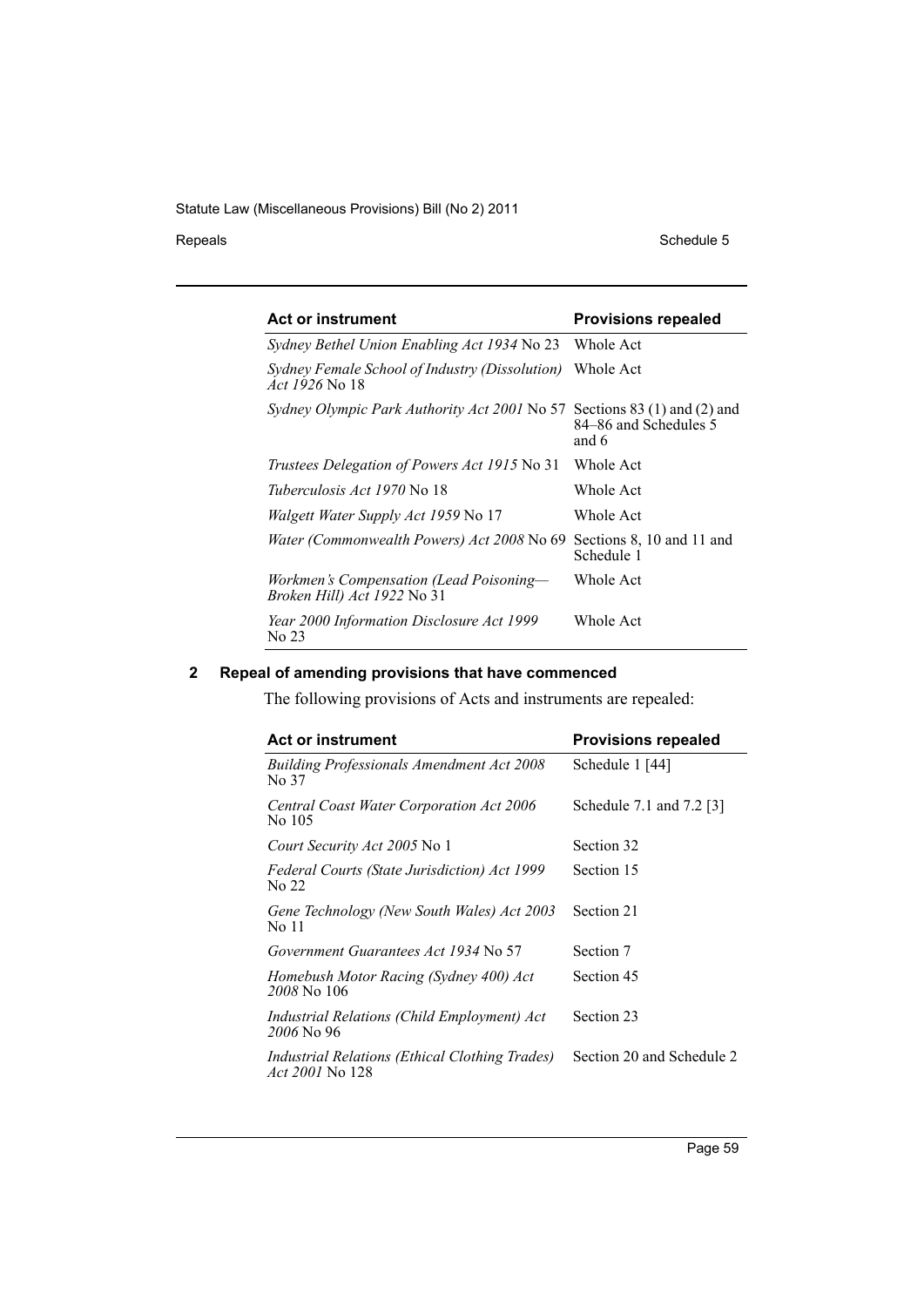| Act or instrument | Provisions repealed |
| --- | --- |
| *Sydney Bethel Union Enabling Act 1934* No 23 | Whole Act |
| *Sydney Female School of Industry (Dissolution) Act 1926* No 18 | Whole Act |
| *Sydney Olympic Park Authority Act 2001* No 57 | Sections 83 (1) and (2) and 84–86 and Schedules 5 and 6 |
| *Trustees Delegation of Powers Act 1915* No 31 | Whole Act |
| *Tuberculosis Act 1970* No 18 | Whole Act |
| *Walgett Water Supply Act 1959* No 17 | Whole Act |
| *Water (Commonwealth Powers) Act 2008* No 69 | Sections 8, 10 and 11 and Schedule 1 |
| *Workmen's Compensation (Lead Poisoning—Broken Hill) Act 1922* No 31 | Whole Act |
| *Year 2000 Information Disclosure Act 1999* No 23 | Whole Act |

## 2 Repeal of amending provisions that have commenced

The following provisions of Acts and instruments are repealed:

| Act or instrument | Provisions repealed |
| --- | --- |
| *Building Professionals Amendment Act 2008* No 37 | Schedule 1 [44] |
| *Central Coast Water Corporation Act 2006* No 105 | Schedule 7.1 and 7.2 [3] |
| *Court Security Act 2005* No 1 | Section 32 |
| *Federal Courts (State Jurisdiction) Act 1999* No 22 | Section 15 |
| *Gene Technology (New South Wales) Act 2003* No 11 | Section 21 |
| *Government Guarantees Act 1934* No 57 | Section 7 |
| *Homebush Motor Racing (Sydney 400) Act 2008* No 106 | Section 45 |
| *Industrial Relations (Child Employment) Act 2006* No 96 | Section 23 |
| *Industrial Relations (Ethical Clothing Trades) Act 2001* No 128 | Section 20 and Schedule 2 |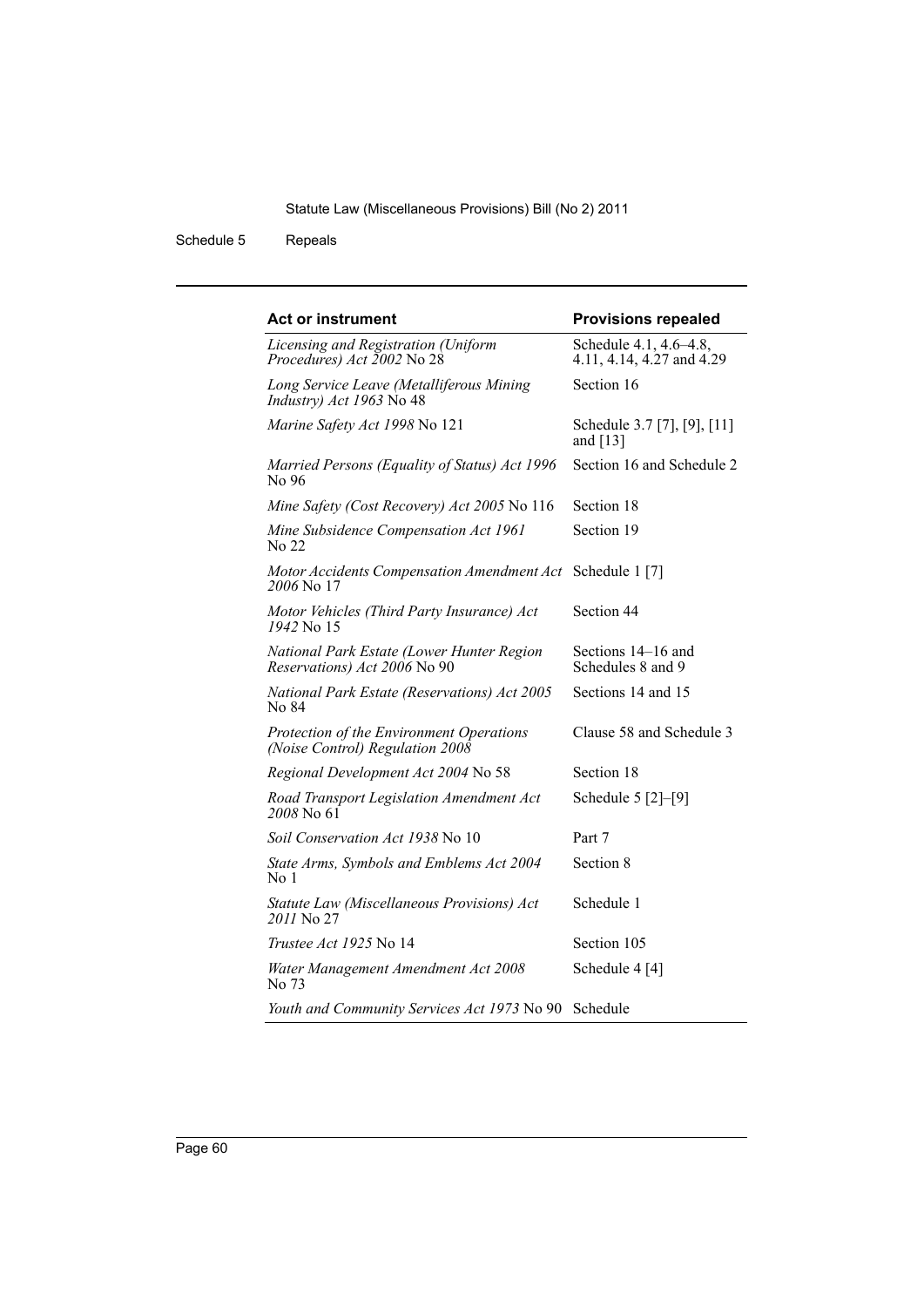| Act or instrument | Provisions repealed |
| --- | --- |
| *Licensing and Registration (Uniform Procedures) Act 2002* No 28 | Schedule 4.1, 4.6–4.8, 4.11, 4.14, 4.27 and 4.29 |
| *Long Service Leave (Metalliferous Mining Industry) Act 1963* No 48 | Section 16 |
| *Marine Safety Act 1998* No 121 | Schedule 3.7 [7], [9], [11] and [13] |
| *Married Persons (Equality of Status) Act 1996* No 96 | Section 16 and Schedule 2 |
| *Mine Safety (Cost Recovery) Act 2005* No 116 | Section 18 |
| *Mine Subsidence Compensation Act 1961* No 22 | Section 19 |
| *Motor Accidents Compensation Amendment Act 2006* No 17 | Schedule 1 [7] |
| *Motor Vehicles (Third Party Insurance) Act 1942* No 15 | Section 44 |
| *National Park Estate (Lower Hunter Region Reservations) Act 2006* No 90 | Sections 14–16 and Schedules 8 and 9 |
| *National Park Estate (Reservations) Act 2005* No 84 | Sections 14 and 15 |
| *Protection of the Environment Operations (Noise Control) Regulation 2008* | Clause 58 and Schedule 3 |
| *Regional Development Act 2004* No 58 | Section 18 |
| *Road Transport Legislation Amendment Act 2008* No 61 | Schedule 5 [2]–[9] |
| *Soil Conservation Act 1938* No 10 | Part 7 |
| *State Arms, Symbols and Emblems Act 2004* No 1 | Section 8 |
| *Statute Law (Miscellaneous Provisions) Act 2011* No 27 | Schedule 1 |
| *Trustee Act 1925* No 14 | Section 105 |
| *Water Management Amendment Act 2008* No 73 | Schedule 4 [4] |
| *Youth and Community Services Act 1973* No 90 | Schedule |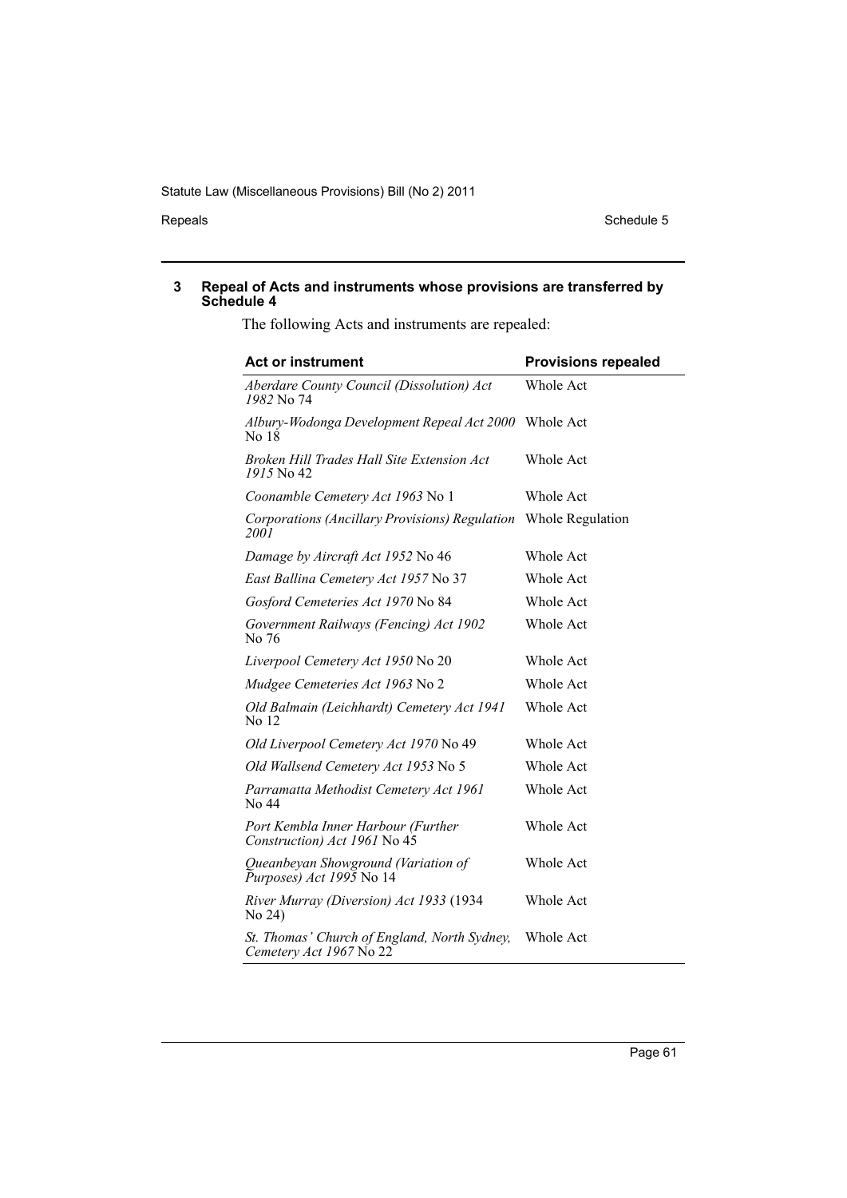## 3 Repeal of Acts and instruments whose provisions are transferred by Schedule 4

The following Acts and instruments are repealed:

| Act or instrument | Provisions repealed |
|---|---|
| *Aberdare County Council (Dissolution) Act 1982* No 74 | Whole Act |
| *Albury-Wodonga Development Repeal Act 2000* No 18 | Whole Act |
| *Broken Hill Trades Hall Site Extension Act 1915* No 42 | Whole Act |
| *Coonamble Cemetery Act 1963* No 1 | Whole Act |
| *Corporations (Ancillary Provisions) Regulation 2001* | Whole Regulation |
| *Damage by Aircraft Act 1952* No 46 | Whole Act |
| *East Ballina Cemetery Act 1957* No 37 | Whole Act |
| *Gosford Cemeteries Act 1970* No 84 | Whole Act |
| *Government Railways (Fencing) Act 1902* No 76 | Whole Act |
| *Liverpool Cemetery Act 1950* No 20 | Whole Act |
| *Mudgee Cemeteries Act 1963* No 2 | Whole Act |
| *Old Balmain (Leichhardt) Cemetery Act 1941* No 12 | Whole Act |
| *Old Liverpool Cemetery Act 1970* No 49 | Whole Act |
| *Old Wallsend Cemetery Act 1953* No 5 | Whole Act |
| *Parramatta Methodist Cemetery Act 1961* No 44 | Whole Act |
| *Port Kembla Inner Harbour (Further Construction) Act 1961* No 45 | Whole Act |
| *Queanbeyan Showground (Variation of Purposes) Act 1995* No 14 | Whole Act |
| *River Murray (Diversion) Act 1933* (1934 No 24) | Whole Act |
| *St. Thomas' Church of England, North Sydney, Cemetery Act 1967* No 22 | Whole Act |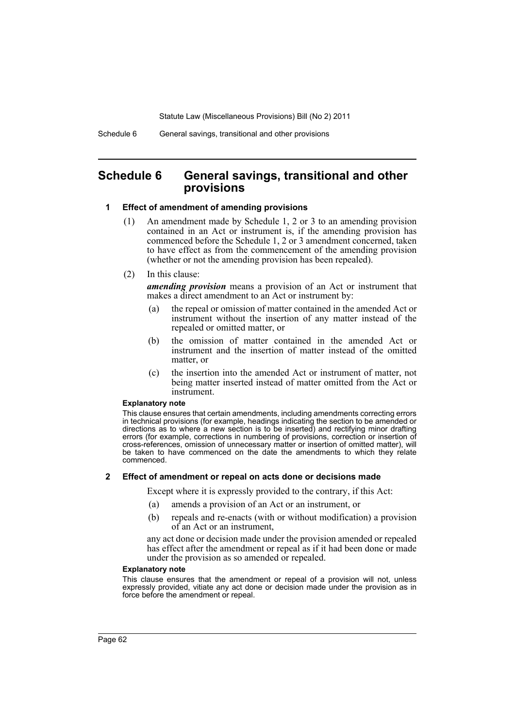# Schedule 6 General savings, transitional and other provisions

## 1 Effect of amendment of amending provisions

(1) An amendment made by Schedule 1, 2 or 3 to an amending provision contained in an Act or instrument is, if the amending provision has commenced before the Schedule 1, 2 or 3 amendment concerned, taken to have effect as from the commencement of the amending provision (whether or not the amending provision has been repealed).

(2) In this clause:

***amending provision*** means a provision of an Act or instrument that makes a direct amendment to an Act or instrument by:

- (a) the repeal or omission of matter contained in the amended Act or instrument without the insertion of any matter instead of the repealed or omitted matter, or
- (b) the omission of matter contained in the amended Act or instrument and the insertion of matter instead of the omitted matter, or
- (c) the insertion into the amended Act or instrument of matter, not being matter inserted instead of matter omitted from the Act or instrument.

**Explanatory note**

This clause ensures that certain amendments, including amendments correcting errors in technical provisions (for example, headings indicating the section to be amended or directions as to where a new section is to be inserted) and rectifying minor drafting errors (for example, corrections in numbering of provisions, correction or insertion of cross-references, omission of unnecessary matter or insertion of omitted matter), will be taken to have commenced on the date the amendments to which they relate commenced.

## 2 Effect of amendment or repeal on acts done or decisions made

Except where it is expressly provided to the contrary, if this Act:

- (a) amends a provision of an Act or an instrument, or
- (b) repeals and re-enacts (with or without modification) a provision of an Act or an instrument,

any act done or decision made under the provision amended or repealed has effect after the amendment or repeal as if it had been done or made under the provision as so amended or repealed.

**Explanatory note**

This clause ensures that the amendment or repeal of a provision will not, unless expressly provided, vitiate any act done or decision made under the provision as in force before the amendment or repeal.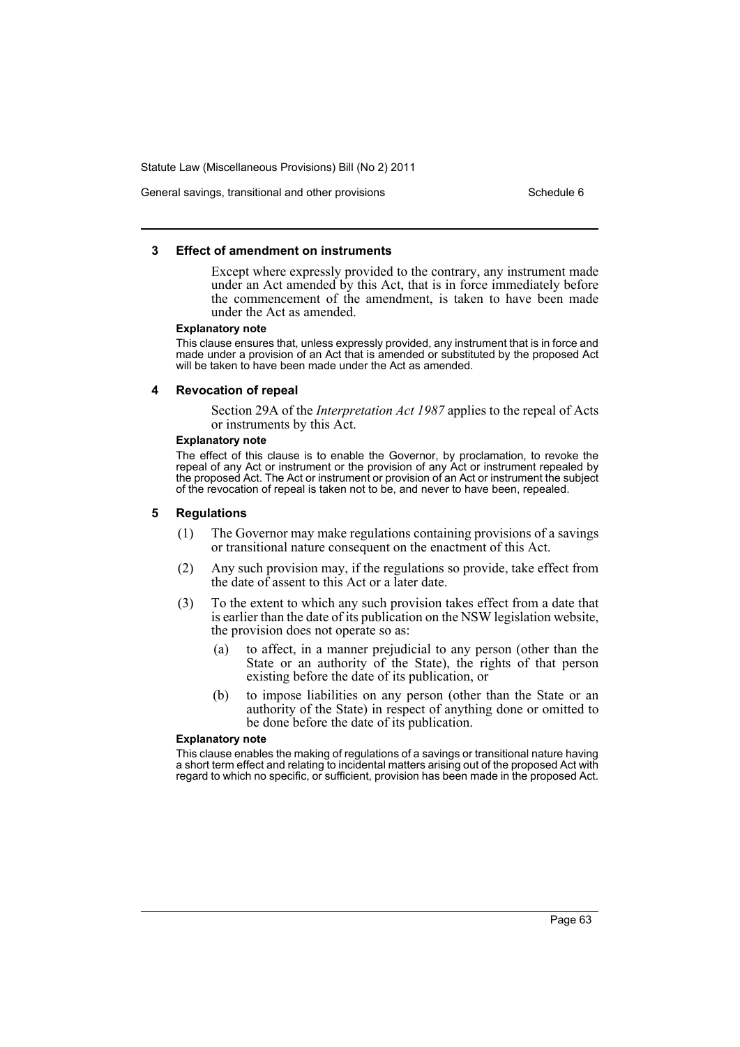### 3 Effect of amendment on instruments

Except where expressly provided to the contrary, any instrument made under an Act amended by this Act, that is in force immediately before the commencement of the amendment, is taken to have been made under the Act as amended.

**Explanatory note**

This clause ensures that, unless expressly provided, any instrument that is in force and made under a provision of an Act that is amended or substituted by the proposed Act will be taken to have been made under the Act as amended.

### 4 Revocation of repeal

Section 29A of the *Interpretation Act 1987* applies to the repeal of Acts or instruments by this Act.

**Explanatory note**

The effect of this clause is to enable the Governor, by proclamation, to revoke the repeal of any Act or instrument or the provision of any Act or instrument repealed by the proposed Act. The Act or instrument or provision of an Act or instrument the subject of the revocation of repeal is taken not to be, and never to have been, repealed.

### 5 Regulations

(1) The Governor may make regulations containing provisions of a savings or transitional nature consequent on the enactment of this Act.

(2) Any such provision may, if the regulations so provide, take effect from the date of assent to this Act or a later date.

(3) To the extent to which any such provision takes effect from a date that is earlier than the date of its publication on the NSW legislation website, the provision does not operate so as:

(a) to affect, in a manner prejudicial to any person (other than the State or an authority of the State), the rights of that person existing before the date of its publication, or

(b) to impose liabilities on any person (other than the State or an authority of the State) in respect of anything done or omitted to be done before the date of its publication.

**Explanatory note**

This clause enables the making of regulations of a savings or transitional nature having a short term effect and relating to incidental matters arising out of the proposed Act with regard to which no specific, or sufficient, provision has been made in the proposed Act.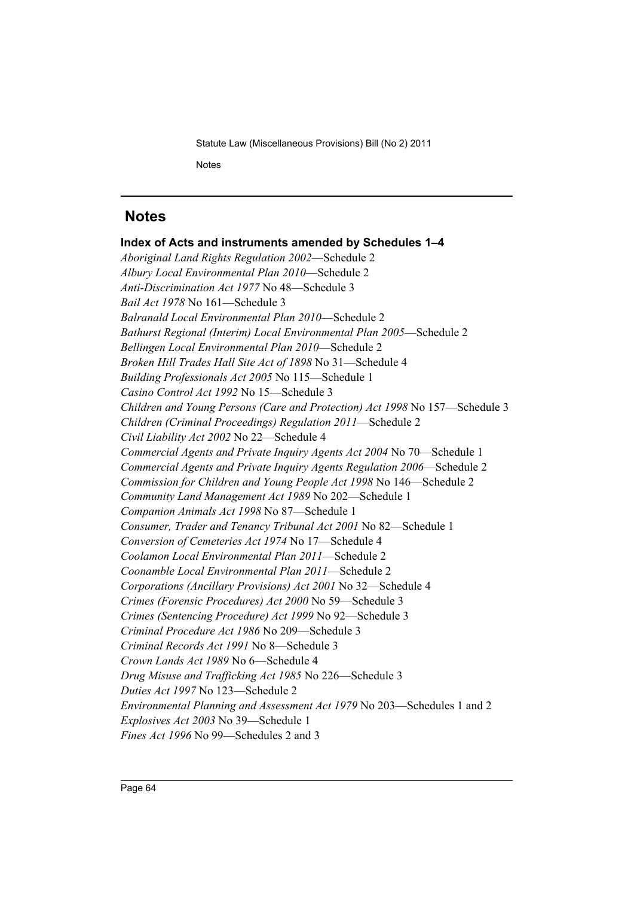## Notes

### Index of Acts and instruments amended by Schedules 1–4

*Aboriginal Land Rights Regulation 2002*—Schedule 2
*Albury Local Environmental Plan 2010*—Schedule 2
*Anti-Discrimination Act 1977* No 48—Schedule 3
*Bail Act 1978* No 161—Schedule 3
*Balranald Local Environmental Plan 2010*—Schedule 2
*Bathurst Regional (Interim) Local Environmental Plan 2005*—Schedule 2
*Bellingen Local Environmental Plan 2010*—Schedule 2
*Broken Hill Trades Hall Site Act of 1898* No 31—Schedule 4
*Building Professionals Act 2005* No 115—Schedule 1
*Casino Control Act 1992* No 15—Schedule 3
*Children and Young Persons (Care and Protection) Act 1998* No 157—Schedule 3
*Children (Criminal Proceedings) Regulation 2011*—Schedule 2
*Civil Liability Act 2002* No 22—Schedule 4
*Commercial Agents and Private Inquiry Agents Act 2004* No 70—Schedule 1
*Commercial Agents and Private Inquiry Agents Regulation 2006*—Schedule 2
*Commission for Children and Young People Act 1998* No 146—Schedule 2
*Community Land Management Act 1989* No 202—Schedule 1
*Companion Animals Act 1998* No 87—Schedule 1
*Consumer, Trader and Tenancy Tribunal Act 2001* No 82—Schedule 1
*Conversion of Cemeteries Act 1974* No 17—Schedule 4
*Coolamon Local Environmental Plan 2011*—Schedule 2
*Coonamble Local Environmental Plan 2011*—Schedule 2
*Corporations (Ancillary Provisions) Act 2001* No 32—Schedule 4
*Crimes (Forensic Procedures) Act 2000* No 59—Schedule 3
*Crimes (Sentencing Procedure) Act 1999* No 92—Schedule 3
*Criminal Procedure Act 1986* No 209—Schedule 3
*Criminal Records Act 1991* No 8—Schedule 3
*Crown Lands Act 1989* No 6—Schedule 4
*Drug Misuse and Trafficking Act 1985* No 226—Schedule 3
*Duties Act 1997* No 123—Schedule 2
*Environmental Planning and Assessment Act 1979* No 203—Schedules 1 and 2
*Explosives Act 2003* No 39—Schedule 1
*Fines Act 1996* No 99—Schedules 2 and 3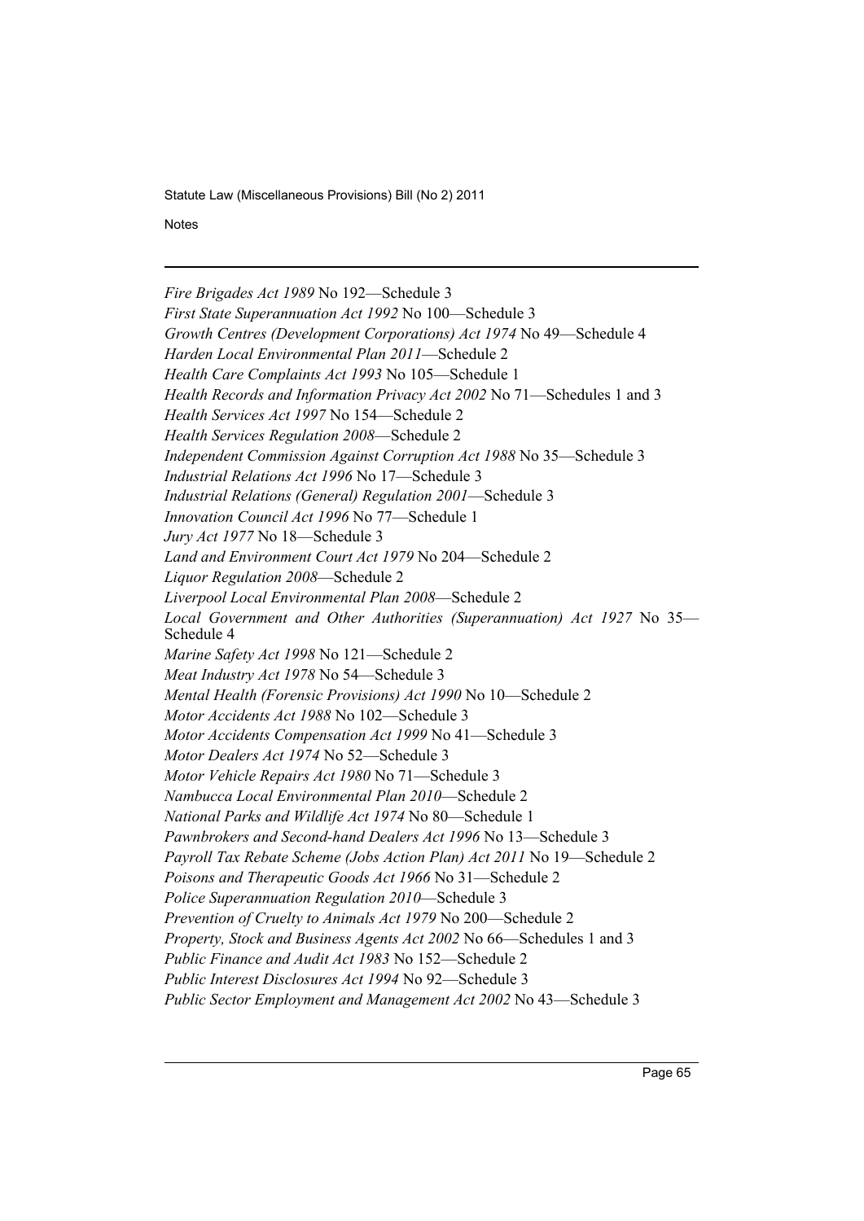*Fire Brigades Act 1989* No 192—Schedule 3

*First State Superannuation Act 1992* No 100—Schedule 3

*Growth Centres (Development Corporations) Act 1974* No 49—Schedule 4

*Harden Local Environmental Plan 2011*—Schedule 2

*Health Care Complaints Act 1993* No 105—Schedule 1

*Health Records and Information Privacy Act 2002* No 71—Schedules 1 and 3

*Health Services Act 1997* No 154—Schedule 2

*Health Services Regulation 2008*—Schedule 2

*Independent Commission Against Corruption Act 1988* No 35—Schedule 3

*Industrial Relations Act 1996* No 17—Schedule 3

*Industrial Relations (General) Regulation 2001*—Schedule 3

*Innovation Council Act 1996* No 77—Schedule 1

*Jury Act 1977* No 18—Schedule 3

*Land and Environment Court Act 1979* No 204—Schedule 2

*Liquor Regulation 2008*—Schedule 2

*Liverpool Local Environmental Plan 2008*—Schedule 2

*Local Government and Other Authorities (Superannuation) Act 1927* No 35—Schedule 4

*Marine Safety Act 1998* No 121—Schedule 2

*Meat Industry Act 1978* No 54—Schedule 3

*Mental Health (Forensic Provisions) Act 1990* No 10—Schedule 2

*Motor Accidents Act 1988* No 102—Schedule 3

*Motor Accidents Compensation Act 1999* No 41—Schedule 3

*Motor Dealers Act 1974* No 52—Schedule 3

*Motor Vehicle Repairs Act 1980* No 71—Schedule 3

*Nambucca Local Environmental Plan 2010*—Schedule 2

*National Parks and Wildlife Act 1974* No 80—Schedule 1

*Pawnbrokers and Second-hand Dealers Act 1996* No 13—Schedule 3

*Payroll Tax Rebate Scheme (Jobs Action Plan) Act 2011* No 19—Schedule 2

*Poisons and Therapeutic Goods Act 1966* No 31—Schedule 2

*Police Superannuation Regulation 2010*—Schedule 3

*Prevention of Cruelty to Animals Act 1979* No 200—Schedule 2

*Property, Stock and Business Agents Act 2002* No 66—Schedules 1 and 3

*Public Finance and Audit Act 1983* No 152—Schedule 2

*Public Interest Disclosures Act 1994* No 92—Schedule 3

*Public Sector Employment and Management Act 2002* No 43—Schedule 3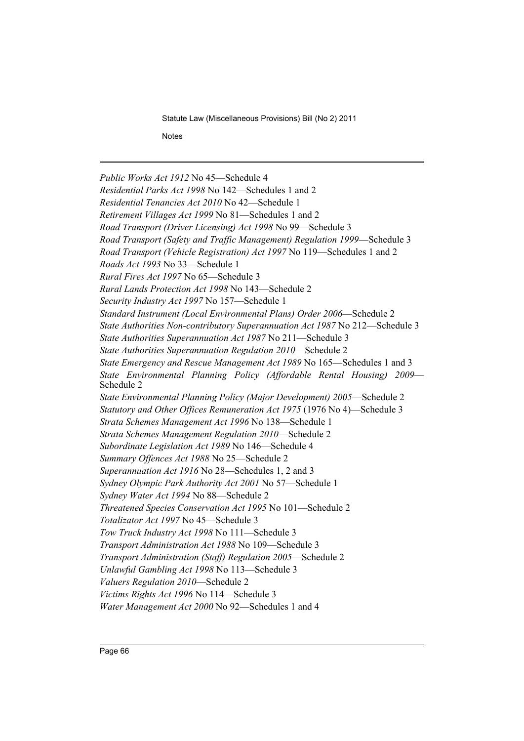*Public Works Act 1912* No 45—Schedule 4

*Residential Parks Act 1998* No 142—Schedules 1 and 2

*Residential Tenancies Act 2010* No 42—Schedule 1

*Retirement Villages Act 1999* No 81—Schedules 1 and 2

*Road Transport (Driver Licensing) Act 1998* No 99—Schedule 3

*Road Transport (Safety and Traffic Management) Regulation 1999*—Schedule 3

*Road Transport (Vehicle Registration) Act 1997* No 119—Schedules 1 and 2

*Roads Act 1993* No 33—Schedule 1

*Rural Fires Act 1997* No 65—Schedule 3

*Rural Lands Protection Act 1998* No 143—Schedule 2

*Security Industry Act 1997* No 157—Schedule 1

*Standard Instrument (Local Environmental Plans) Order 2006*—Schedule 2

*State Authorities Non-contributory Superannuation Act 1987* No 212—Schedule 3

*State Authorities Superannuation Act 1987* No 211—Schedule 3

*State Authorities Superannuation Regulation 2010*—Schedule 2

*State Emergency and Rescue Management Act 1989* No 165—Schedules 1 and 3

*State Environmental Planning Policy (Affordable Rental Housing) 2009*—Schedule 2

*State Environmental Planning Policy (Major Development) 2005*—Schedule 2

*Statutory and Other Offices Remuneration Act 1975* (1976 No 4)—Schedule 3

*Strata Schemes Management Act 1996* No 138—Schedule 1

*Strata Schemes Management Regulation 2010*—Schedule 2

*Subordinate Legislation Act 1989* No 146—Schedule 4

*Summary Offences Act 1988* No 25—Schedule 2

*Superannuation Act 1916* No 28—Schedules 1, 2 and 3

*Sydney Olympic Park Authority Act 2001* No 57—Schedule 1

*Sydney Water Act 1994* No 88—Schedule 2

*Threatened Species Conservation Act 1995* No 101—Schedule 2

*Totalizator Act 1997* No 45—Schedule 3

*Tow Truck Industry Act 1998* No 111—Schedule 3

*Transport Administration Act 1988* No 109—Schedule 3

*Transport Administration (Staff) Regulation 2005*—Schedule 2

*Unlawful Gambling Act 1998* No 113—Schedule 3

*Valuers Regulation 2010*—Schedule 2

*Victims Rights Act 1996* No 114—Schedule 3

*Water Management Act 2000* No 92—Schedules 1 and 4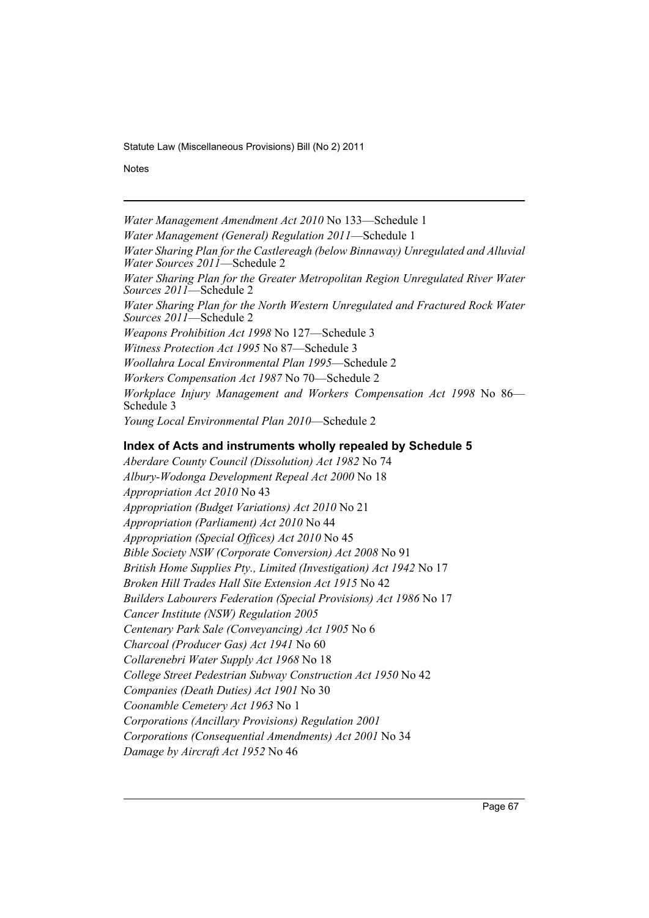*Water Management Amendment Act 2010* No 133—Schedule 1

*Water Management (General) Regulation 2011*—Schedule 1

*Water Sharing Plan for the Castlereagh (below Binnaway) Unregulated and Alluvial Water Sources 2011*—Schedule 2

*Water Sharing Plan for the Greater Metropolitan Region Unregulated River Water Sources 2011*—Schedule 2

*Water Sharing Plan for the North Western Unregulated and Fractured Rock Water Sources 2011*—Schedule 2

*Weapons Prohibition Act 1998* No 127—Schedule 3

*Witness Protection Act 1995* No 87—Schedule 3

*Woollahra Local Environmental Plan 1995*—Schedule 2

*Workers Compensation Act 1987* No 70—Schedule 2

*Workplace Injury Management and Workers Compensation Act 1998* No 86—Schedule 3

*Young Local Environmental Plan 2010*—Schedule 2

## Index of Acts and instruments wholly repealed by Schedule 5

*Aberdare County Council (Dissolution) Act 1982* No 74

*Albury-Wodonga Development Repeal Act 2000* No 18

*Appropriation Act 2010* No 43

*Appropriation (Budget Variations) Act 2010* No 21

*Appropriation (Parliament) Act 2010* No 44

*Appropriation (Special Offices) Act 2010* No 45

*Bible Society NSW (Corporate Conversion) Act 2008* No 91

*British Home Supplies Pty., Limited (Investigation) Act 1942* No 17

*Broken Hill Trades Hall Site Extension Act 1915* No 42

*Builders Labourers Federation (Special Provisions) Act 1986* No 17

*Cancer Institute (NSW) Regulation 2005*

*Centenary Park Sale (Conveyancing) Act 1905* No 6

*Charcoal (Producer Gas) Act 1941* No 60

*Collarenebri Water Supply Act 1968* No 18

*College Street Pedestrian Subway Construction Act 1950* No 42

*Companies (Death Duties) Act 1901* No 30

*Coonamble Cemetery Act 1963* No 1

*Corporations (Ancillary Provisions) Regulation 2001*

*Corporations (Consequential Amendments) Act 2001* No 34

*Damage by Aircraft Act 1952* No 46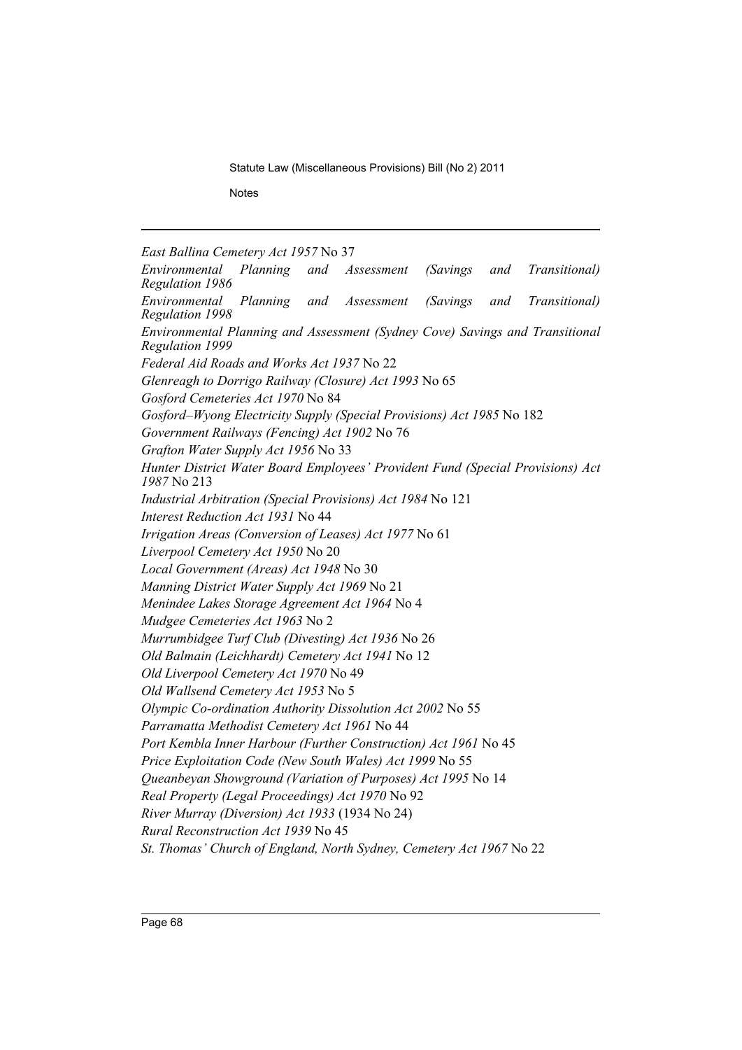*East Ballina Cemetery Act 1957* No 37

*Environmental Planning and Assessment (Savings and Transitional) Regulation 1986*

*Environmental Planning and Assessment (Savings and Transitional) Regulation 1998*

*Environmental Planning and Assessment (Sydney Cove) Savings and Transitional Regulation 1999*

*Federal Aid Roads and Works Act 1937* No 22

*Glenreagh to Dorrigo Railway (Closure) Act 1993* No 65

*Gosford Cemeteries Act 1970* No 84

*Gosford–Wyong Electricity Supply (Special Provisions) Act 1985* No 182

*Government Railways (Fencing) Act 1902* No 76

*Grafton Water Supply Act 1956* No 33

*Hunter District Water Board Employees' Provident Fund (Special Provisions) Act 1987* No 213

*Industrial Arbitration (Special Provisions) Act 1984* No 121

*Interest Reduction Act 1931* No 44

*Irrigation Areas (Conversion of Leases) Act 1977* No 61

*Liverpool Cemetery Act 1950* No 20

*Local Government (Areas) Act 1948* No 30

*Manning District Water Supply Act 1969* No 21

*Menindee Lakes Storage Agreement Act 1964* No 4

*Mudgee Cemeteries Act 1963* No 2

*Murrumbidgee Turf Club (Divesting) Act 1936* No 26

*Old Balmain (Leichhardt) Cemetery Act 1941* No 12

*Old Liverpool Cemetery Act 1970* No 49

*Old Wallsend Cemetery Act 1953* No 5

*Olympic Co-ordination Authority Dissolution Act 2002* No 55

*Parramatta Methodist Cemetery Act 1961* No 44

*Port Kembla Inner Harbour (Further Construction) Act 1961* No 45

*Price Exploitation Code (New South Wales) Act 1999* No 55

*Queanbeyan Showground (Variation of Purposes) Act 1995* No 14

*Real Property (Legal Proceedings) Act 1970* No 92

*River Murray (Diversion) Act 1933* (1934 No 24)

*Rural Reconstruction Act 1939* No 45

*St. Thomas' Church of England, North Sydney, Cemetery Act 1967* No 22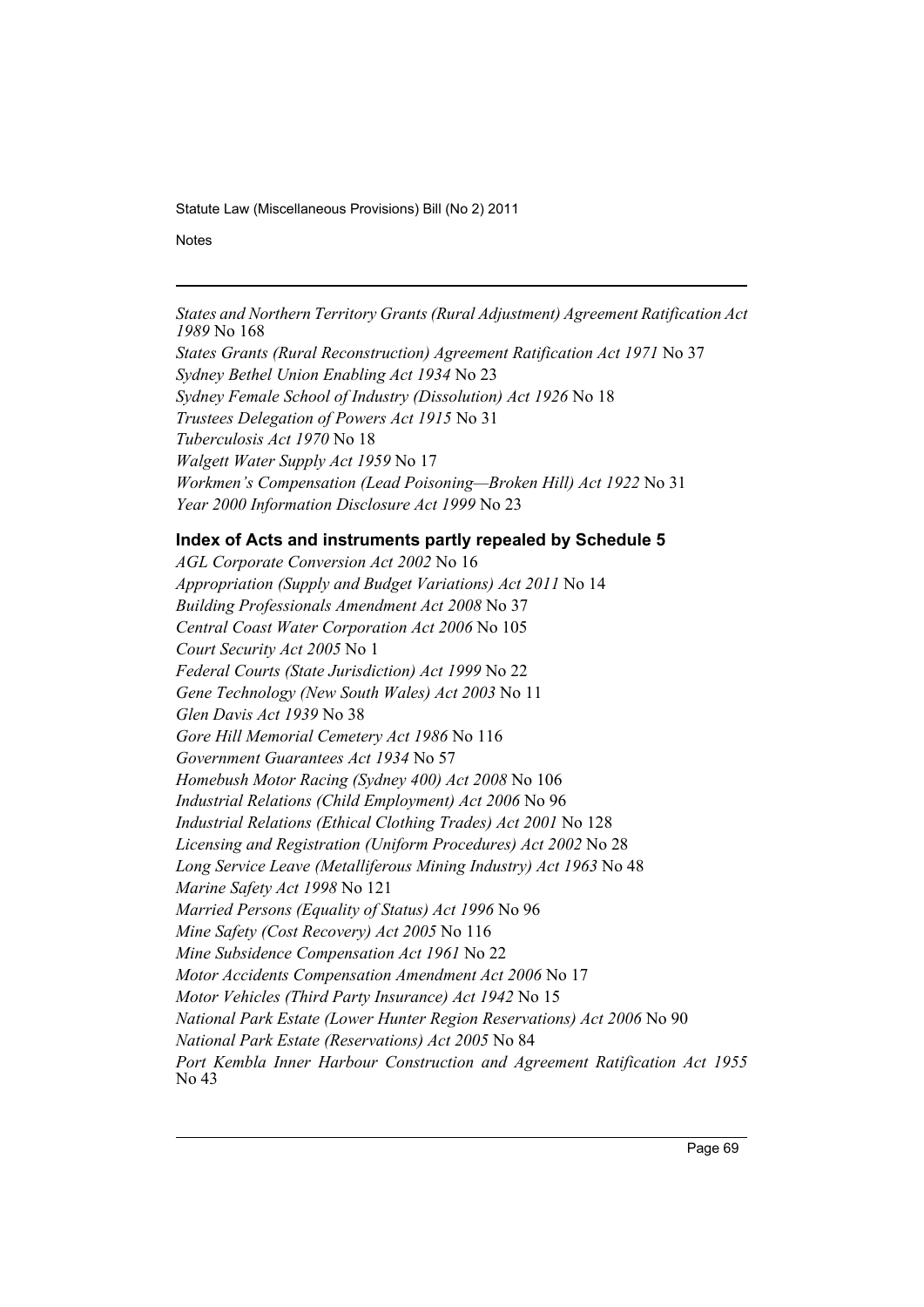*States and Northern Territory Grants (Rural Adjustment) Agreement Ratification Act 1989* No 168

*States Grants (Rural Reconstruction) Agreement Ratification Act 1971* No 37

*Sydney Bethel Union Enabling Act 1934* No 23

*Sydney Female School of Industry (Dissolution) Act 1926* No 18

*Trustees Delegation of Powers Act 1915* No 31

*Tuberculosis Act 1970* No 18

*Walgett Water Supply Act 1959* No 17

*Workmen's Compensation (Lead Poisoning—Broken Hill) Act 1922* No 31

*Year 2000 Information Disclosure Act 1999* No 23

### Index of Acts and instruments partly repealed by Schedule 5

*AGL Corporate Conversion Act 2002* No 16

*Appropriation (Supply and Budget Variations) Act 2011* No 14

*Building Professionals Amendment Act 2008* No 37

*Central Coast Water Corporation Act 2006* No 105

*Court Security Act 2005* No 1

*Federal Courts (State Jurisdiction) Act 1999* No 22

*Gene Technology (New South Wales) Act 2003* No 11

*Glen Davis Act 1939* No 38

*Gore Hill Memorial Cemetery Act 1986* No 116

*Government Guarantees Act 1934* No 57

*Homebush Motor Racing (Sydney 400) Act 2008* No 106

*Industrial Relations (Child Employment) Act 2006* No 96

*Industrial Relations (Ethical Clothing Trades) Act 2001* No 128

*Licensing and Registration (Uniform Procedures) Act 2002* No 28

*Long Service Leave (Metalliferous Mining Industry) Act 1963* No 48

*Marine Safety Act 1998* No 121

*Married Persons (Equality of Status) Act 1996* No 96

*Mine Safety (Cost Recovery) Act 2005* No 116

*Mine Subsidence Compensation Act 1961* No 22

*Motor Accidents Compensation Amendment Act 2006* No 17

*Motor Vehicles (Third Party Insurance) Act 1942* No 15

*National Park Estate (Lower Hunter Region Reservations) Act 2006* No 90

*National Park Estate (Reservations) Act 2005* No 84

*Port Kembla Inner Harbour Construction and Agreement Ratification Act 1955* No 43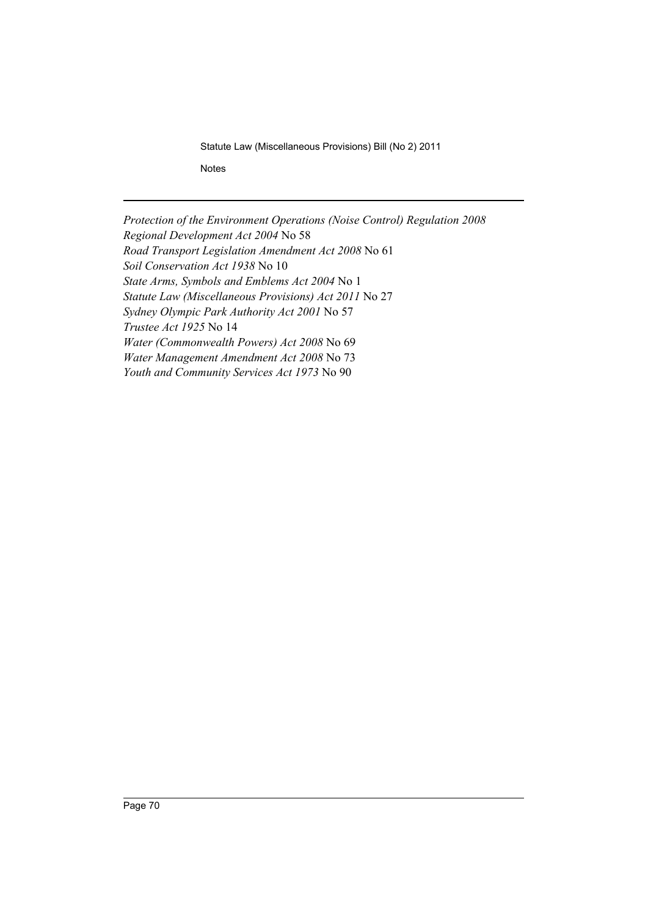*Protection of the Environment Operations (Noise Control) Regulation 2008*
*Regional Development Act 2004* No 58
*Road Transport Legislation Amendment Act 2008* No 61
*Soil Conservation Act 1938* No 10
*State Arms, Symbols and Emblems Act 2004* No 1
*Statute Law (Miscellaneous Provisions) Act 2011* No 27
*Sydney Olympic Park Authority Act 2001* No 57
*Trustee Act 1925* No 14
*Water (Commonwealth Powers) Act 2008* No 69
*Water Management Amendment Act 2008* No 73
*Youth and Community Services Act 1973* No 90